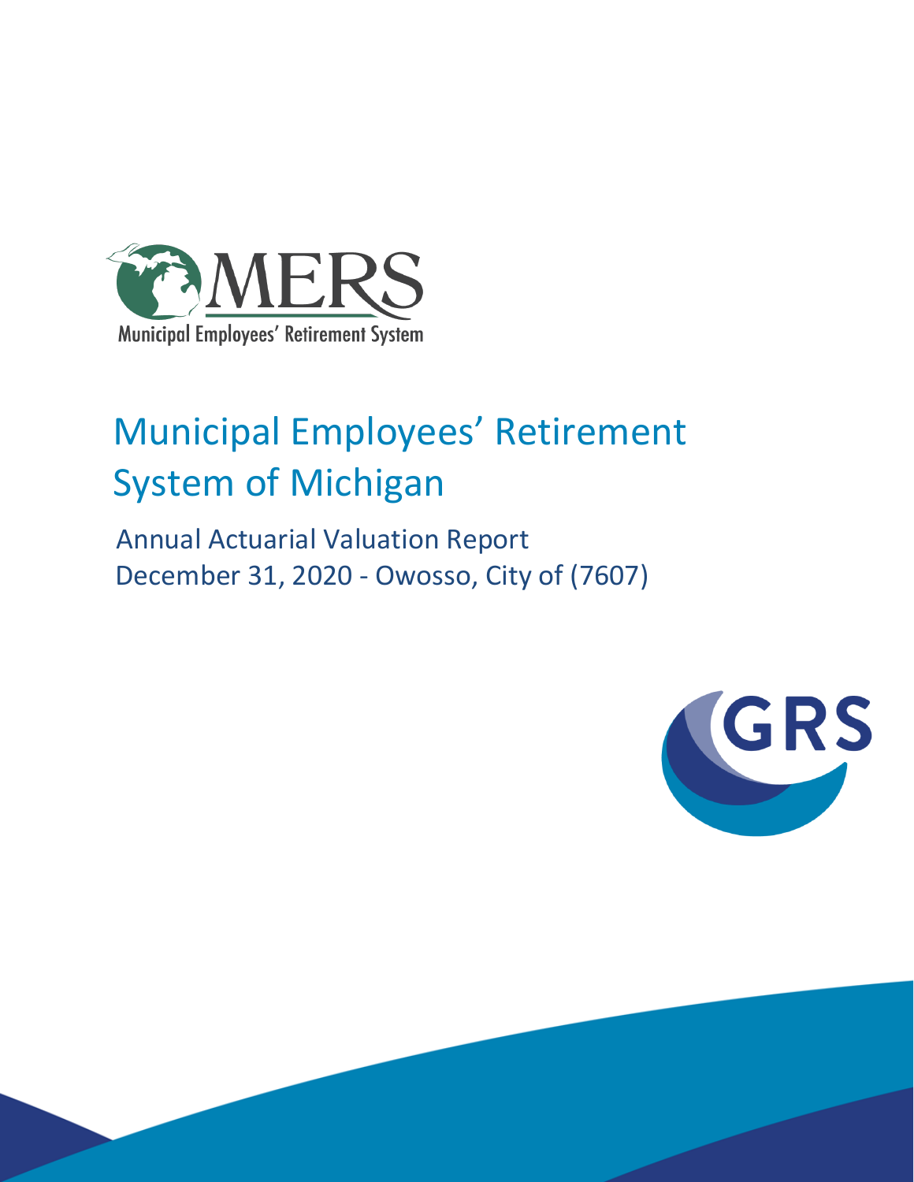# Municipal Employees' Retirement System of Michigan

## Annual Actuarial Valuation Report
## December 31, 2020 - Owosso, City of (7607)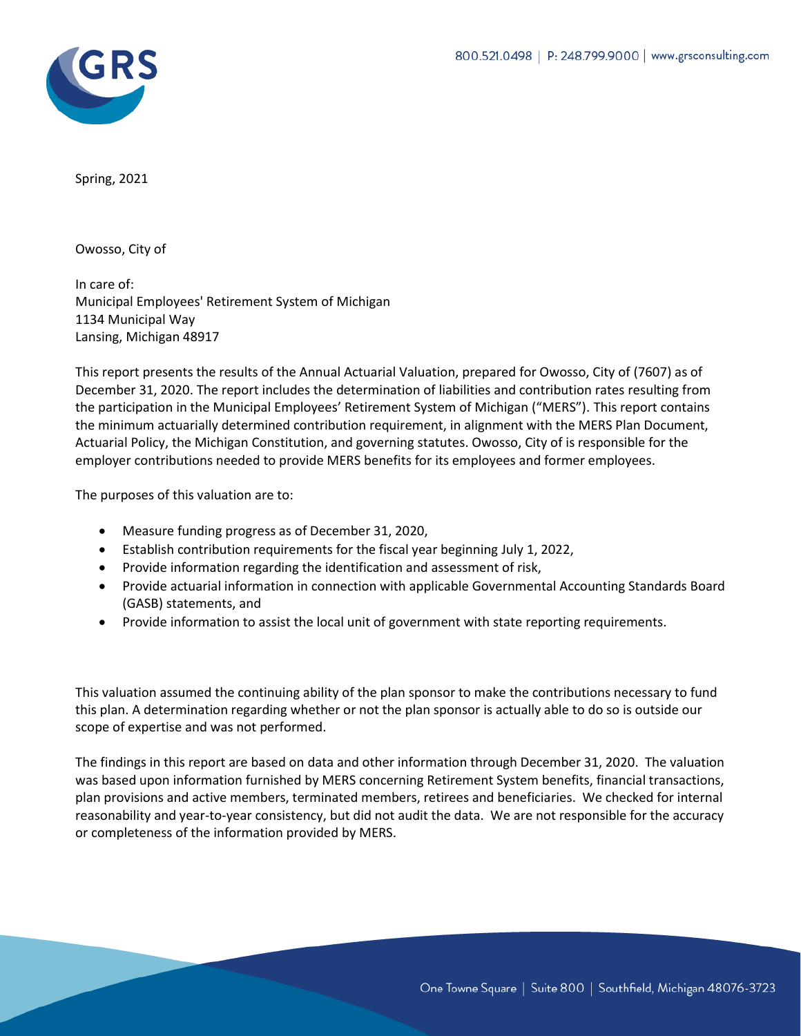Spring, 2021

Owosso, City of

In care of:
Municipal Employees' Retirement System of Michigan
1134 Municipal Way
Lansing, Michigan 48917

This report presents the results of the Annual Actuarial Valuation, prepared for Owosso, City of (7607) as of December 31, 2020. The report includes the determination of liabilities and contribution rates resulting from the participation in the Municipal Employees' Retirement System of Michigan ("MERS"). This report contains the minimum actuarially determined contribution requirement, in alignment with the MERS Plan Document, Actuarial Policy, the Michigan Constitution, and governing statutes. Owosso, City of is responsible for the employer contributions needed to provide MERS benefits for its employees and former employees.

The purposes of this valuation are to:

- Measure funding progress as of December 31, 2020,
- Establish contribution requirements for the fiscal year beginning July 1, 2022,
- Provide information regarding the identification and assessment of risk,
- Provide actuarial information in connection with applicable Governmental Accounting Standards Board (GASB) statements, and
- Provide information to assist the local unit of government with state reporting requirements.

This valuation assumed the continuing ability of the plan sponsor to make the contributions necessary to fund this plan. A determination regarding whether or not the plan sponsor is actually able to do so is outside our scope of expertise and was not performed.

The findings in this report are based on data and other information through December 31, 2020. The valuation was based upon information furnished by MERS concerning Retirement System benefits, financial transactions, plan provisions and active members, terminated members, retirees and beneficiaries. We checked for internal reasonability and year-to-year consistency, but did not audit the data. We are not responsible for the accuracy or completeness of the information provided by MERS.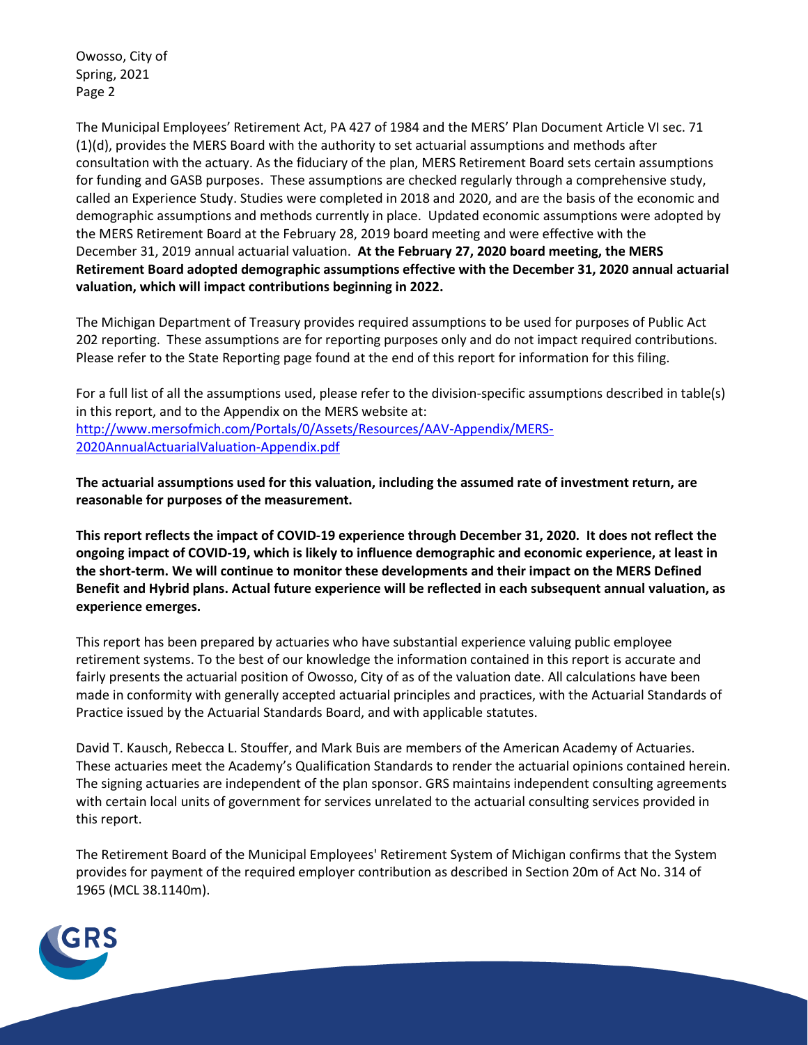The Municipal Employees' Retirement Act, PA 427 of 1984 and the MERS' Plan Document Article VI sec. 71 (1)(d), provides the MERS Board with the authority to set actuarial assumptions and methods after consultation with the actuary. As the fiduciary of the plan, MERS Retirement Board sets certain assumptions for funding and GASB purposes. These assumptions are checked regularly through a comprehensive study, called an Experience Study. Studies were completed in 2018 and 2020, and are the basis of the economic and demographic assumptions and methods currently in place. Updated economic assumptions were adopted by the MERS Retirement Board at the February 28, 2019 board meeting and were effective with the December 31, 2019 annual actuarial valuation. **At the February 27, 2020 board meeting, the MERS Retirement Board adopted demographic assumptions effective with the December 31, 2020 annual actuarial valuation, which will impact contributions beginning in 2022.**

The Michigan Department of Treasury provides required assumptions to be used for purposes of Public Act 202 reporting. These assumptions are for reporting purposes only and do not impact required contributions. Please refer to the State Reporting page found at the end of this report for information for this filing.

For a full list of all the assumptions used, please refer to the division-specific assumptions described in table(s) in this report, and to the Appendix on the MERS website at: [http://www.mersofmich.com/Portals/0/Assets/Resources/AAV-Appendix/MERS-2020AnnualActuarialValuation-Appendix.pdf](http://www.mersofmich.com/Portals/0/Assets/Resources/AAV-Appendix/MERS-2020AnnualActuarialValuation-Appendix.pdf)

**The actuarial assumptions used for this valuation, including the assumed rate of investment return, are reasonable for purposes of the measurement.**

**This report reflects the impact of COVID-19 experience through December 31, 2020. It does not reflect the ongoing impact of COVID-19, which is likely to influence demographic and economic experience, at least in the short-term. We will continue to monitor these developments and their impact on the MERS Defined Benefit and Hybrid plans. Actual future experience will be reflected in each subsequent annual valuation, as experience emerges.**

This report has been prepared by actuaries who have substantial experience valuing public employee retirement systems. To the best of our knowledge the information contained in this report is accurate and fairly presents the actuarial position of Owosso, City of as of the valuation date. All calculations have been made in conformity with generally accepted actuarial principles and practices, with the Actuarial Standards of Practice issued by the Actuarial Standards Board, and with applicable statutes.

David T. Kausch, Rebecca L. Stouffer, and Mark Buis are members of the American Academy of Actuaries. These actuaries meet the Academy's Qualification Standards to render the actuarial opinions contained herein. The signing actuaries are independent of the plan sponsor. GRS maintains independent consulting agreements with certain local units of government for services unrelated to the actuarial consulting services provided in this report.

The Retirement Board of the Municipal Employees' Retirement System of Michigan confirms that the System provides for payment of the required employer contribution as described in Section 20m of Act No. 314 of 1965 (MCL 38.1140m).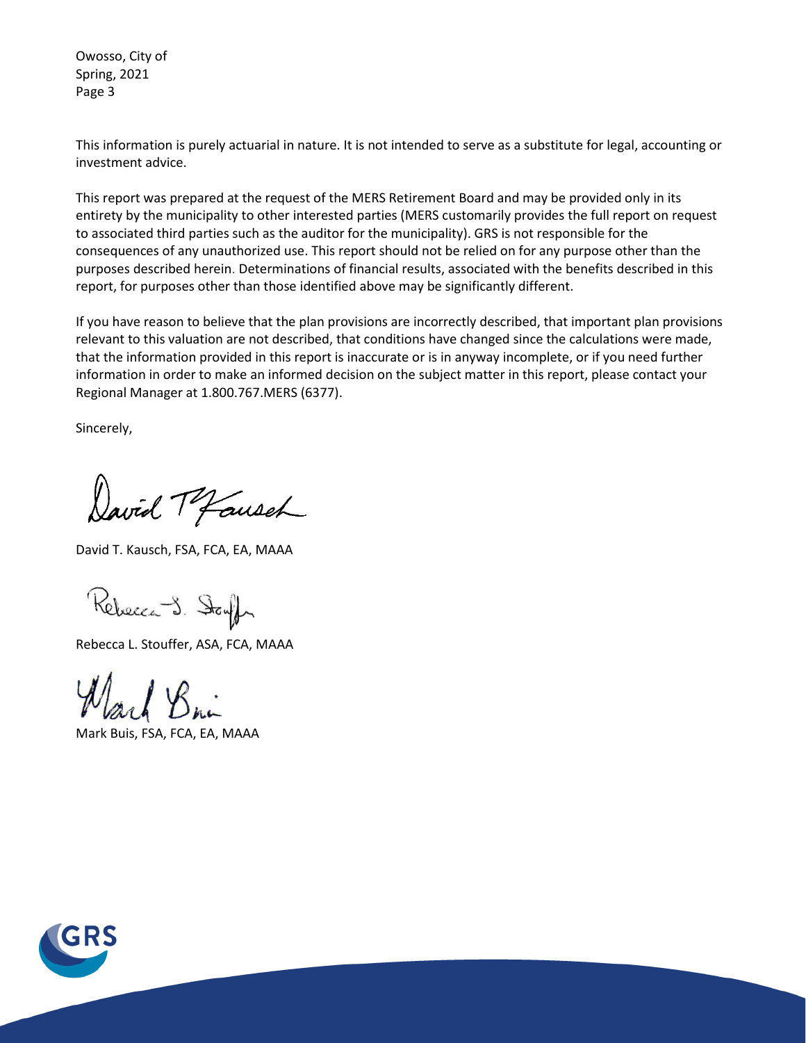This information is purely actuarial in nature. It is not intended to serve as a substitute for legal, accounting or investment advice.

This report was prepared at the request of the MERS Retirement Board and may be provided only in its entirety by the municipality to other interested parties (MERS customarily provides the full report on request to associated third parties such as the auditor for the municipality). GRS is not responsible for the consequences of any unauthorized use. This report should not be relied on for any purpose other than the purposes described herein. Determinations of financial results, associated with the benefits described in this report, for purposes other than those identified above may be significantly different.

If you have reason to believe that the plan provisions are incorrectly described, that important plan provisions relevant to this valuation are not described, that conditions have changed since the calculations were made, that the information provided in this report is inaccurate or is in anyway incomplete, or if you need further information in order to make an informed decision on the subject matter in this report, please contact your Regional Manager at 1.800.767.MERS (6377).

Sincerely,

David T. Kausch, FSA, FCA, EA, MAAA

Rebecca L. Stouffer, ASA, FCA, MAAA

Mark Buis, FSA, FCA, EA, MAAA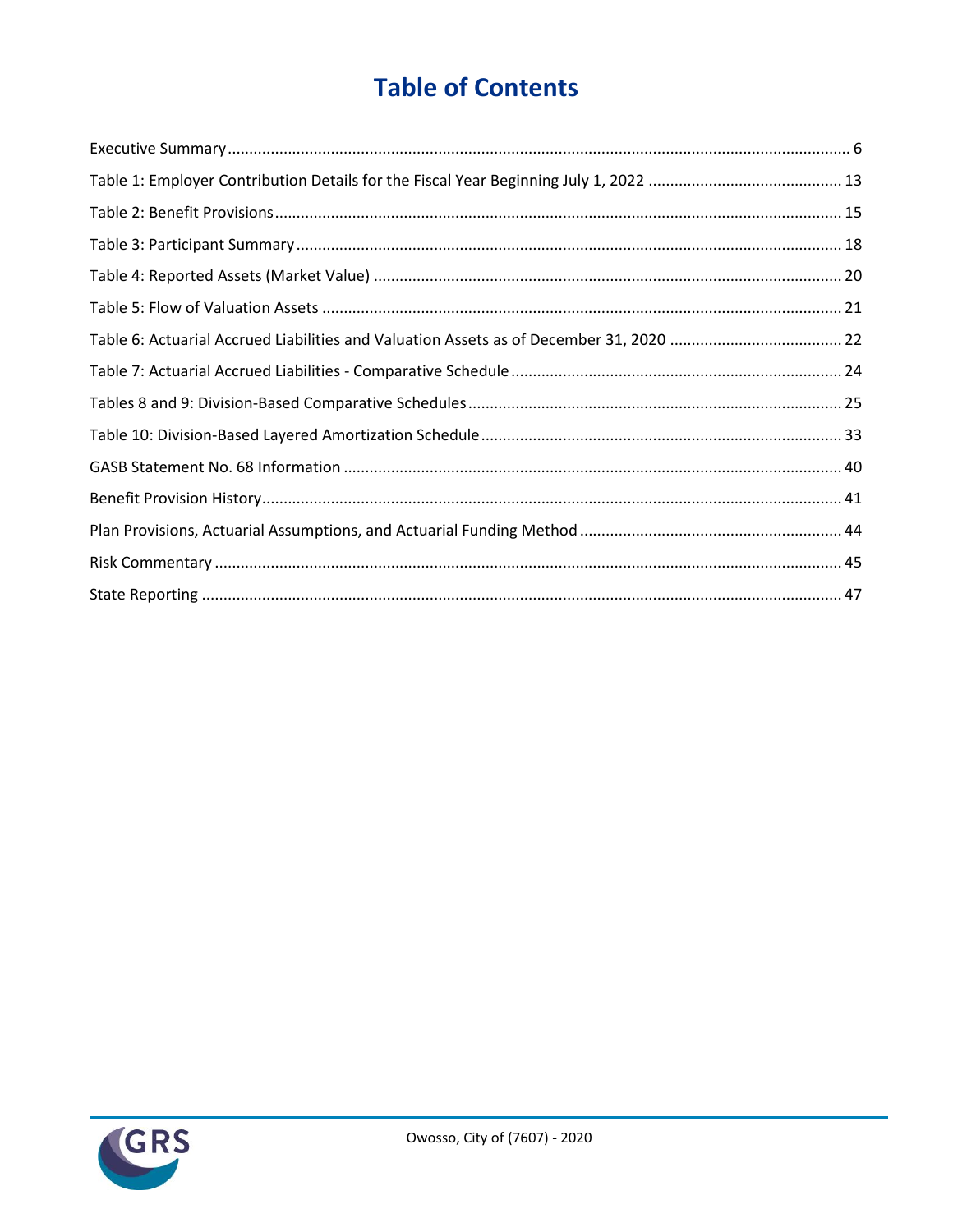# Table of Contents

Executive Summary ..... 6

Table 1: Employer Contribution Details for the Fiscal Year Beginning July 1, 2022 ..... 13

Table 2: Benefit Provisions ..... 15

Table 3: Participant Summary ..... 18

Table 4: Reported Assets (Market Value) ..... 20

Table 5: Flow of Valuation Assets ..... 21

Table 6: Actuarial Accrued Liabilities and Valuation Assets as of December 31, 2020 ..... 22

Table 7: Actuarial Accrued Liabilities - Comparative Schedule ..... 24

Tables 8 and 9: Division-Based Comparative Schedules ..... 25

Table 10: Division-Based Layered Amortization Schedule ..... 33

GASB Statement No. 68 Information ..... 40

Benefit Provision History ..... 41

Plan Provisions, Actuarial Assumptions, and Actuarial Funding Method ..... 44

Risk Commentary ..... 45

State Reporting ..... 47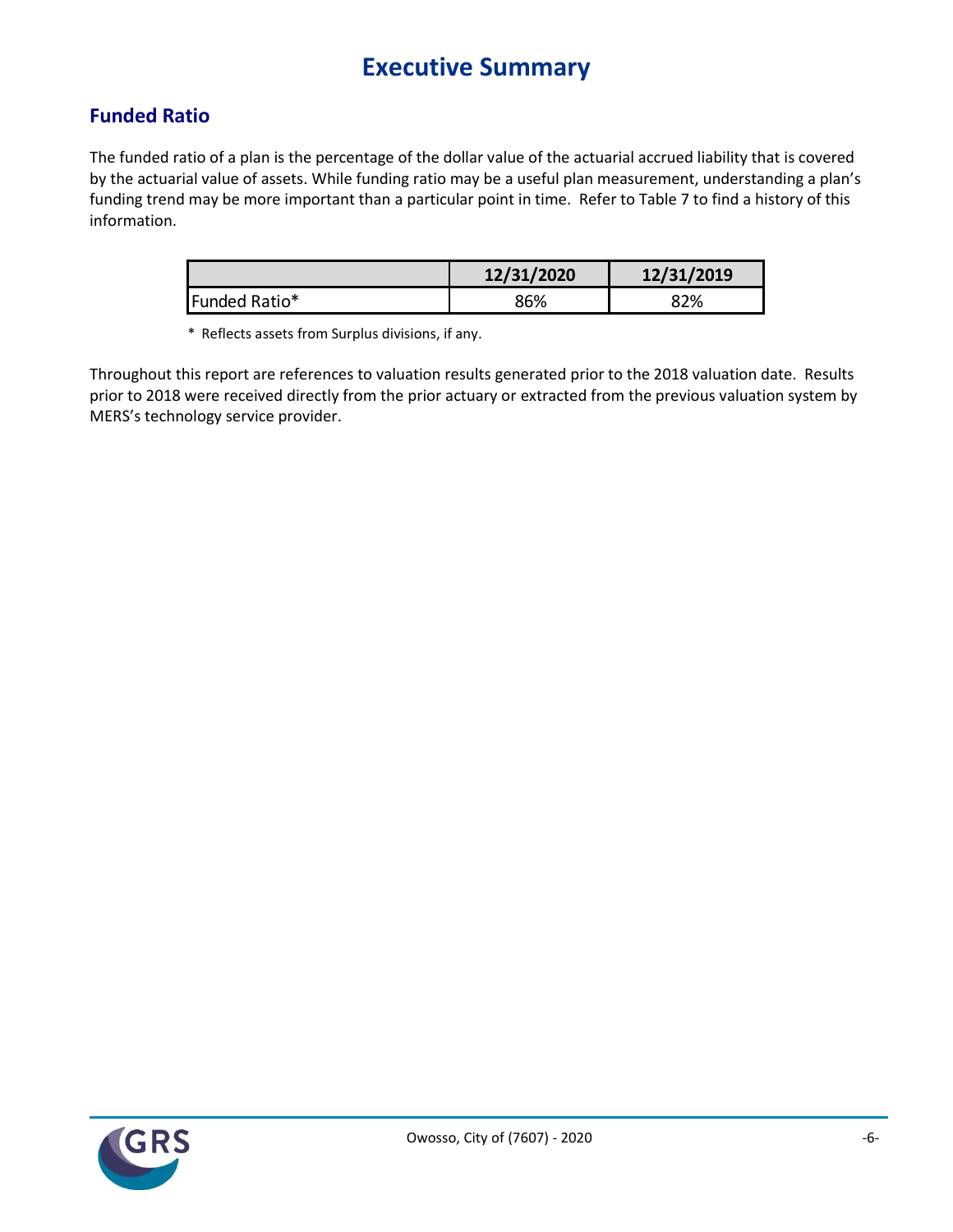# Executive Summary

## Funded Ratio

The funded ratio of a plan is the percentage of the dollar value of the actuarial accrued liability that is covered by the actuarial value of assets. While funding ratio may be a useful plan measurement, understanding a plan's funding trend may be more important than a particular point in time. Refer to Table 7 to find a history of this information.

| | 12/31/2020 | 12/31/2019 |
|---|---|---|
| Funded Ratio* | 86% | 82% |

\* Reflects assets from Surplus divisions, if any.

Throughout this report are references to valuation results generated prior to the 2018 valuation date. Results prior to 2018 were received directly from the prior actuary or extracted from the previous valuation system by MERS's technology service provider.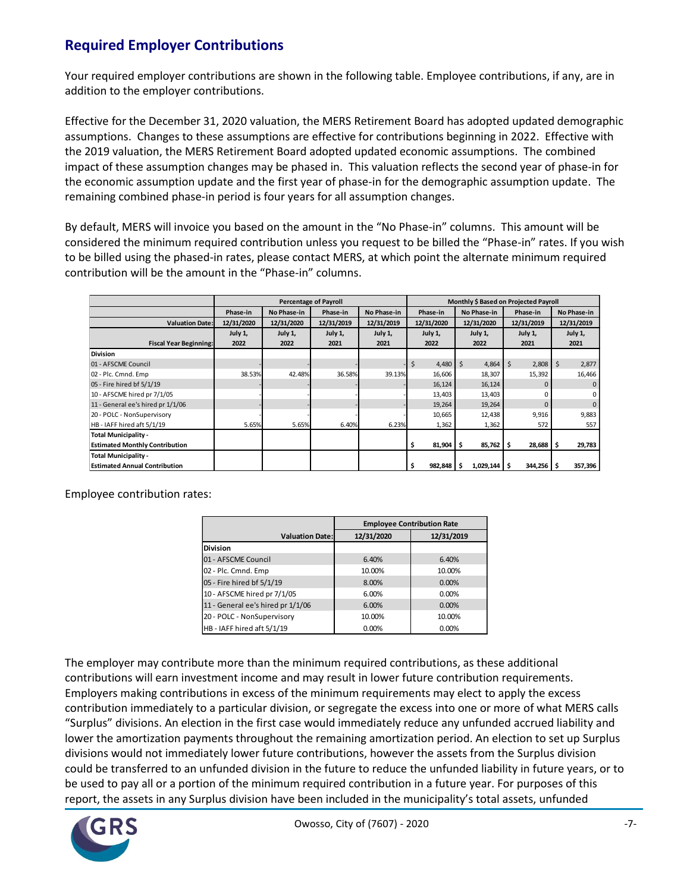## Required Employer Contributions

Your required employer contributions are shown in the following table. Employee contributions, if any, are in addition to the employer contributions.

Effective for the December 31, 2020 valuation, the MERS Retirement Board has adopted updated demographic assumptions. Changes to these assumptions are effective for contributions beginning in 2022. Effective with the 2019 valuation, the MERS Retirement Board adopted updated economic assumptions. The combined impact of these assumption changes may be phased in. This valuation reflects the second year of phase-in for the economic assumption update and the first year of phase-in for the demographic assumption update. The remaining combined phase-in period is four years for all assumption changes.

By default, MERS will invoice you based on the amount in the "No Phase-in" columns. This amount will be considered the minimum required contribution unless you request to be billed the "Phase-in" rates. If you wish to be billed using the phased-in rates, please contact MERS, at which point the alternate minimum required contribution will be the amount in the "Phase-in" columns.

| | Percentage of Payroll | | | | Monthly $ Based on Projected Payroll | | | |
|---|---|---|---|---|---|---|---|---|
| | Phase-in | No Phase-in | Phase-in | No Phase-in | Phase-in | No Phase-in | Phase-in | No Phase-in |
| Valuation Date: | 12/31/2020 | 12/31/2020 | 12/31/2019 | 12/31/2019 | 12/31/2020 | 12/31/2020 | 12/31/2019 | 12/31/2019 |
| Fiscal Year Beginning: | July 1, 2022 | July 1, 2022 | July 1, 2021 | July 1, 2021 | July 1, 2022 | July 1, 2022 | July 1, 2021 | July 1, 2021 |
| **Division** | | | | | | | | |
| 01 - AFSCME Council | - | - | - | - | $ 4,480 | $ 4,864 | $ 2,808 | $ 2,877 |
| 02 - Plc. Cmnd. Emp | 38.53% | 42.48% | 36.58% | 39.13% | 16,606 | 18,307 | 15,392 | 16,466 |
| 05 - Fire hired bf 5/1/19 | - | - | - | - | 16,124 | 16,124 | 0 | 0 |
| 10 - AFSCME hired pr 7/1/05 | - | - | - | - | 13,403 | 13,403 | 0 | 0 |
| 11 - General ee's hired pr 1/1/06 | - | - | - | - | 19,264 | 19,264 | 0 | 0 |
| 20 - POLC - NonSupervisory | - | - | - | - | 10,665 | 12,438 | 9,916 | 9,883 |
| HB - IAFF hired aft 5/1/19 | 5.65% | 5.65% | 6.40% | 6.23% | 1,362 | 1,362 | 572 | 557 |
| **Total Municipality - Estimated Monthly Contribution** | | | | | **$ 81,904** | **$ 85,762** | **$ 28,688** | **$ 29,783** |
| **Total Municipality - Estimated Annual Contribution** | | | | | **$ 982,848** | **$ 1,029,144** | **$ 344,256** | **$ 357,396** |

Employee contribution rates:

| | Employee Contribution Rate | |
|---|---|---|
| Valuation Date: | 12/31/2020 | 12/31/2019 |
| **Division** | | |
| 01 - AFSCME Council | 6.40% | 6.40% |
| 02 - Plc. Cmnd. Emp | 10.00% | 10.00% |
| 05 - Fire hired bf 5/1/19 | 8.00% | 0.00% |
| 10 - AFSCME hired pr 7/1/05 | 6.00% | 0.00% |
| 11 - General ee's hired pr 1/1/06 | 6.00% | 0.00% |
| 20 - POLC - NonSupervisory | 10.00% | 10.00% |
| HB - IAFF hired aft 5/1/19 | 0.00% | 0.00% |

The employer may contribute more than the minimum required contributions, as these additional contributions will earn investment income and may result in lower future contribution requirements. Employers making contributions in excess of the minimum requirements may elect to apply the excess contribution immediately to a particular division, or segregate the excess into one or more of what MERS calls "Surplus" divisions. An election in the first case would immediately reduce any unfunded accrued liability and lower the amortization payments throughout the remaining amortization period. An election to set up Surplus divisions would not immediately lower future contributions, however the assets from the Surplus division could be transferred to an unfunded division in the future to reduce the unfunded liability in future years, or to be used to pay all or a portion of the minimum required contribution in a future year. For purposes of this report, the assets in any Surplus division have been included in the municipality's total assets, unfunded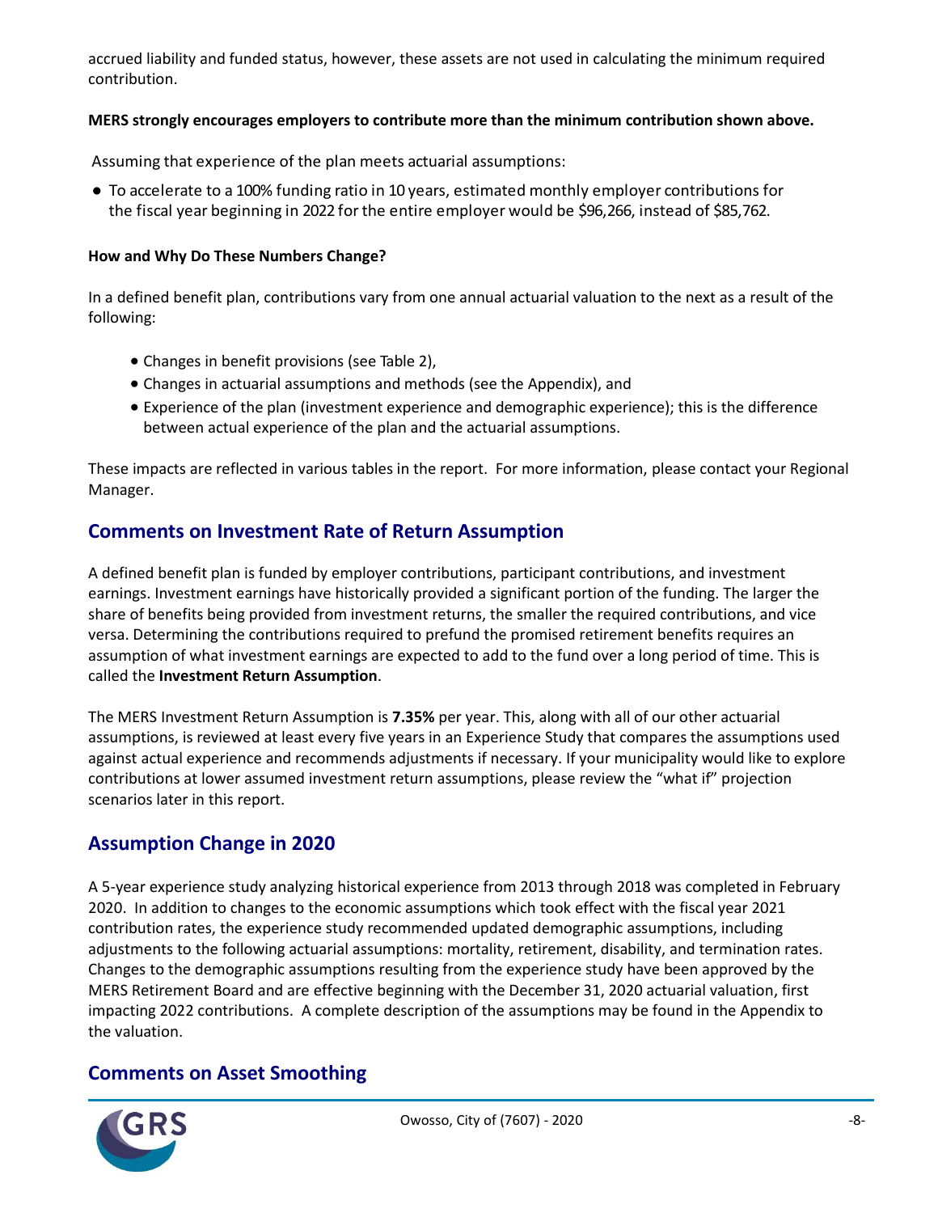accrued liability and funded status, however, these assets are not used in calculating the minimum required contribution.

**MERS strongly encourages employers to contribute more than the minimum contribution shown above.**

Assuming that experience of the plan meets actuarial assumptions:

- To accelerate to a 100% funding ratio in 10 years, estimated monthly employer contributions for the fiscal year beginning in 2022 for the entire employer would be $96,266, instead of $85,762.

**How and Why Do These Numbers Change?**

In a defined benefit plan, contributions vary from one annual actuarial valuation to the next as a result of the following:

- Changes in benefit provisions (see Table 2),
- Changes in actuarial assumptions and methods (see the Appendix), and
- Experience of the plan (investment experience and demographic experience); this is the difference between actual experience of the plan and the actuarial assumptions.

These impacts are reflected in various tables in the report. For more information, please contact your Regional Manager.

## Comments on Investment Rate of Return Assumption

A defined benefit plan is funded by employer contributions, participant contributions, and investment earnings. Investment earnings have historically provided a significant portion of the funding. The larger the share of benefits being provided from investment returns, the smaller the required contributions, and vice versa. Determining the contributions required to prefund the promised retirement benefits requires an assumption of what investment earnings are expected to add to the fund over a long period of time. This is called the **Investment Return Assumption**.

The MERS Investment Return Assumption is **7.35%** per year. This, along with all of our other actuarial assumptions, is reviewed at least every five years in an Experience Study that compares the assumptions used against actual experience and recommends adjustments if necessary. If your municipality would like to explore contributions at lower assumed investment return assumptions, please review the "what if" projection scenarios later in this report.

## Assumption Change in 2020

A 5-year experience study analyzing historical experience from 2013 through 2018 was completed in February 2020. In addition to changes to the economic assumptions which took effect with the fiscal year 2021 contribution rates, the experience study recommended updated demographic assumptions, including adjustments to the following actuarial assumptions: mortality, retirement, disability, and termination rates. Changes to the demographic assumptions resulting from the experience study have been approved by the MERS Retirement Board and are effective beginning with the December 31, 2020 actuarial valuation, first impacting 2022 contributions. A complete description of the assumptions may be found in the Appendix to the valuation.

## Comments on Asset Smoothing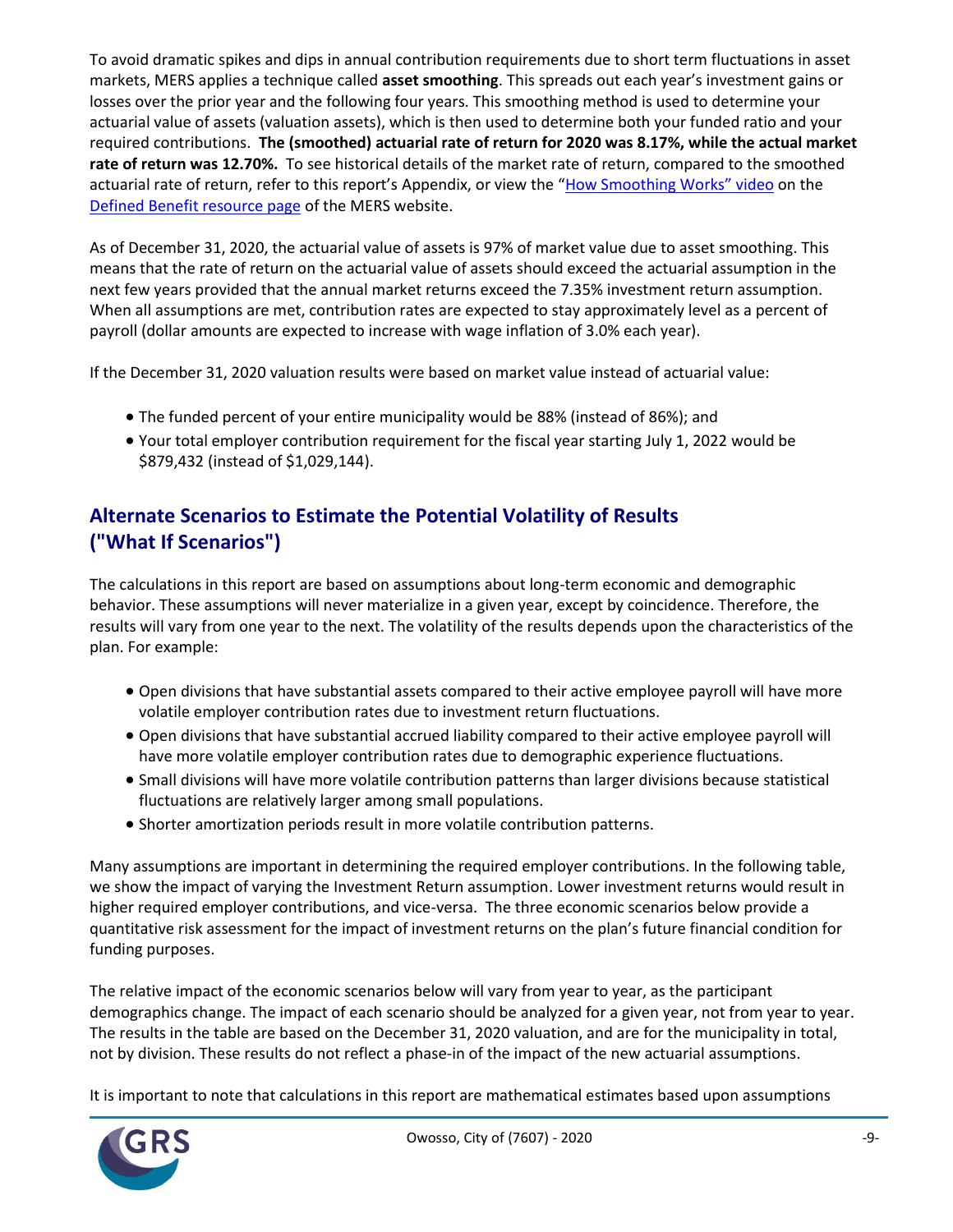To avoid dramatic spikes and dips in annual contribution requirements due to short term fluctuations in asset markets, MERS applies a technique called **asset smoothing**. This spreads out each year's investment gains or losses over the prior year and the following four years. This smoothing method is used to determine your actuarial value of assets (valuation assets), which is then used to determine both your funded ratio and your required contributions. **The (smoothed) actuarial rate of return for 2020 was 8.17%, while the actual market rate of return was 12.70%.** To see historical details of the market rate of return, compared to the smoothed actuarial rate of return, refer to this report's Appendix, or view the "How Smoothing Works" video on the Defined Benefit resource page of the MERS website.

As of December 31, 2020, the actuarial value of assets is 97% of market value due to asset smoothing. This means that the rate of return on the actuarial value of assets should exceed the actuarial assumption in the next few years provided that the annual market returns exceed the 7.35% investment return assumption. When all assumptions are met, contribution rates are expected to stay approximately level as a percent of payroll (dollar amounts are expected to increase with wage inflation of 3.0% each year).

If the December 31, 2020 valuation results were based on market value instead of actuarial value:

- The funded percent of your entire municipality would be 88% (instead of 86%); and
- Your total employer contribution requirement for the fiscal year starting July 1, 2022 would be $879,432 (instead of $1,029,144).

## Alternate Scenarios to Estimate the Potential Volatility of Results ("What If Scenarios")

The calculations in this report are based on assumptions about long-term economic and demographic behavior. These assumptions will never materialize in a given year, except by coincidence. Therefore, the results will vary from one year to the next. The volatility of the results depends upon the characteristics of the plan. For example:

- Open divisions that have substantial assets compared to their active employee payroll will have more volatile employer contribution rates due to investment return fluctuations.
- Open divisions that have substantial accrued liability compared to their active employee payroll will have more volatile employer contribution rates due to demographic experience fluctuations.
- Small divisions will have more volatile contribution patterns than larger divisions because statistical fluctuations are relatively larger among small populations.
- Shorter amortization periods result in more volatile contribution patterns.

Many assumptions are important in determining the required employer contributions. In the following table, we show the impact of varying the Investment Return assumption. Lower investment returns would result in higher required employer contributions, and vice-versa. The three economic scenarios below provide a quantitative risk assessment for the impact of investment returns on the plan's future financial condition for funding purposes.

The relative impact of the economic scenarios below will vary from year to year, as the participant demographics change. The impact of each scenario should be analyzed for a given year, not from year to year. The results in the table are based on the December 31, 2020 valuation, and are for the municipality in total, not by division. These results do not reflect a phase-in of the impact of the new actuarial assumptions.

It is important to note that calculations in this report are mathematical estimates based upon assumptions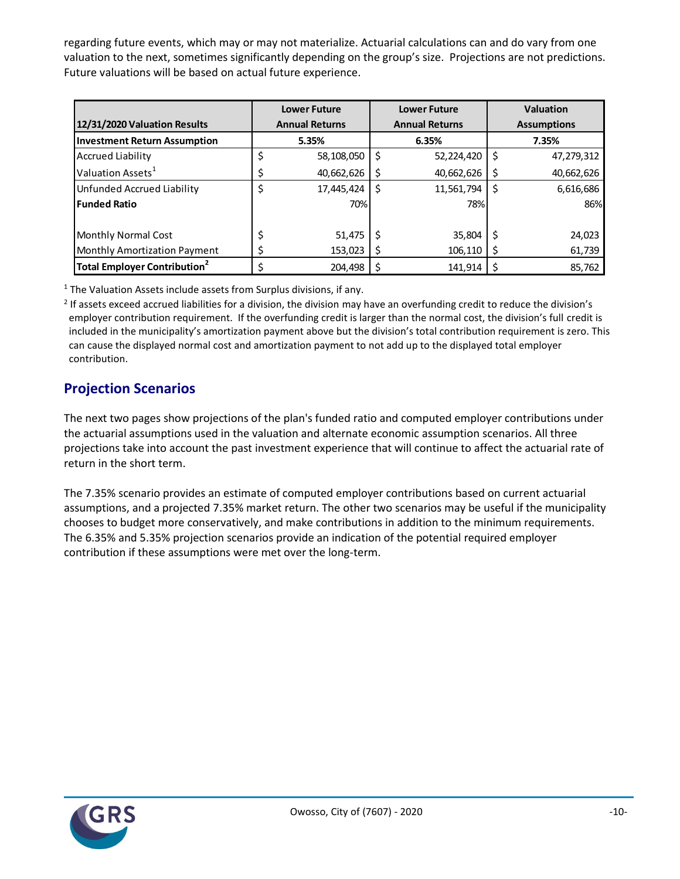regarding future events, which may or may not materialize. Actuarial calculations can and do vary from one valuation to the next, sometimes significantly depending on the group's size. Projections are not predictions. Future valuations will be based on actual future experience.

| 12/31/2020 Valuation Results | Lower Future Annual Returns | Lower Future Annual Returns | Valuation Assumptions |
|---|---|---|---|
| **Investment Return Assumption** | **5.35%** | **6.35%** | **7.35%** |
| Accrued Liability | $ 58,108,050 | $ 52,224,420 | $ 47,279,312 |
| Valuation Assets[1] | $ 40,662,626 | $ 40,662,626 | $ 40,662,626 |
| Unfunded Accrued Liability | $ 17,445,424 | $ 11,561,794 | $ 6,616,686 |
| **Funded Ratio** | 70% | 78% | 86% |
| | | | |
| Monthly Normal Cost | $ 51,475 | $ 35,804 | $ 24,023 |
| Monthly Amortization Payment | $ 153,023 | $ 106,110 | $ 61,739 |
| **Total Employer Contribution[2]** | $ 204,498 | $ 141,914 | $ 85,762 |

[1] The Valuation Assets include assets from Surplus divisions, if any.

[2] If assets exceed accrued liabilities for a division, the division may have an overfunding credit to reduce the division's employer contribution requirement. If the overfunding credit is larger than the normal cost, the division's full credit is included in the municipality's amortization payment above but the division's total contribution requirement is zero. This can cause the displayed normal cost and amortization payment to not add up to the displayed total employer contribution.

## Projection Scenarios

The next two pages show projections of the plan's funded ratio and computed employer contributions under the actuarial assumptions used in the valuation and alternate economic assumption scenarios. All three projections take into account the past investment experience that will continue to affect the actuarial rate of return in the short term.

The 7.35% scenario provides an estimate of computed employer contributions based on current actuarial assumptions, and a projected 7.35% market return. The other two scenarios may be useful if the municipality chooses to budget more conservatively, and make contributions in addition to the minimum requirements. The 6.35% and 5.35% projection scenarios provide an indication of the potential required employer contribution if these assumptions were met over the long-term.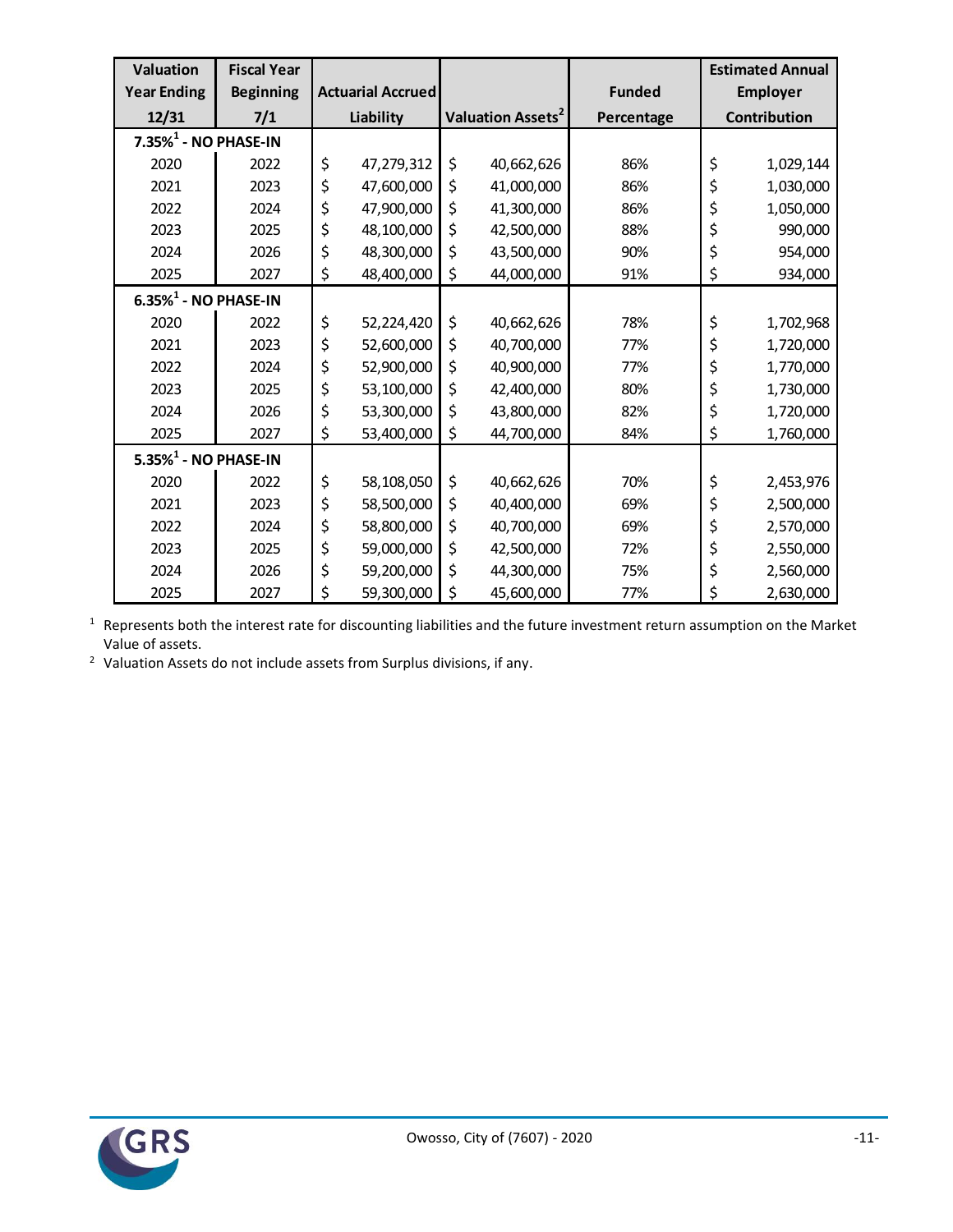| Valuation Year Ending 12/31 | Fiscal Year Beginning 7/1 | Actuarial Accrued Liability | Valuation Assets[2] | Funded Percentage | Estimated Annual Employer Contribution |
|---|---|---|---|---|---|
| **7.35%[1] - NO PHASE-IN** | | | | | |
| 2020 | 2022 | $ 47,279,312 | $ 40,662,626 | 86% | $ 1,029,144 |
| 2021 | 2023 | $ 47,600,000 | $ 41,000,000 | 86% | $ 1,030,000 |
| 2022 | 2024 | $ 47,900,000 | $ 41,300,000 | 86% | $ 1,050,000 |
| 2023 | 2025 | $ 48,100,000 | $ 42,500,000 | 88% | $ 990,000 |
| 2024 | 2026 | $ 48,300,000 | $ 43,500,000 | 90% | $ 954,000 |
| 2025 | 2027 | $ 48,400,000 | $ 44,000,000 | 91% | $ 934,000 |
| **6.35%[1] - NO PHASE-IN** | | | | | |
| 2020 | 2022 | $ 52,224,420 | $ 40,662,626 | 78% | $ 1,702,968 |
| 2021 | 2023 | $ 52,600,000 | $ 40,700,000 | 77% | $ 1,720,000 |
| 2022 | 2024 | $ 52,900,000 | $ 40,900,000 | 77% | $ 1,770,000 |
| 2023 | 2025 | $ 53,100,000 | $ 42,400,000 | 80% | $ 1,730,000 |
| 2024 | 2026 | $ 53,300,000 | $ 43,800,000 | 82% | $ 1,720,000 |
| 2025 | 2027 | $ 53,400,000 | $ 44,700,000 | 84% | $ 1,760,000 |
| **5.35%[1] - NO PHASE-IN** | | | | | |
| 2020 | 2022 | $ 58,108,050 | $ 40,662,626 | 70% | $ 2,453,976 |
| 2021 | 2023 | $ 58,500,000 | $ 40,400,000 | 69% | $ 2,500,000 |
| 2022 | 2024 | $ 58,800,000 | $ 40,700,000 | 69% | $ 2,570,000 |
| 2023 | 2025 | $ 59,000,000 | $ 42,500,000 | 72% | $ 2,550,000 |
| 2024 | 2026 | $ 59,200,000 | $ 44,300,000 | 75% | $ 2,560,000 |
| 2025 | 2027 | $ 59,300,000 | $ 45,600,000 | 77% | $ 2,630,000 |

[1] Represents both the interest rate for discounting liabilities and the future investment return assumption on the Market Value of assets.

[2] Valuation Assets do not include assets from Surplus divisions, if any.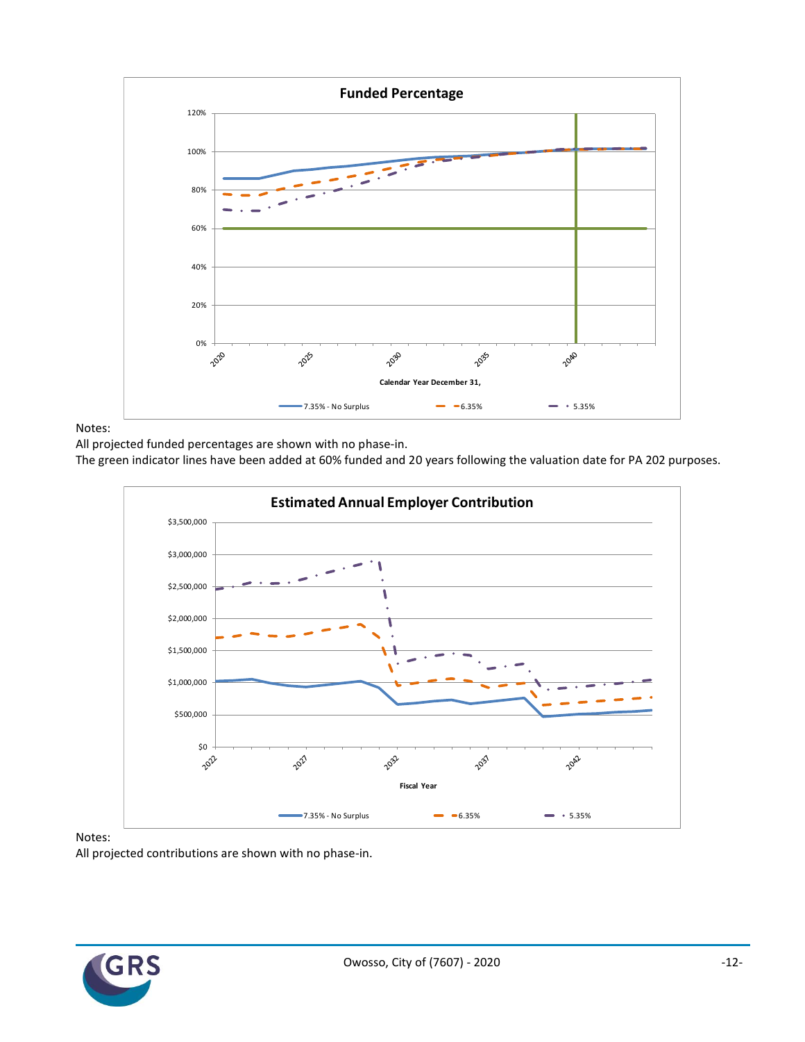**Funded Percentage**

Notes:
All projected funded percentages are shown with no phase-in.
The green indicator lines have been added at 60% funded and 20 years following the valuation date for PA 202 purposes.

**Estimated Annual Employer Contribution**

Notes:
All projected contributions are shown with no phase-in.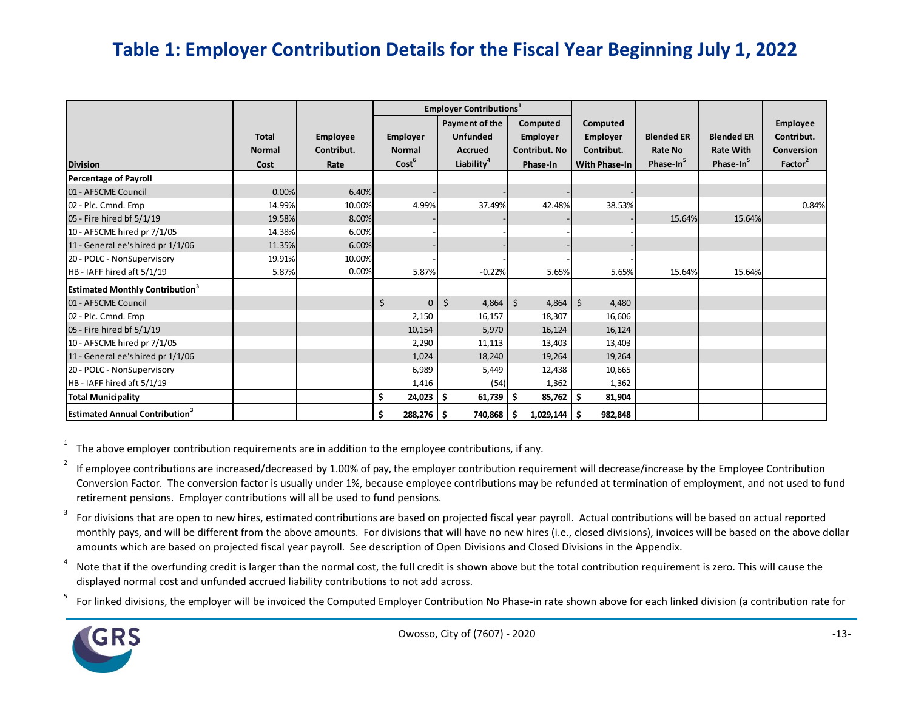# Table 1: Employer Contribution Details for the Fiscal Year Beginning July 1, 2022

| Division | Total Normal Cost | Employee Contribut. Rate | Employer Contributions[1] | | | Computed Employer Contribut. With Phase-In | Blended ER Rate No Phase-In[5] | Blended ER Rate With Phase-In[5] | Employee Contribut. Conversion Factor[2] |
|---|---|---|---|---|---|---|---|---|---|
| | | | Employer Normal Cost[6] | Payment of the Unfunded Accrued Liability[4] | Computed Employer Contribut. No Phase-In | | | | |
| **Percentage of Payroll** | | | | | | | | | |
| 01 - AFSCME Council | 0.00% | 6.40% | - | - | - | - | | | |
| 02 - Plc. Cmnd. Emp | 14.99% | 10.00% | 4.99% | 37.49% | 42.48% | 38.53% | | | 0.84% |
| 05 - Fire hired bf 5/1/19 | 19.58% | 8.00% | - | - | - | - | 15.64% | 15.64% | |
| 10 - AFSCME hired pr 7/1/05 | 14.38% | 6.00% | - | - | - | - | | | |
| 11 - General ee's hired pr 1/1/06 | 11.35% | 6.00% | - | - | - | - | | | |
| 20 - POLC - NonSupervisory | 19.91% | 10.00% | - | - | - | - | | | |
| HB - IAFF hired aft 5/1/19 | 5.87% | 0.00% | 5.87% | -0.22% | 5.65% | 5.65% | 15.64% | 15.64% | |
| **Estimated Monthly Contribution[3]** | | | | | | | | | |
| 01 - AFSCME Council | | | $ 0 | $ 4,864 | $ 4,864 | $ 4,480 | | | |
| 02 - Plc. Cmnd. Emp | | | 2,150 | 16,157 | 18,307 | 16,606 | | | |
| 05 - Fire hired bf 5/1/19 | | | 10,154 | 5,970 | 16,124 | 16,124 | | | |
| 10 - AFSCME hired pr 7/1/05 | | | 2,290 | 11,113 | 13,403 | 13,403 | | | |
| 11 - General ee's hired pr 1/1/06 | | | 1,024 | 18,240 | 19,264 | 19,264 | | | |
| 20 - POLC - NonSupervisory | | | 6,989 | 5,449 | 12,438 | 10,665 | | | |
| HB - IAFF hired aft 5/1/19 | | | 1,416 | (54) | 1,362 | 1,362 | | | |
| **Total Municipality** | | | **$ 24,023** | **$ 61,739** | **$ 85,762** | **$ 81,904** | | | |
| **Estimated Annual Contribution[3]** | | | **$ 288,276** | **$ 740,868** | **$ 1,029,144** | **$ 982,848** | | | |

[1] The above employer contribution requirements are in addition to the employee contributions, if any.

[2] If employee contributions are increased/decreased by 1.00% of pay, the employer contribution requirement will decrease/increase by the Employee Contribution Conversion Factor. The conversion factor is usually under 1%, because employee contributions may be refunded at termination of employment, and not used to fund retirement pensions. Employer contributions will all be used to fund pensions.

[3] For divisions that are open to new hires, estimated contributions are based on projected fiscal year payroll. Actual contributions will be based on actual reported monthly pays, and will be different from the above amounts. For divisions that will have no new hires (i.e., closed divisions), invoices will be based on the above dollar amounts which are based on projected fiscal year payroll. See description of Open Divisions and Closed Divisions in the Appendix.

[4] Note that if the overfunding credit is larger than the normal cost, the full credit is shown above but the total contribution requirement is zero. This will cause the displayed normal cost and unfunded accrued liability contributions to not add across.

[5] For linked divisions, the employer will be invoiced the Computed Employer Contribution No Phase-in rate shown above for each linked division (a contribution rate for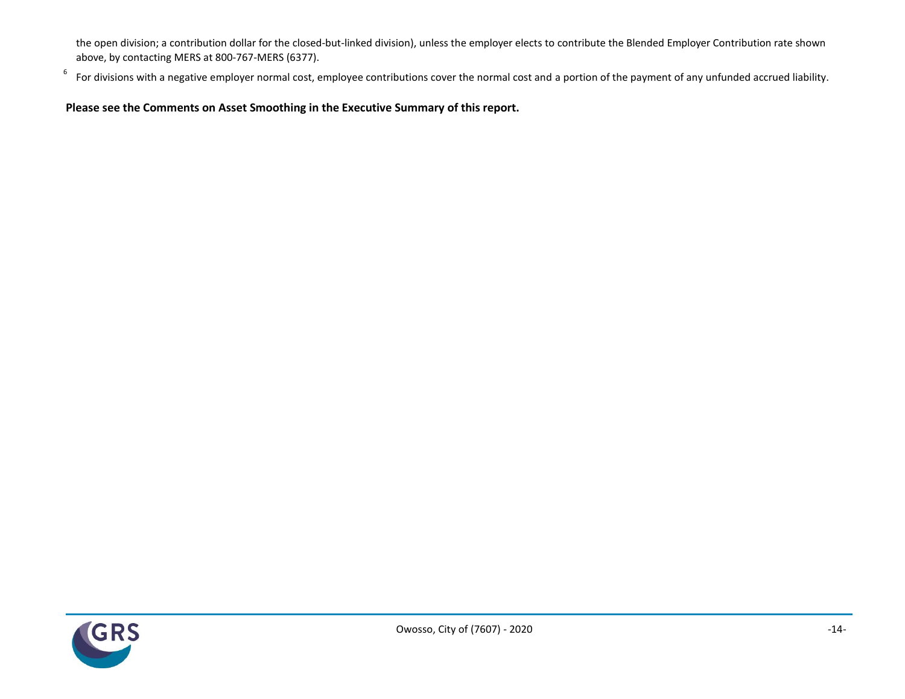the open division; a contribution dollar for the closed-but-linked division), unless the employer elects to contribute the Blended Employer Contribution rate shown above, by contacting MERS at 800-767-MERS (6377).

[6] For divisions with a negative employer normal cost, employee contributions cover the normal cost and a portion of the payment of any unfunded accrued liability.

**Please see the Comments on Asset Smoothing in the Executive Summary of this report.**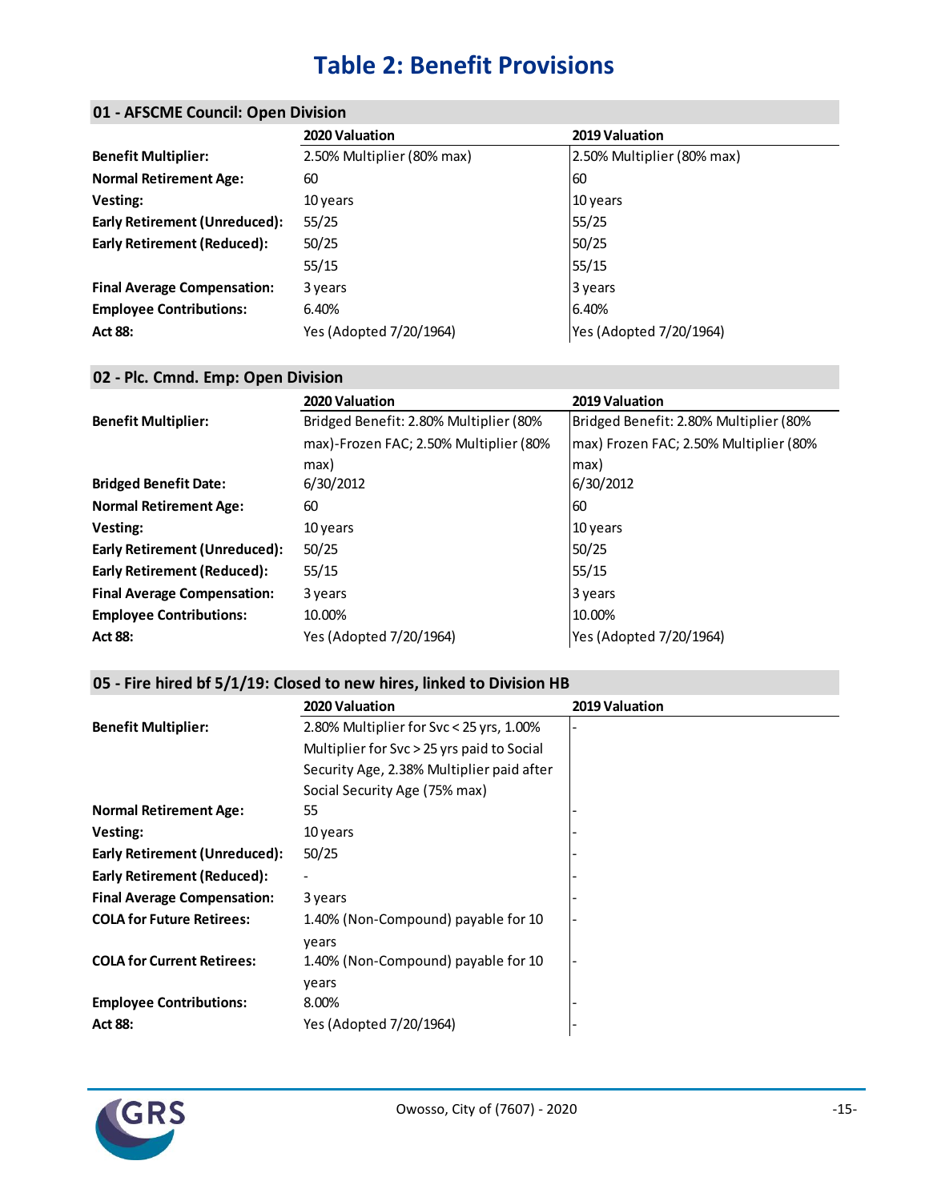# Table 2: Benefit Provisions

## 01 - AFSCME Council: Open Division

| | 2020 Valuation | 2019 Valuation |
|---|---|---|
| **Benefit Multiplier:** | 2.50% Multiplier (80% max) | 2.50% Multiplier (80% max) |
| **Normal Retirement Age:** | 60 | 60 |
| **Vesting:** | 10 years | 10 years |
| **Early Retirement (Unreduced):** | 55/25 | 55/25 |
| **Early Retirement (Reduced):** | 50/25 | 50/25 |
| | 55/15 | 55/15 |
| **Final Average Compensation:** | 3 years | 3 years |
| **Employee Contributions:** | 6.40% | 6.40% |
| **Act 88:** | Yes (Adopted 7/20/1964) | Yes (Adopted 7/20/1964) |

## 02 - Plc. Cmnd. Emp: Open Division

| | 2020 Valuation | 2019 Valuation |
|---|---|---|
| **Benefit Multiplier:** | Bridged Benefit: 2.80% Multiplier (80% max)-Frozen FAC; 2.50% Multiplier (80% max) | Bridged Benefit: 2.80% Multiplier (80% max) Frozen FAC; 2.50% Multiplier (80% max) |
| **Bridged Benefit Date:** | 6/30/2012 | 6/30/2012 |
| **Normal Retirement Age:** | 60 | 60 |
| **Vesting:** | 10 years | 10 years |
| **Early Retirement (Unreduced):** | 50/25 | 50/25 |
| **Early Retirement (Reduced):** | 55/15 | 55/15 |
| **Final Average Compensation:** | 3 years | 3 years |
| **Employee Contributions:** | 10.00% | 10.00% |
| **Act 88:** | Yes (Adopted 7/20/1964) | Yes (Adopted 7/20/1964) |

## 05 - Fire hired bf 5/1/19: Closed to new hires, linked to Division HB

| | 2020 Valuation | 2019 Valuation |
|---|---|---|
| **Benefit Multiplier:** | 2.80% Multiplier for Svc < 25 yrs, 1.00% Multiplier for Svc > 25 yrs paid to Social Security Age, 2.38% Multiplier paid after Social Security Age (75% max) | - |
| **Normal Retirement Age:** | 55 | - |
| **Vesting:** | 10 years | - |
| **Early Retirement (Unreduced):** | 50/25 | - |
| **Early Retirement (Reduced):** | - | - |
| **Final Average Compensation:** | 3 years | - |
| **COLA for Future Retirees:** | 1.40% (Non-Compound) payable for 10 years | - |
| **COLA for Current Retirees:** | 1.40% (Non-Compound) payable for 10 years | - |
| **Employee Contributions:** | 8.00% | - |
| **Act 88:** | Yes (Adopted 7/20/1964) | - |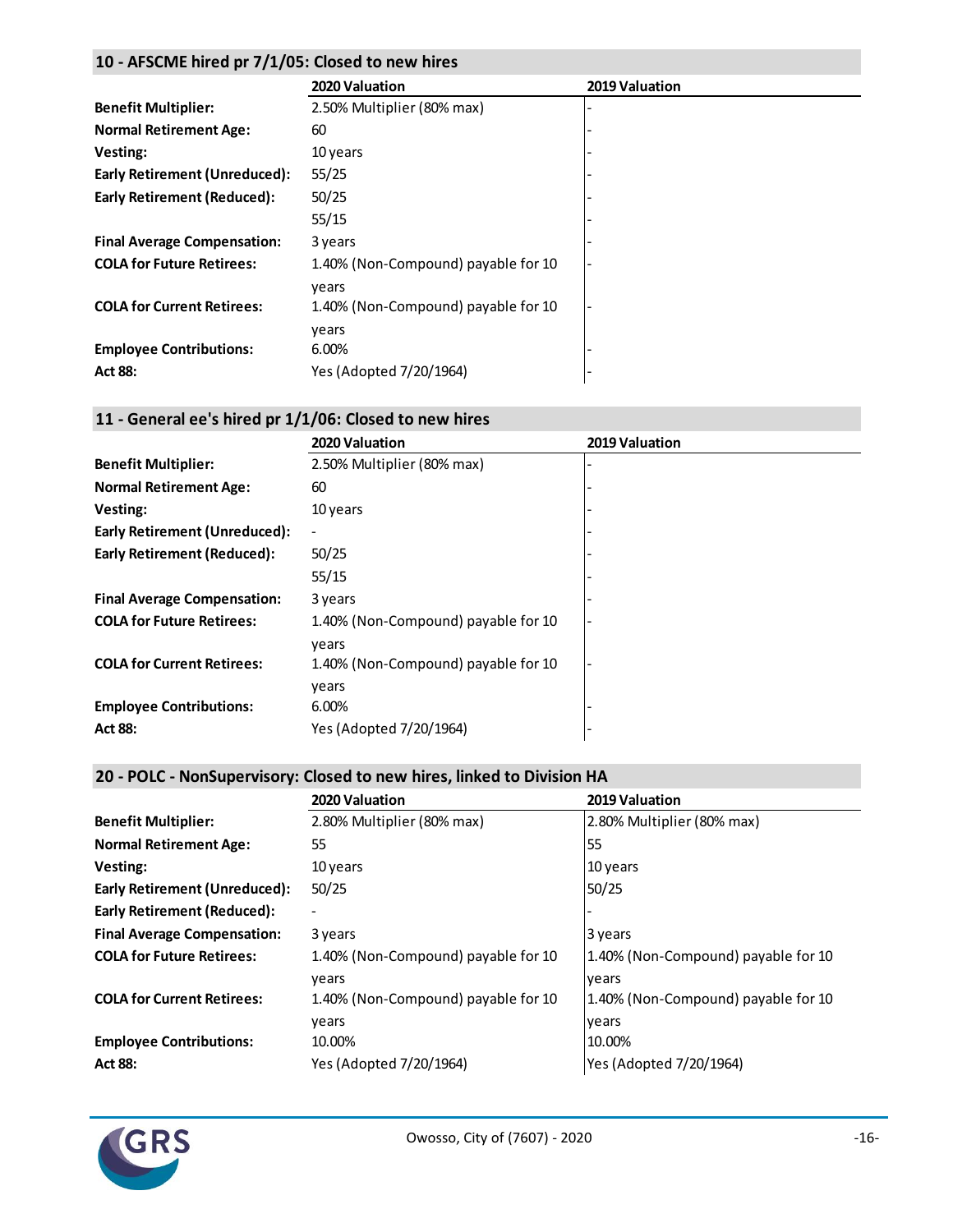## 10 - AFSCME hired pr 7/1/05: Closed to new hires

| | 2020 Valuation | 2019 Valuation |
|---|---|---|
| **Benefit Multiplier:** | 2.50% Multiplier (80% max) | - |
| **Normal Retirement Age:** | 60 | - |
| **Vesting:** | 10 years | - |
| **Early Retirement (Unreduced):** | 55/25 | - |
| **Early Retirement (Reduced):** | 50/25 | - |
| | 55/15 | - |
| **Final Average Compensation:** | 3 years | - |
| **COLA for Future Retirees:** | 1.40% (Non-Compound) payable for 10 years | - |
| **COLA for Current Retirees:** | 1.40% (Non-Compound) payable for 10 years | - |
| **Employee Contributions:** | 6.00% | - |
| **Act 88:** | Yes (Adopted 7/20/1964) | - |

## 11 - General ee's hired pr 1/1/06: Closed to new hires

| | 2020 Valuation | 2019 Valuation |
|---|---|---|
| **Benefit Multiplier:** | 2.50% Multiplier (80% max) | - |
| **Normal Retirement Age:** | 60 | - |
| **Vesting:** | 10 years | - |
| **Early Retirement (Unreduced):** | - | - |
| **Early Retirement (Reduced):** | 50/25 | - |
| | 55/15 | - |
| **Final Average Compensation:** | 3 years | - |
| **COLA for Future Retirees:** | 1.40% (Non-Compound) payable for 10 years | - |
| **COLA for Current Retirees:** | 1.40% (Non-Compound) payable for 10 years | - |
| **Employee Contributions:** | 6.00% | - |
| **Act 88:** | Yes (Adopted 7/20/1964) | - |

## 20 - POLC - NonSupervisory: Closed to new hires, linked to Division HA

| | 2020 Valuation | 2019 Valuation |
|---|---|---|
| **Benefit Multiplier:** | 2.80% Multiplier (80% max) | 2.80% Multiplier (80% max) |
| **Normal Retirement Age:** | 55 | 55 |
| **Vesting:** | 10 years | 10 years |
| **Early Retirement (Unreduced):** | 50/25 | 50/25 |
| **Early Retirement (Reduced):** | - | - |
| **Final Average Compensation:** | 3 years | 3 years |
| **COLA for Future Retirees:** | 1.40% (Non-Compound) payable for 10 years | 1.40% (Non-Compound) payable for 10 years |
| **COLA for Current Retirees:** | 1.40% (Non-Compound) payable for 10 years | 1.40% (Non-Compound) payable for 10 years |
| **Employee Contributions:** | 10.00% | 10.00% |
| **Act 88:** | Yes (Adopted 7/20/1964) | Yes (Adopted 7/20/1964) |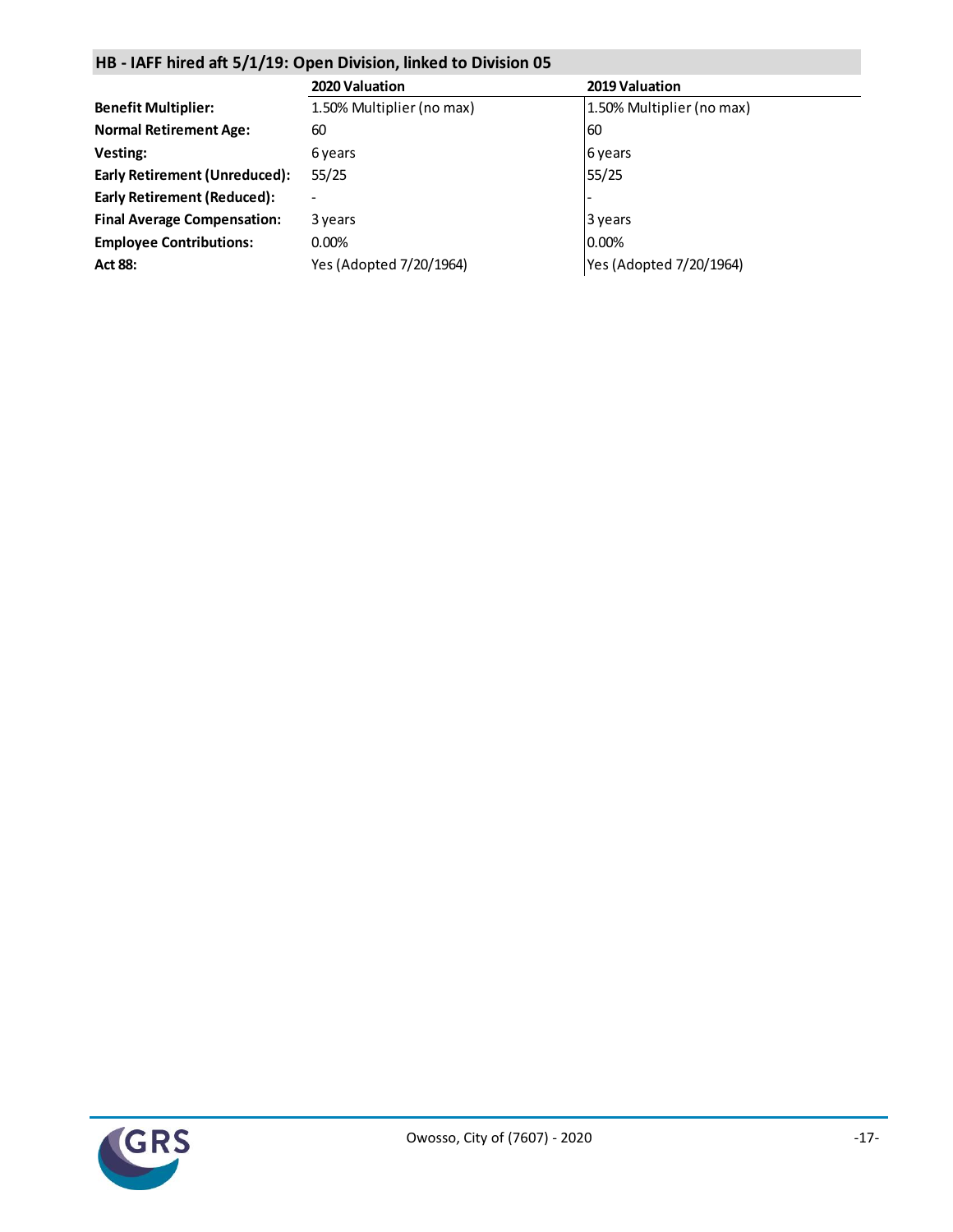## HB - IAFF hired aft 5/1/19: Open Division, linked to Division 05

| | 2020 Valuation | 2019 Valuation |
|---|---|---|
| **Benefit Multiplier:** | 1.50% Multiplier (no max) | 1.50% Multiplier (no max) |
| **Normal Retirement Age:** | 60 | 60 |
| **Vesting:** | 6 years | 6 years |
| **Early Retirement (Unreduced):** | 55/25 | 55/25 |
| **Early Retirement (Reduced):** | - | - |
| **Final Average Compensation:** | 3 years | 3 years |
| **Employee Contributions:** | 0.00% | 0.00% |
| **Act 88:** | Yes (Adopted 7/20/1964) | Yes (Adopted 7/20/1964) |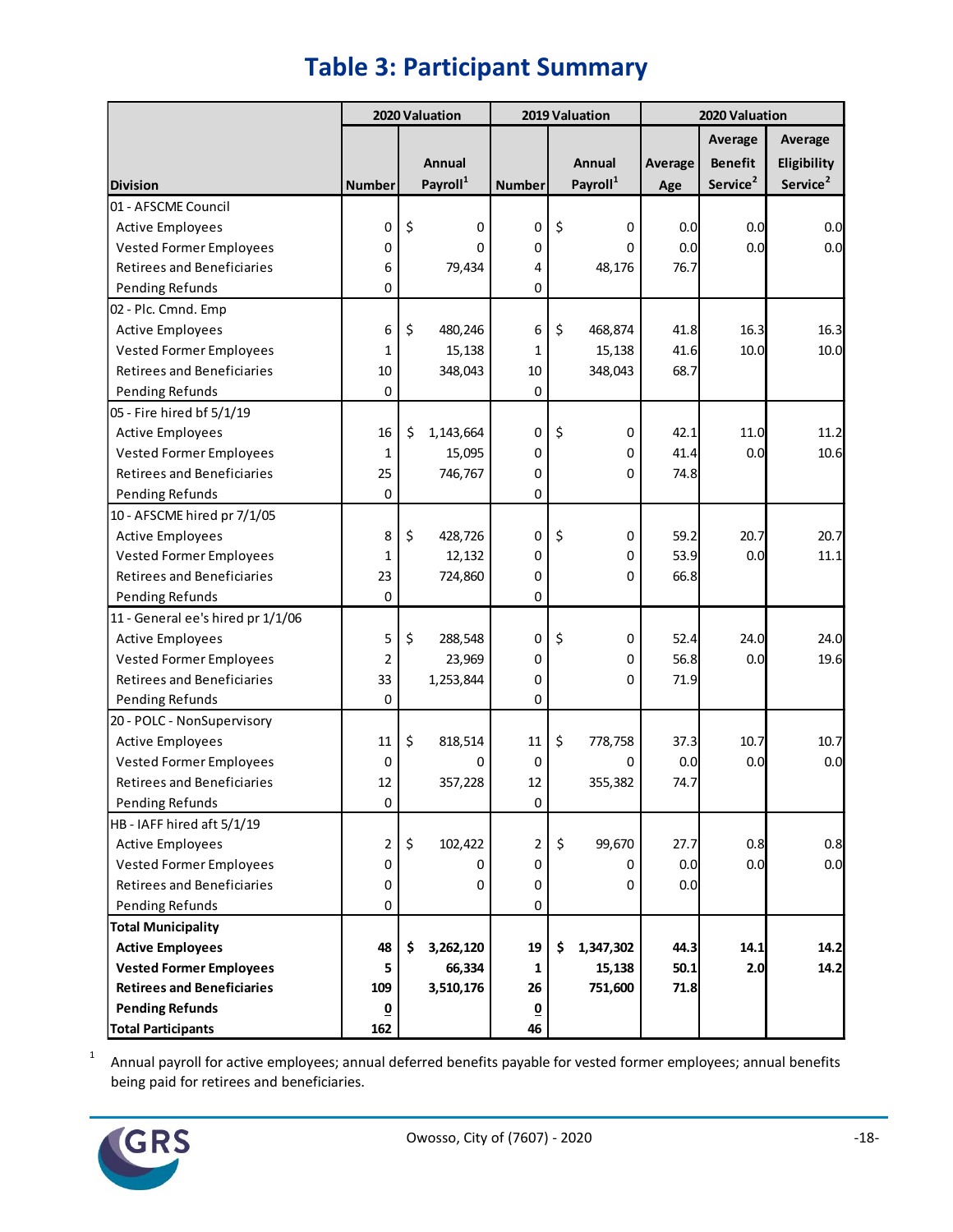# Table 3: Participant Summary

| Division | 2020 Valuation | | 2019 Valuation | | 2020 Valuation | | |
|---|---|---|---|---|---|---|---|
| | Number | Annual Payroll[1] | Number | Annual Payroll[1] | Average Age | Average Benefit Service[2] | Average Eligibility Service[2] |
| **01 - AFSCME Council** | | | | | | | |
| Active Employees | 0 | $ 0 | 0 | $ 0 | 0.0 | 0.0 | 0.0 |
| Vested Former Employees | 0 | 0 | 0 | 0 | 0.0 | 0.0 | 0.0 |
| Retirees and Beneficiaries | 6 | 79,434 | 4 | 48,176 | 76.7 | | |
| Pending Refunds | 0 | | 0 | | | | |
| **02 - Plc. Cmnd. Emp** | | | | | | | |
| Active Employees | 6 | $ 480,246 | 6 | $ 468,874 | 41.8 | 16.3 | 16.3 |
| Vested Former Employees | 1 | 15,138 | 1 | 15,138 | 41.6 | 10.0 | 10.0 |
| Retirees and Beneficiaries | 10 | 348,043 | 10 | 348,043 | 68.7 | | |
| Pending Refunds | 0 | | 0 | | | | |
| **05 - Fire hired bf 5/1/19** | | | | | | | |
| Active Employees | 16 | $ 1,143,664 | 0 | $ 0 | 42.1 | 11.0 | 11.2 |
| Vested Former Employees | 1 | 15,095 | 0 | 0 | 41.4 | 0.0 | 10.6 |
| Retirees and Beneficiaries | 25 | 746,767 | 0 | 0 | 74.8 | | |
| Pending Refunds | 0 | | 0 | | | | |
| **10 - AFSCME hired pr 7/1/05** | | | | | | | |
| Active Employees | 8 | $ 428,726 | 0 | $ 0 | 59.2 | 20.7 | 20.7 |
| Vested Former Employees | 1 | 12,132 | 0 | 0 | 53.9 | 0.0 | 11.1 |
| Retirees and Beneficiaries | 23 | 724,860 | 0 | 0 | 66.8 | | |
| Pending Refunds | 0 | | 0 | | | | |
| **11 - General ee's hired pr 1/1/06** | | | | | | | |
| Active Employees | 5 | $ 288,548 | 0 | $ 0 | 52.4 | 24.0 | 24.0 |
| Vested Former Employees | 2 | 23,969 | 0 | 0 | 56.8 | 0.0 | 19.6 |
| Retirees and Beneficiaries | 33 | 1,253,844 | 0 | 0 | 71.9 | | |
| Pending Refunds | 0 | | 0 | | | | |
| **20 - POLC - NonSupervisory** | | | | | | | |
| Active Employees | 11 | $ 818,514 | 11 | $ 778,758 | 37.3 | 10.7 | 10.7 |
| Vested Former Employees | 0 | 0 | 0 | 0 | 0.0 | 0.0 | 0.0 |
| Retirees and Beneficiaries | 12 | 357,228 | 12 | 355,382 | 74.7 | | |
| Pending Refunds | 0 | | 0 | | | | |
| **HB - IAFF hired aft 5/1/19** | | | | | | | |
| Active Employees | 2 | $ 102,422 | 2 | $ 99,670 | 27.7 | 0.8 | 0.8 |
| Vested Former Employees | 0 | 0 | 0 | 0 | 0.0 | 0.0 | 0.0 |
| Retirees and Beneficiaries | 0 | 0 | 0 | 0 | 0.0 | | |
| Pending Refunds | 0 | | 0 | | | | |
| **Total Municipality** | | | | | | | |
| **Active Employees** | **48** | **$ 3,262,120** | **19** | **$ 1,347,302** | **44.3** | **14.1** | **14.2** |
| **Vested Former Employees** | **5** | **66,334** | **1** | **15,138** | **50.1** | **2.0** | **14.2** |
| **Retirees and Beneficiaries** | **109** | **3,510,176** | **26** | **751,600** | **71.8** | | |
| **Pending Refunds** | **0** | | **0** | | | | |
| **Total Participants** | **162** | | **46** | | | | |

[1] Annual payroll for active employees; annual deferred benefits payable for vested former employees; annual benefits being paid for retirees and beneficiaries.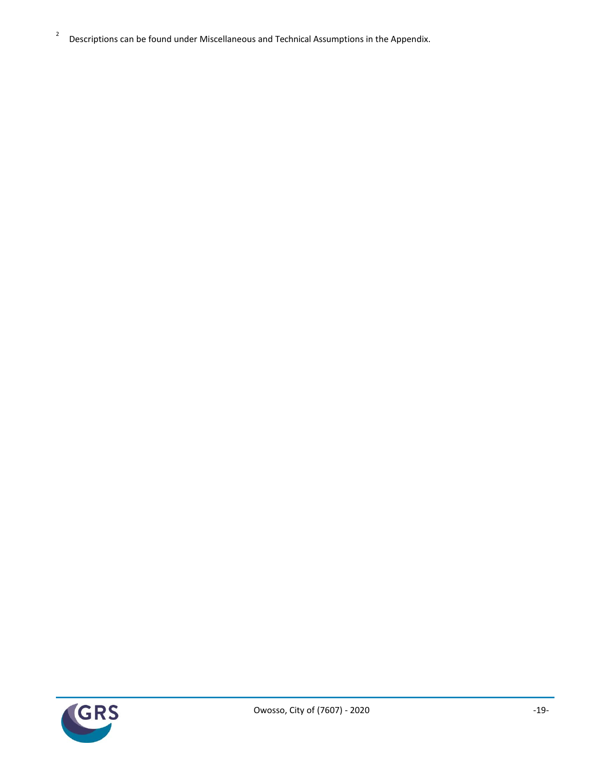[2] Descriptions can be found under Miscellaneous and Technical Assumptions in the Appendix.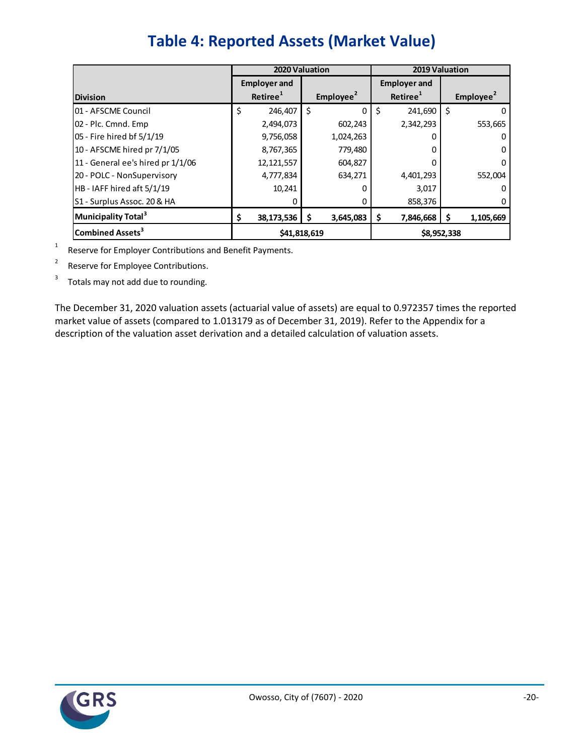# Table 4: Reported Assets (Market Value)

| Division | 2020 Valuation | | 2019 Valuation | |
|---|---|---|---|---|
| | Employer and Retiree[1] | Employee[2] | Employer and Retiree[1] | Employee[2] |
| 01 - AFSCME Council | $ 246,407 | $ 0 | $ 241,690 | $ 0 |
| 02 - Plc. Cmnd. Emp | 2,494,073 | 602,243 | 2,342,293 | 553,665 |
| 05 - Fire hired bf 5/1/19 | 9,756,058 | 1,024,263 | 0 | 0 |
| 10 - AFSCME hired pr 7/1/05 | 8,767,365 | 779,480 | 0 | 0 |
| 11 - General ee's hired pr 1/1/06 | 12,121,557 | 604,827 | 0 | 0 |
| 20 - POLC - NonSupervisory | 4,777,834 | 634,271 | 4,401,293 | 552,004 |
| HB - IAFF hired aft 5/1/19 | 10,241 | 0 | 3,017 | 0 |
| S1 - Surplus Assoc. 20 & HA | 0 | 0 | 858,376 | 0 |
| **Municipality Total[3]** | **$ 38,173,536** | **$ 3,645,083** | **$ 7,846,668** | **$ 1,105,669** |
| **Combined Assets[3]** | **$41,818,619** | | **$8,952,338** | |

[1] Reserve for Employer Contributions and Benefit Payments.

[2] Reserve for Employee Contributions.

[3] Totals may not add due to rounding.

The December 31, 2020 valuation assets (actuarial value of assets) are equal to 0.972357 times the reported market value of assets (compared to 1.013179 as of December 31, 2019). Refer to the Appendix for a description of the valuation asset derivation and a detailed calculation of valuation assets.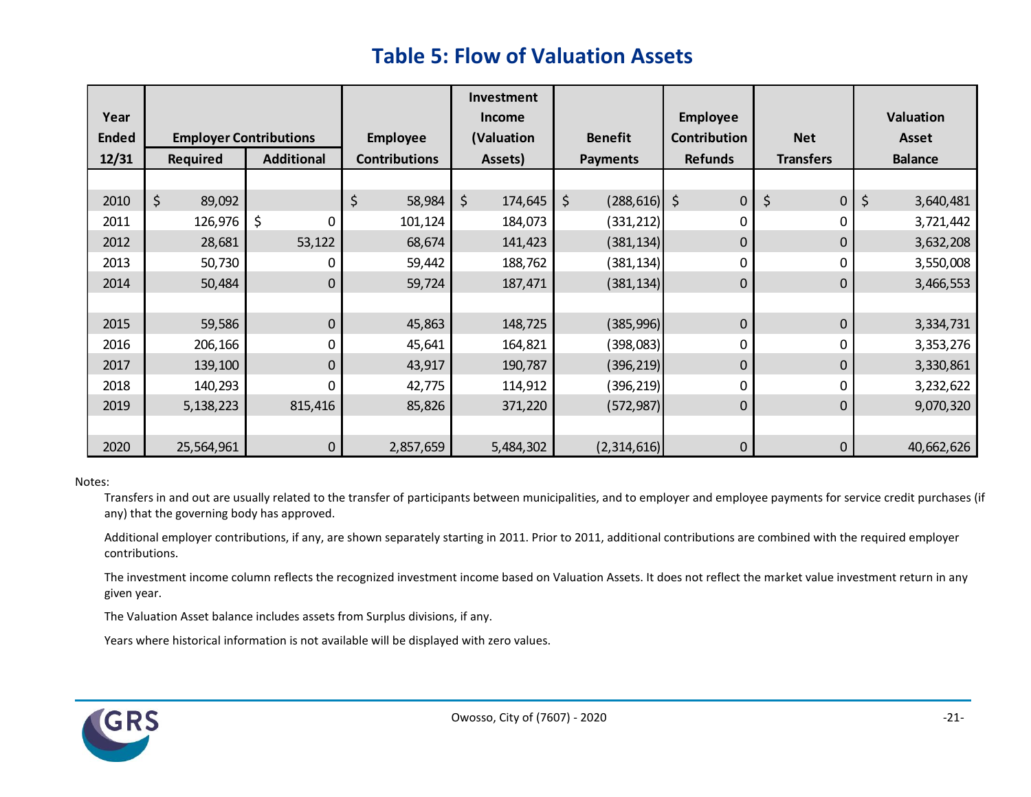# Table 5: Flow of Valuation Assets

| Year Ended 12/31 | Employer Contributions | | Employee Contributions | Investment Income (Valuation Assets) | Benefit Payments | Employee Contribution Refunds | Net Transfers | Valuation Asset Balance |
|---|---|---|---|---|---|---|---|---|
| | Required | Additional | | | | | | |
| 2010 | $ 89,092 | | $ 58,984 | $ 174,645 | $ (288,616) | $ 0 | $ 0 | $ 3,640,481 |
| 2011 | 126,976 | $ 0 | 101,124 | 184,073 | (331,212) | 0 | 0 | 3,721,442 |
| 2012 | 28,681 | 53,122 | 68,674 | 141,423 | (381,134) | 0 | 0 | 3,632,208 |
| 2013 | 50,730 | 0 | 59,442 | 188,762 | (381,134) | 0 | 0 | 3,550,008 |
| 2014 | 50,484 | 0 | 59,724 | 187,471 | (381,134) | 0 | 0 | 3,466,553 |
| 2015 | 59,586 | 0 | 45,863 | 148,725 | (385,996) | 0 | 0 | 3,334,731 |
| 2016 | 206,166 | 0 | 45,641 | 164,821 | (398,083) | 0 | 0 | 3,353,276 |
| 2017 | 139,100 | 0 | 43,917 | 190,787 | (396,219) | 0 | 0 | 3,330,861 |
| 2018 | 140,293 | 0 | 42,775 | 114,912 | (396,219) | 0 | 0 | 3,232,622 |
| 2019 | 5,138,223 | 815,416 | 85,826 | 371,220 | (572,987) | 0 | 0 | 9,070,320 |
| 2020 | 25,564,961 | 0 | 2,857,659 | 5,484,302 | (2,314,616) | 0 | 0 | 40,662,626 |

Notes:

Transfers in and out are usually related to the transfer of participants between municipalities, and to employer and employee payments for service credit purchases (if any) that the governing body has approved.

Additional employer contributions, if any, are shown separately starting in 2011. Prior to 2011, additional contributions are combined with the required employer contributions.

The investment income column reflects the recognized investment income based on Valuation Assets. It does not reflect the market value investment return in any given year.

The Valuation Asset balance includes assets from Surplus divisions, if any.

Years where historical information is not available will be displayed with zero values.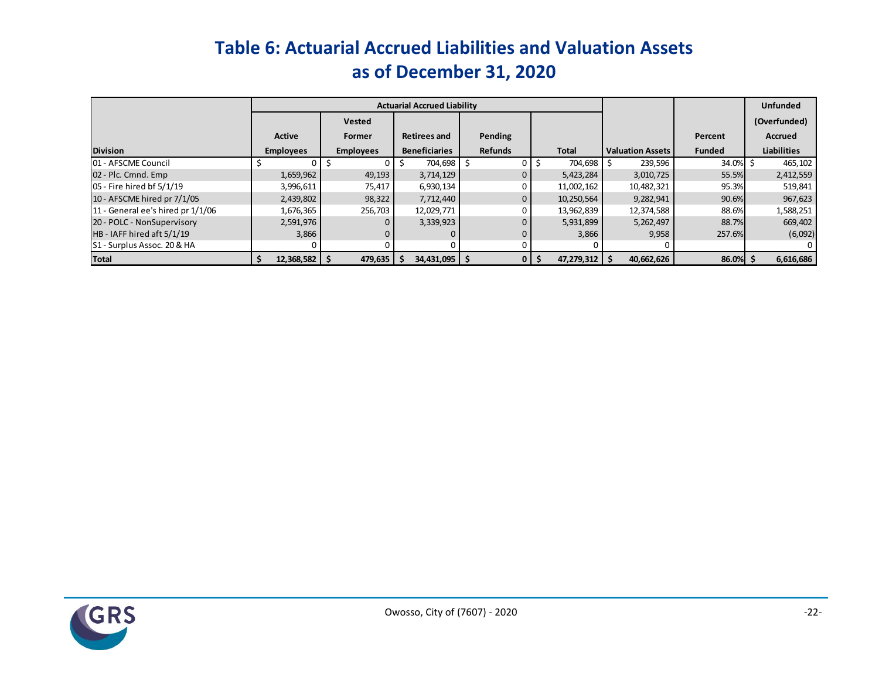# Table 6: Actuarial Accrued Liabilities and Valuation Assets as of December 31, 2020

| Division | Actuarial Accrued Liability | | | | | Valuation Assets | Percent Funded | Unfunded (Overfunded) Accrued Liabilities |
|---|---|---|---|---|---|---|---|---|
| | Active Employees | Vested Former Employees | Retirees and Beneficiaries | Pending Refunds | Total | | | |
| 01 - AFSCME Council | $ 0 | $ 0 | $ 704,698 | $ 0 | $ 704,698 | $ 239,596 | 34.0% | $ 465,102 |
| 02 - Plc. Cmnd. Emp | 1,659,962 | 49,193 | 3,714,129 | 0 | 5,423,284 | 3,010,725 | 55.5% | 2,412,559 |
| 05 - Fire hired bf 5/1/19 | 3,996,611 | 75,417 | 6,930,134 | 0 | 11,002,162 | 10,482,321 | 95.3% | 519,841 |
| 10 - AFSCME hired pr 7/1/05 | 2,439,802 | 98,322 | 7,712,440 | 0 | 10,250,564 | 9,282,941 | 90.6% | 967,623 |
| 11 - General ee's hired pr 1/1/06 | 1,676,365 | 256,703 | 12,029,771 | 0 | 13,962,839 | 12,374,588 | 88.6% | 1,588,251 |
| 20 - POLC - NonSupervisory | 2,591,976 | 0 | 3,339,923 | 0 | 5,931,899 | 5,262,497 | 88.7% | 669,402 |
| HB - IAFF hired aft 5/1/19 | 3,866 | 0 | 0 | 0 | 3,866 | 9,958 | 257.6% | (6,092) |
| S1 - Surplus Assoc. 20 & HA | 0 | 0 | 0 | 0 | 0 | 0 | | 0 |
| **Total** | **$ 12,368,582** | **$ 479,635** | **$ 34,431,095** | **$ 0** | **$ 47,279,312** | **$ 40,662,626** | **86.0%** | **$ 6,616,686** |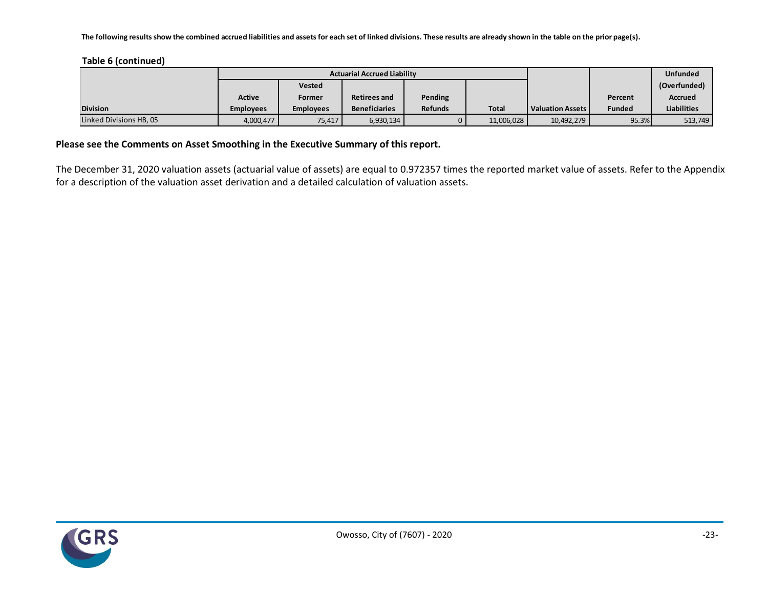**The following results show the combined accrued liabilities and assets for each set of linked divisions. These results are already shown in the table on the prior page(s).**

**Table 6 (continued)**

| Division | Actuarial Accrued Liability | | | | | Valuation Assets | Percent Funded | Unfunded (Overfunded) Accrued Liabilities |
|---|---|---|---|---|---|---|---|---|
| | Active Employees | Vested Former Employees | Retirees and Beneficiaries | Pending Refunds | Total | | | |
| Linked Divisions HB, 05 | 4,000,477 | 75,417 | 6,930,134 | 0 | 11,006,028 | 10,492,279 | 95.3% | 513,749 |

**Please see the Comments on Asset Smoothing in the Executive Summary of this report.**

The December 31, 2020 valuation assets (actuarial value of assets) are equal to 0.972357 times the reported market value of assets. Refer to the Appendix for a description of the valuation asset derivation and a detailed calculation of valuation assets.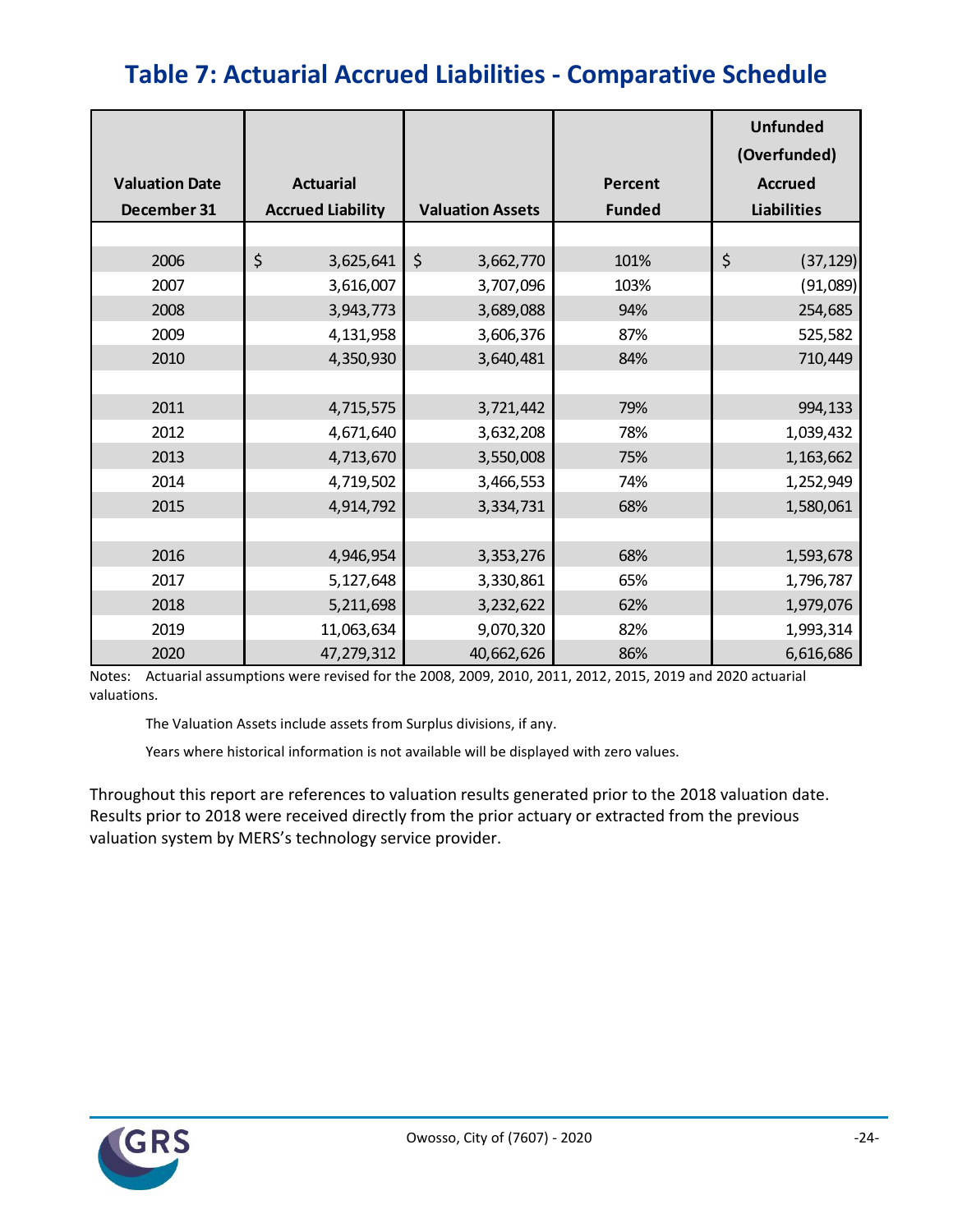# Table 7: Actuarial Accrued Liabilities - Comparative Schedule

| Valuation Date December 31 | Actuarial Accrued Liability | Valuation Assets | Percent Funded | Unfunded (Overfunded) Accrued Liabilities |
|---|---|---|---|---|
| 2006 | $ 3,625,641 | $ 3,662,770 | 101% | $ (37,129) |
| 2007 | 3,616,007 | 3,707,096 | 103% | (91,089) |
| 2008 | 3,943,773 | 3,689,088 | 94% | 254,685 |
| 2009 | 4,131,958 | 3,606,376 | 87% | 525,582 |
| 2010 | 4,350,930 | 3,640,481 | 84% | 710,449 |
| | | | | |
| 2011 | 4,715,575 | 3,721,442 | 79% | 994,133 |
| 2012 | 4,671,640 | 3,632,208 | 78% | 1,039,432 |
| 2013 | 4,713,670 | 3,550,008 | 75% | 1,163,662 |
| 2014 | 4,719,502 | 3,466,553 | 74% | 1,252,949 |
| 2015 | 4,914,792 | 3,334,731 | 68% | 1,580,061 |
| | | | | |
| 2016 | 4,946,954 | 3,353,276 | 68% | 1,593,678 |
| 2017 | 5,127,648 | 3,330,861 | 65% | 1,796,787 |
| 2018 | 5,211,698 | 3,232,622 | 62% | 1,979,076 |
| 2019 | 11,063,634 | 9,070,320 | 82% | 1,993,314 |
| 2020 | 47,279,312 | 40,662,626 | 86% | 6,616,686 |

Notes: Actuarial assumptions were revised for the 2008, 2009, 2010, 2011, 2012, 2015, 2019 and 2020 actuarial valuations.

The Valuation Assets include assets from Surplus divisions, if any.

Years where historical information is not available will be displayed with zero values.

Throughout this report are references to valuation results generated prior to the 2018 valuation date. Results prior to 2018 were received directly from the prior actuary or extracted from the previous valuation system by MERS's technology service provider.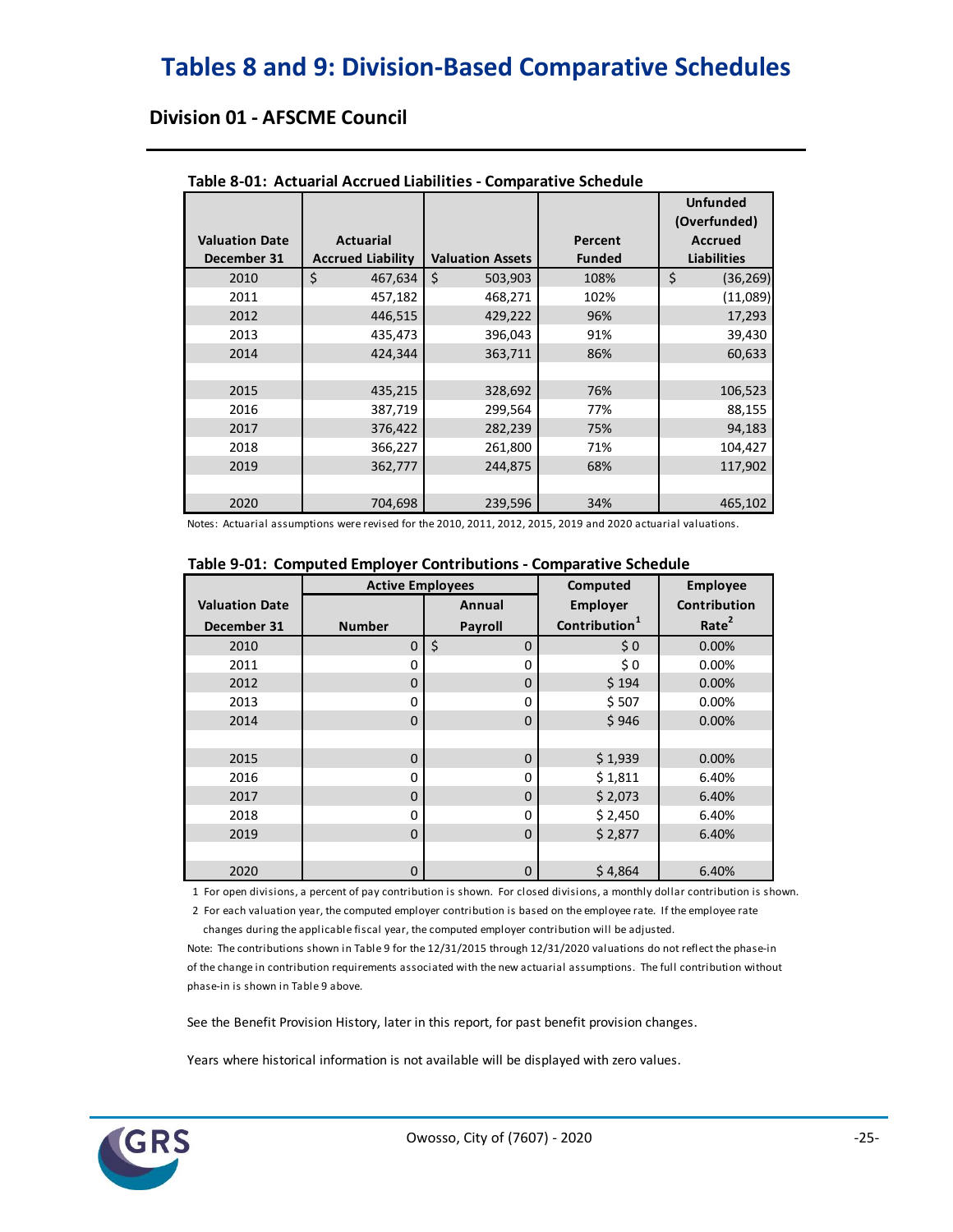# Tables 8 and 9: Division-Based Comparative Schedules

## Division 01 - AFSCME Council

**Table 8-01: Actuarial Accrued Liabilities - Comparative Schedule**

| Valuation Date December 31 | Actuarial Accrued Liability | Valuation Assets | Percent Funded | Unfunded (Overfunded) Accrued Liabilities |
|---|---|---|---|---|
| 2010 | $ 467,634 | $ 503,903 | 108% | $ (36,269) |
| 2011 | 457,182 | 468,271 | 102% | (11,089) |
| 2012 | 446,515 | 429,222 | 96% | 17,293 |
| 2013 | 435,473 | 396,043 | 91% | 39,430 |
| 2014 | 424,344 | 363,711 | 86% | 60,633 |
| | | | | |
| 2015 | 435,215 | 328,692 | 76% | 106,523 |
| 2016 | 387,719 | 299,564 | 77% | 88,155 |
| 2017 | 376,422 | 282,239 | 75% | 94,183 |
| 2018 | 366,227 | 261,800 | 71% | 104,427 |
| 2019 | 362,777 | 244,875 | 68% | 117,902 |
| | | | | |
| 2020 | 704,698 | 239,596 | 34% | 465,102 |

Notes: Actuarial assumptions were revised for the 2010, 2011, 2012, 2015, 2019 and 2020 actuarial valuations.

**Table 9-01: Computed Employer Contributions - Comparative Schedule**

| Valuation Date | Active Employees | | Computed Employer | Employee Contribution |
|---|---|---|---|---|
| December 31 | Number | Annual Payroll | Contribution[1] | Rate[2] |
| 2010 | 0 | $ 0 | $ 0 | 0.00% |
| 2011 | 0 | 0 | $ 0 | 0.00% |
| 2012 | 0 | 0 | $ 194 | 0.00% |
| 2013 | 0 | 0 | $ 507 | 0.00% |
| 2014 | 0 | 0 | $ 946 | 0.00% |
| | | | | |
| 2015 | 0 | 0 | $ 1,939 | 0.00% |
| 2016 | 0 | 0 | $ 1,811 | 6.40% |
| 2017 | 0 | 0 | $ 2,073 | 6.40% |
| 2018 | 0 | 0 | $ 2,450 | 6.40% |
| 2019 | 0 | 0 | $ 2,877 | 6.40% |
| | | | | |
| 2020 | 0 | 0 | $ 4,864 | 6.40% |

1 For open divisions, a percent of pay contribution is shown. For closed divisions, a monthly dollar contribution is shown.

2 For each valuation year, the computed employer contribution is based on the employee rate. If the employee rate changes during the applicable fiscal year, the computed employer contribution will be adjusted.

Note: The contributions shown in Table 9 for the 12/31/2015 through 12/31/2020 valuations do not reflect the phase-in of the change in contribution requirements associated with the new actuarial assumptions. The full contribution without phase-in is shown in Table 9 above.

See the Benefit Provision History, later in this report, for past benefit provision changes.

Years where historical information is not available will be displayed with zero values.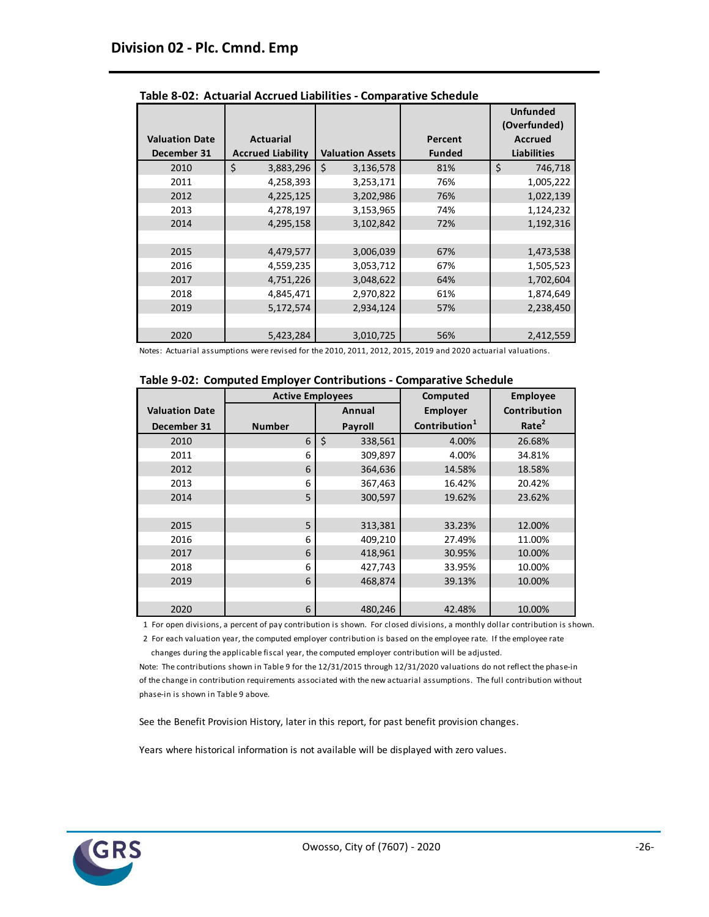## Division 02 - Plc. Cmnd. Emp

**Table 8-02: Actuarial Accrued Liabilities - Comparative Schedule**

| Valuation Date December 31 | Actuarial Accrued Liability | Valuation Assets | Percent Funded | Unfunded (Overfunded) Accrued Liabilities |
|---|---|---|---|---|
| 2010 | $ 3,883,296 | $ 3,136,578 | 81% | $ 746,718 |
| 2011 | 4,258,393 | 3,253,171 | 76% | 1,005,222 |
| 2012 | 4,225,125 | 3,202,986 | 76% | 1,022,139 |
| 2013 | 4,278,197 | 3,153,965 | 74% | 1,124,232 |
| 2014 | 4,295,158 | 3,102,842 | 72% | 1,192,316 |
| | | | | |
| 2015 | 4,479,577 | 3,006,039 | 67% | 1,473,538 |
| 2016 | 4,559,235 | 3,053,712 | 67% | 1,505,523 |
| 2017 | 4,751,226 | 3,048,622 | 64% | 1,702,604 |
| 2018 | 4,845,471 | 2,970,822 | 61% | 1,874,649 |
| 2019 | 5,172,574 | 2,934,124 | 57% | 2,238,450 |
| | | | | |
| 2020 | 5,423,284 | 3,010,725 | 56% | 2,412,559 |

Notes: Actuarial assumptions were revised for the 2010, 2011, 2012, 2015, 2019 and 2020 actuarial valuations.

**Table 9-02: Computed Employer Contributions - Comparative Schedule**

| Valuation Date December 31 | Active Employees | | Computed Employer Contribution[1] | Employee Contribution Rate[2] |
|---|---|---|---|---|
| | Number | Annual Payroll | | |
| 2010 | 6 | $ 338,561 | 4.00% | 26.68% |
| 2011 | 6 | 309,897 | 4.00% | 34.81% |
| 2012 | 6 | 364,636 | 14.58% | 18.58% |
| 2013 | 6 | 367,463 | 16.42% | 20.42% |
| 2014 | 5 | 300,597 | 19.62% | 23.62% |
| | | | | |
| 2015 | 5 | 313,381 | 33.23% | 12.00% |
| 2016 | 6 | 409,210 | 27.49% | 11.00% |
| 2017 | 6 | 418,961 | 30.95% | 10.00% |
| 2018 | 6 | 427,743 | 33.95% | 10.00% |
| 2019 | 6 | 468,874 | 39.13% | 10.00% |
| | | | | |
| 2020 | 6 | 480,246 | 42.48% | 10.00% |

1 For open divisions, a percent of pay contribution is shown. For closed divisions, a monthly dollar contribution is shown.

2 For each valuation year, the computed employer contribution is based on the employee rate. If the employee rate changes during the applicable fiscal year, the computed employer contribution will be adjusted.

Note: The contributions shown in Table 9 for the 12/31/2015 through 12/31/2020 valuations do not reflect the phase-in of the change in contribution requirements associated with the new actuarial assumptions. The full contribution without phase-in is shown in Table 9 above.

See the Benefit Provision History, later in this report, for past benefit provision changes.

Years where historical information is not available will be displayed with zero values.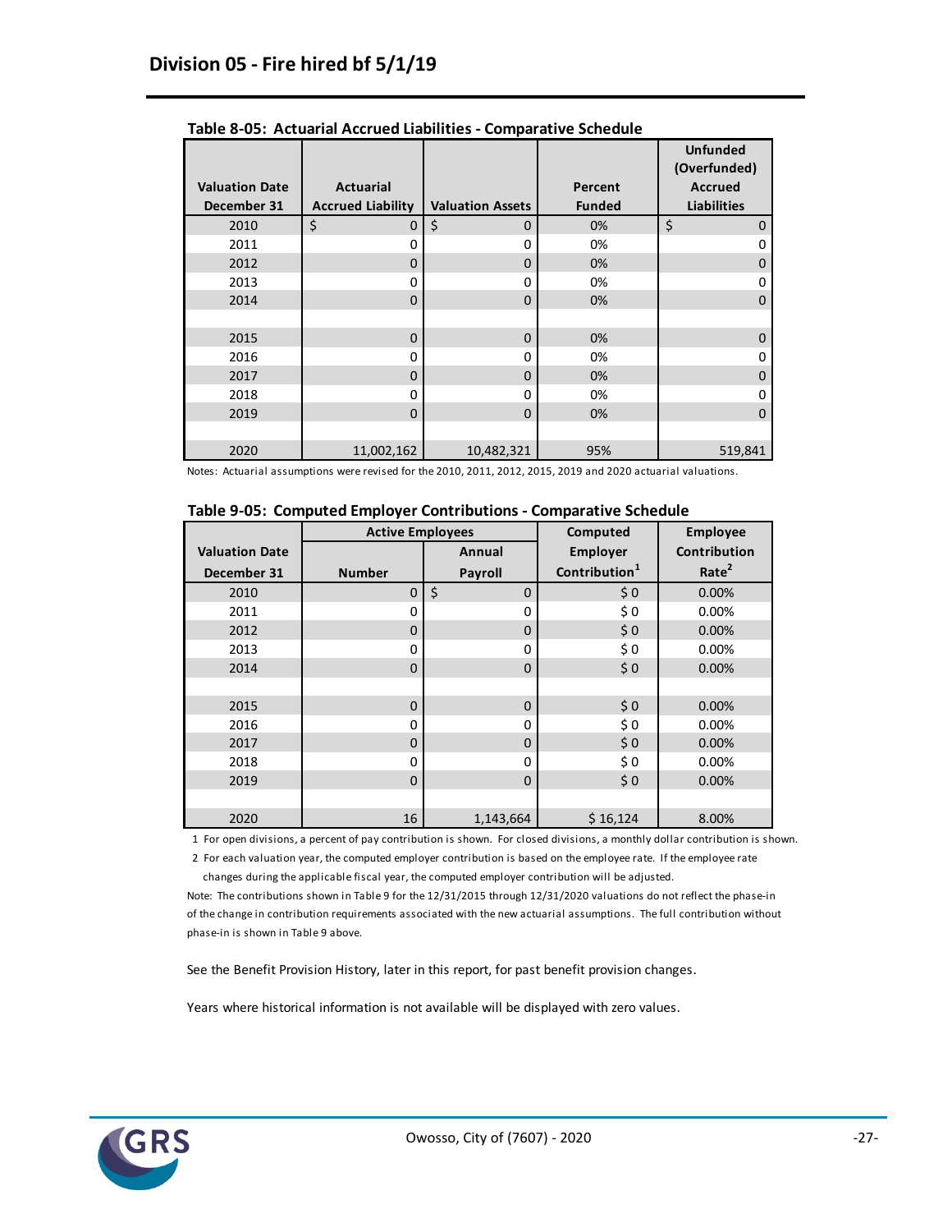# Division 05 - Fire hired bf 5/1/19

**Table 8-05: Actuarial Accrued Liabilities - Comparative Schedule**

| Valuation Date December 31 | Actuarial Accrued Liability | Valuation Assets | Percent Funded | Unfunded (Overfunded) Accrued Liabilities |
|---|---|---|---|---|
| 2010 | $ 0 | $ 0 | 0% | $ 0 |
| 2011 | 0 | 0 | 0% | 0 |
| 2012 | 0 | 0 | 0% | 0 |
| 2013 | 0 | 0 | 0% | 0 |
| 2014 | 0 | 0 | 0% | 0 |
| | | | | |
| 2015 | 0 | 0 | 0% | 0 |
| 2016 | 0 | 0 | 0% | 0 |
| 2017 | 0 | 0 | 0% | 0 |
| 2018 | 0 | 0 | 0% | 0 |
| 2019 | 0 | 0 | 0% | 0 |
| | | | | |
| 2020 | 11,002,162 | 10,482,321 | 95% | 519,841 |

Notes: Actuarial assumptions were revised for the 2010, 2011, 2012, 2015, 2019 and 2020 actuarial valuations.

**Table 9-05: Computed Employer Contributions - Comparative Schedule**

| Valuation Date | Active Employees | | Computed | Employee |
|---|---|---|---|---|
| December 31 | Number | Annual Payroll | Employer Contribution[1] | Contribution Rate[2] |
| 2010 | 0 | $ 0 | $ 0 | 0.00% |
| 2011 | 0 | 0 | $ 0 | 0.00% |
| 2012 | 0 | 0 | $ 0 | 0.00% |
| 2013 | 0 | 0 | $ 0 | 0.00% |
| 2014 | 0 | 0 | $ 0 | 0.00% |
| | | | | |
| 2015 | 0 | 0 | $ 0 | 0.00% |
| 2016 | 0 | 0 | $ 0 | 0.00% |
| 2017 | 0 | 0 | $ 0 | 0.00% |
| 2018 | 0 | 0 | $ 0 | 0.00% |
| 2019 | 0 | 0 | $ 0 | 0.00% |
| | | | | |
| 2020 | 16 | 1,143,664 | $ 16,124 | 8.00% |

1 For open divisions, a percent of pay contribution is shown. For closed divisions, a monthly dollar contribution is shown.

2 For each valuation year, the computed employer contribution is based on the employee rate. If the employee rate changes during the applicable fiscal year, the computed employer contribution will be adjusted.

Note: The contributions shown in Table 9 for the 12/31/2015 through 12/31/2020 valuations do not reflect the phase-in of the change in contribution requirements associated with the new actuarial assumptions. The full contribution without phase-in is shown in Table 9 above.

See the Benefit Provision History, later in this report, for past benefit provision changes.

Years where historical information is not available will be displayed with zero values.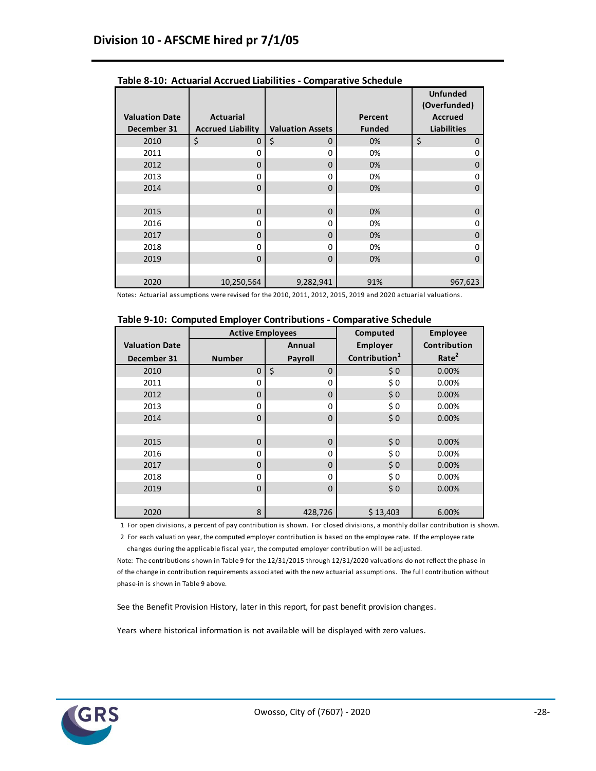## Division 10 - AFSCME hired pr 7/1/05

**Table 8-10: Actuarial Accrued Liabilities - Comparative Schedule**

| Valuation Date December 31 | Actuarial Accrued Liability | Valuation Assets | Percent Funded | Unfunded (Overfunded) Accrued Liabilities |
|---|---|---|---|---|
| 2010 | $ 0 | $ 0 | 0% | $ 0 |
| 2011 | 0 | 0 | 0% | 0 |
| 2012 | 0 | 0 | 0% | 0 |
| 2013 | 0 | 0 | 0% | 0 |
| 2014 | 0 | 0 | 0% | 0 |
| | | | | |
| 2015 | 0 | 0 | 0% | 0 |
| 2016 | 0 | 0 | 0% | 0 |
| 2017 | 0 | 0 | 0% | 0 |
| 2018 | 0 | 0 | 0% | 0 |
| 2019 | 0 | 0 | 0% | 0 |
| | | | | |
| 2020 | 10,250,564 | 9,282,941 | 91% | 967,623 |

Notes: Actuarial assumptions were revised for the 2010, 2011, 2012, 2015, 2019 and 2020 actuarial valuations.

**Table 9-10: Computed Employer Contributions - Comparative Schedule**

| Valuation Date December 31 | Active Employees | | Computed Employer Contribution[1] | Employee Contribution Rate[2] |
|---|---|---|---|---|
| | Number | Annual Payroll | | |
| 2010 | 0 | $ 0 | $ 0 | 0.00% |
| 2011 | 0 | 0 | $ 0 | 0.00% |
| 2012 | 0 | 0 | $ 0 | 0.00% |
| 2013 | 0 | 0 | $ 0 | 0.00% |
| 2014 | 0 | 0 | $ 0 | 0.00% |
| | | | | |
| 2015 | 0 | 0 | $ 0 | 0.00% |
| 2016 | 0 | 0 | $ 0 | 0.00% |
| 2017 | 0 | 0 | $ 0 | 0.00% |
| 2018 | 0 | 0 | $ 0 | 0.00% |
| 2019 | 0 | 0 | $ 0 | 0.00% |
| | | | | |
| 2020 | 8 | 428,726 | $ 13,403 | 6.00% |

1 For open divisions, a percent of pay contribution is shown. For closed divisions, a monthly dollar contribution is shown.

2 For each valuation year, the computed employer contribution is based on the employee rate. If the employee rate changes during the applicable fiscal year, the computed employer contribution will be adjusted.

Note: The contributions shown in Table 9 for the 12/31/2015 through 12/31/2020 valuations do not reflect the phase-in of the change in contribution requirements associated with the new actuarial assumptions. The full contribution without phase-in is shown in Table 9 above.

See the Benefit Provision History, later in this report, for past benefit provision changes.

Years where historical information is not available will be displayed with zero values.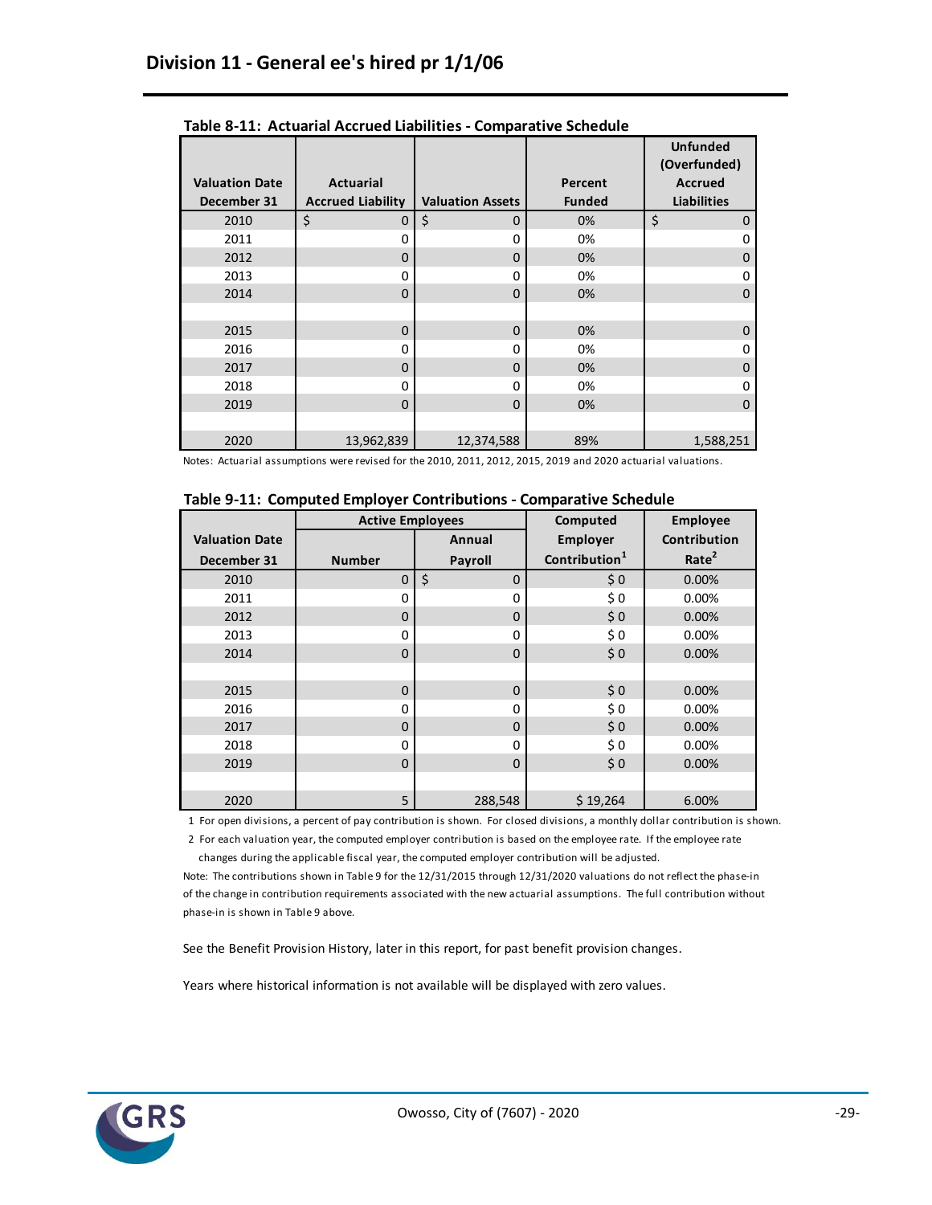# Division 11 - General ee's hired pr 1/1/06

**Table 8-11: Actuarial Accrued Liabilities - Comparative Schedule**

| Valuation Date December 31 | Actuarial Accrued Liability | Valuation Assets | Percent Funded | Unfunded (Overfunded) Accrued Liabilities |
|---|---|---|---|---|
| 2010 | $ 0 | $ 0 | 0% | $ 0 |
| 2011 | 0 | 0 | 0% | 0 |
| 2012 | 0 | 0 | 0% | 0 |
| 2013 | 0 | 0 | 0% | 0 |
| 2014 | 0 | 0 | 0% | 0 |
| | | | | |
| 2015 | 0 | 0 | 0% | 0 |
| 2016 | 0 | 0 | 0% | 0 |
| 2017 | 0 | 0 | 0% | 0 |
| 2018 | 0 | 0 | 0% | 0 |
| 2019 | 0 | 0 | 0% | 0 |
| | | | | |
| 2020 | 13,962,839 | 12,374,588 | 89% | 1,588,251 |

Notes: Actuarial assumptions were revised for the 2010, 2011, 2012, 2015, 2019 and 2020 actuarial valuations.

**Table 9-11: Computed Employer Contributions - Comparative Schedule**

| Valuation Date December 31 | Active Employees | | Computed Employer Contribution[1] | Employee Contribution Rate[2] |
|---|---|---|---|---|
| | Number | Annual Payroll | | |
| 2010 | 0 | $ 0 | $ 0 | 0.00% |
| 2011 | 0 | 0 | $ 0 | 0.00% |
| 2012 | 0 | 0 | $ 0 | 0.00% |
| 2013 | 0 | 0 | $ 0 | 0.00% |
| 2014 | 0 | 0 | $ 0 | 0.00% |
| | | | | |
| 2015 | 0 | 0 | $ 0 | 0.00% |
| 2016 | 0 | 0 | $ 0 | 0.00% |
| 2017 | 0 | 0 | $ 0 | 0.00% |
| 2018 | 0 | 0 | $ 0 | 0.00% |
| 2019 | 0 | 0 | $ 0 | 0.00% |
| | | | | |
| 2020 | 5 | 288,548 | $ 19,264 | 6.00% |

1 For open divisions, a percent of pay contribution is shown. For closed divisions, a monthly dollar contribution is shown.

2 For each valuation year, the computed employer contribution is based on the employee rate. If the employee rate changes during the applicable fiscal year, the computed employer contribution will be adjusted.

Note: The contributions shown in Table 9 for the 12/31/2015 through 12/31/2020 valuations do not reflect the phase-in of the change in contribution requirements associated with the new actuarial assumptions. The full contribution without phase-in is shown in Table 9 above.

See the Benefit Provision History, later in this report, for past benefit provision changes.

Years where historical information is not available will be displayed with zero values.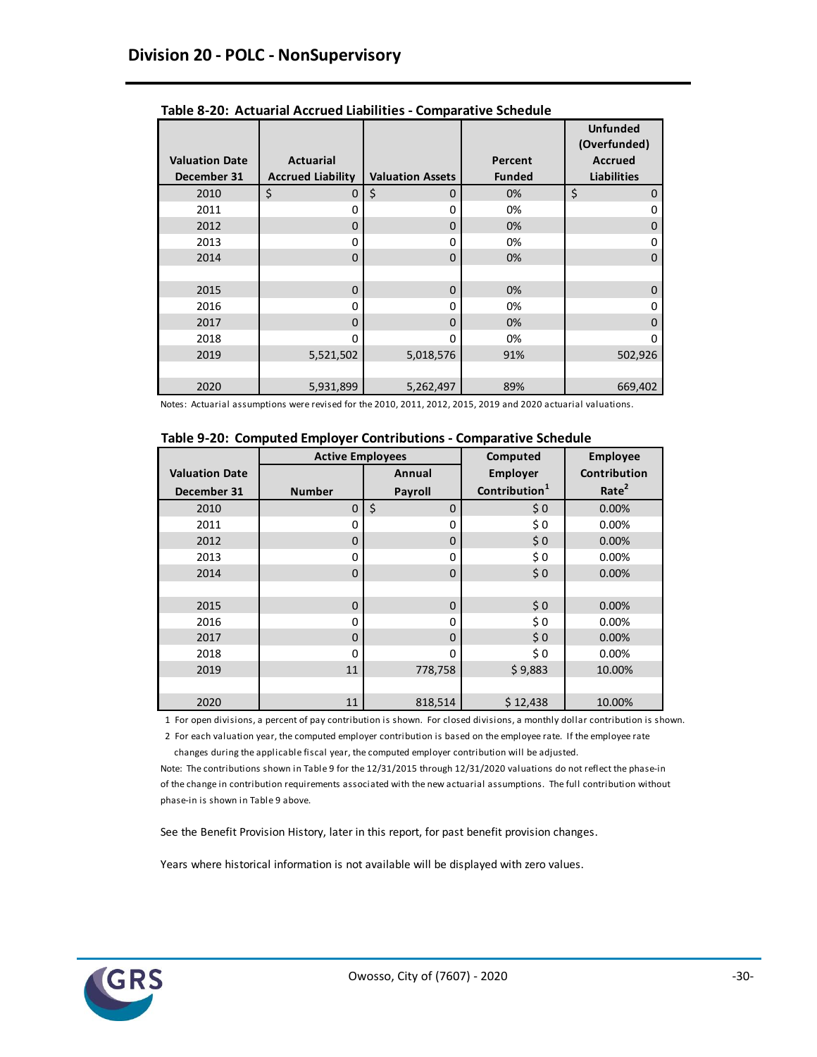## Division 20 - POLC - NonSupervisory

**Table 8-20: Actuarial Accrued Liabilities - Comparative Schedule**

| Valuation Date December 31 | Actuarial Accrued Liability | Valuation Assets | Percent Funded | Unfunded (Overfunded) Accrued Liabilities |
|---|---|---|---|---|
| 2010 | $ 0 | $ 0 | 0% | $ 0 |
| 2011 | 0 | 0 | 0% | 0 |
| 2012 | 0 | 0 | 0% | 0 |
| 2013 | 0 | 0 | 0% | 0 |
| 2014 | 0 | 0 | 0% | 0 |
| | | | | |
| 2015 | 0 | 0 | 0% | 0 |
| 2016 | 0 | 0 | 0% | 0 |
| 2017 | 0 | 0 | 0% | 0 |
| 2018 | 0 | 0 | 0% | 0 |
| 2019 | 5,521,502 | 5,018,576 | 91% | 502,926 |
| | | | | |
| 2020 | 5,931,899 | 5,262,497 | 89% | 669,402 |

Notes: Actuarial assumptions were revised for the 2010, 2011, 2012, 2015, 2019 and 2020 actuarial valuations.

**Table 9-20: Computed Employer Contributions - Comparative Schedule**

| Valuation Date December 31 | Active Employees | | Computed Employer Contribution[1] | Employee Contribution Rate[2] |
|---|---|---|---|---|
| | Number | Annual Payroll | | |
| 2010 | 0 | $ 0 | $ 0 | 0.00% |
| 2011 | 0 | 0 | $ 0 | 0.00% |
| 2012 | 0 | 0 | $ 0 | 0.00% |
| 2013 | 0 | 0 | $ 0 | 0.00% |
| 2014 | 0 | 0 | $ 0 | 0.00% |
| | | | | |
| 2015 | 0 | 0 | $ 0 | 0.00% |
| 2016 | 0 | 0 | $ 0 | 0.00% |
| 2017 | 0 | 0 | $ 0 | 0.00% |
| 2018 | 0 | 0 | $ 0 | 0.00% |
| 2019 | 11 | 778,758 | $ 9,883 | 10.00% |
| | | | | |
| 2020 | 11 | 818,514 | $ 12,438 | 10.00% |

1 For open divisions, a percent of pay contribution is shown. For closed divisions, a monthly dollar contribution is shown.

2 For each valuation year, the computed employer contribution is based on the employee rate. If the employee rate changes during the applicable fiscal year, the computed employer contribution will be adjusted.

Note: The contributions shown in Table 9 for the 12/31/2015 through 12/31/2020 valuations do not reflect the phase-in of the change in contribution requirements associated with the new actuarial assumptions. The full contribution without phase-in is shown in Table 9 above.

See the Benefit Provision History, later in this report, for past benefit provision changes.

Years where historical information is not available will be displayed with zero values.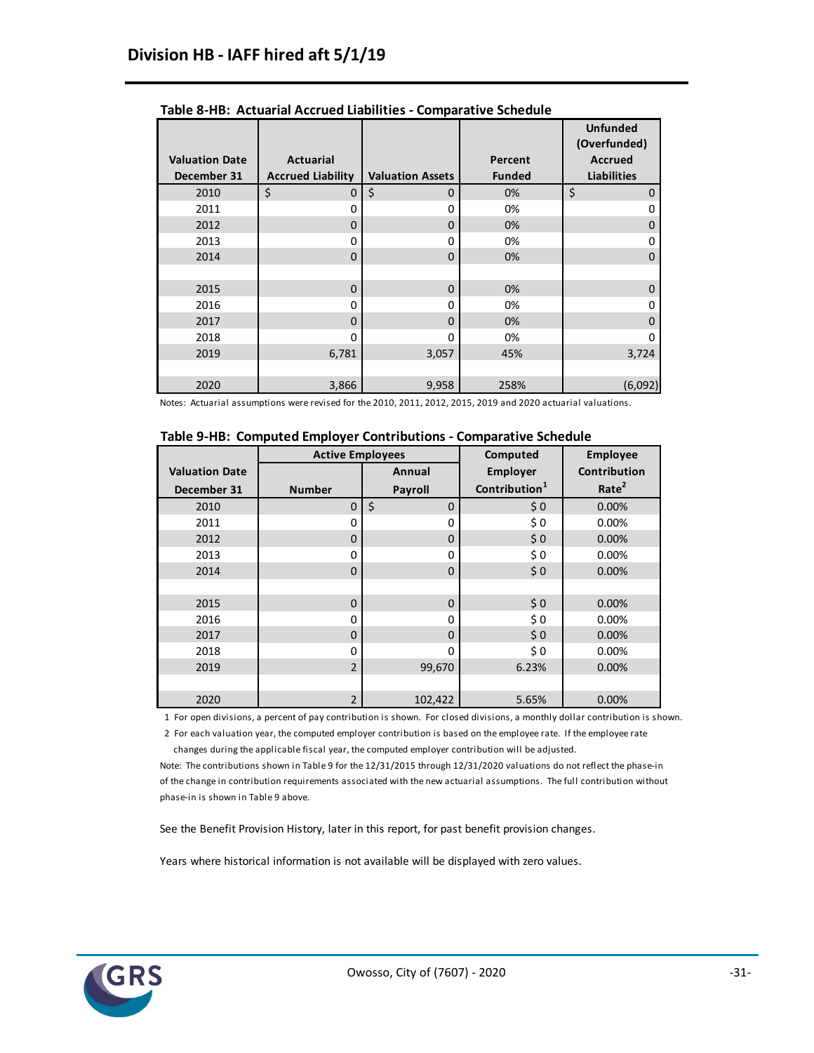## Division HB - IAFF hired aft 5/1/19

**Table 8-HB: Actuarial Accrued Liabilities - Comparative Schedule**

| Valuation Date December 31 | Actuarial Accrued Liability | Valuation Assets | Percent Funded | Unfunded (Overfunded) Accrued Liabilities |
|---|---|---|---|---|
| 2010 | $ 0 | $ 0 | 0% | $ 0 |
| 2011 | 0 | 0 | 0% | 0 |
| 2012 | 0 | 0 | 0% | 0 |
| 2013 | 0 | 0 | 0% | 0 |
| 2014 | 0 | 0 | 0% | 0 |
| | | | | |
| 2015 | 0 | 0 | 0% | 0 |
| 2016 | 0 | 0 | 0% | 0 |
| 2017 | 0 | 0 | 0% | 0 |
| 2018 | 0 | 0 | 0% | 0 |
| 2019 | 6,781 | 3,057 | 45% | 3,724 |
| | | | | |
| 2020 | 3,866 | 9,958 | 258% | (6,092) |

Notes: Actuarial assumptions were revised for the 2010, 2011, 2012, 2015, 2019 and 2020 actuarial valuations.

**Table 9-HB: Computed Employer Contributions - Comparative Schedule**

| Valuation Date December 31 | Active Employees | | Computed Employer Contribution[1] | Employee Contribution Rate[2] |
|---|---|---|---|---|
| | Number | Annual Payroll | | |
| 2010 | 0 | $ 0 | $ 0 | 0.00% |
| 2011 | 0 | 0 | $ 0 | 0.00% |
| 2012 | 0 | 0 | $ 0 | 0.00% |
| 2013 | 0 | 0 | $ 0 | 0.00% |
| 2014 | 0 | 0 | $ 0 | 0.00% |
| | | | | |
| 2015 | 0 | 0 | $ 0 | 0.00% |
| 2016 | 0 | 0 | $ 0 | 0.00% |
| 2017 | 0 | 0 | $ 0 | 0.00% |
| 2018 | 0 | 0 | $ 0 | 0.00% |
| 2019 | 2 | 99,670 | 6.23% | 0.00% |
| | | | | |
| 2020 | 2 | 102,422 | 5.65% | 0.00% |

1 For open divisions, a percent of pay contribution is shown. For closed divisions, a monthly dollar contribution is shown.

2 For each valuation year, the computed employer contribution is based on the employee rate. If the employee rate changes during the applicable fiscal year, the computed employer contribution will be adjusted.

Note: The contributions shown in Table 9 for the 12/31/2015 through 12/31/2020 valuations do not reflect the phase-in of the change in contribution requirements associated with the new actuarial assumptions. The full contribution without phase-in is shown in Table 9 above.

See the Benefit Provision History, later in this report, for past benefit provision changes.

Years where historical information is not available will be displayed with zero values.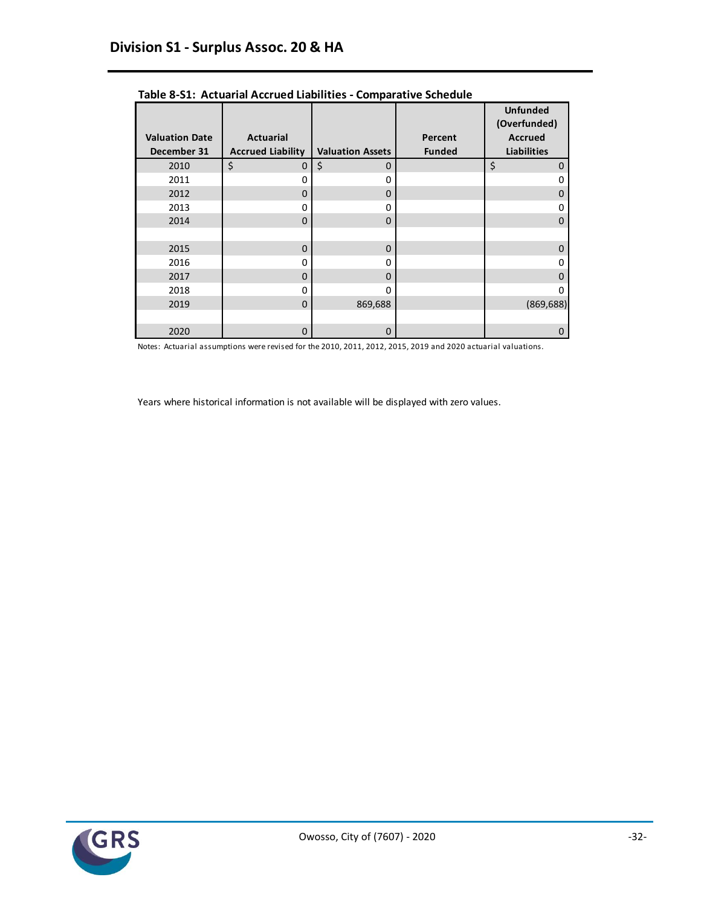## Division S1 - Surplus Assoc. 20 & HA

**Table 8-S1: Actuarial Accrued Liabilities - Comparative Schedule**

| Valuation Date December 31 | Actuarial Accrued Liability | Valuation Assets | Percent Funded | Unfunded (Overfunded) Accrued Liabilities |
|---|---|---|---|---|
| 2010 | $ 0 | $ 0 | | $ 0 |
| 2011 | 0 | 0 | | 0 |
| 2012 | 0 | 0 | | 0 |
| 2013 | 0 | 0 | | 0 |
| 2014 | 0 | 0 | | 0 |
| | | | | |
| 2015 | 0 | 0 | | 0 |
| 2016 | 0 | 0 | | 0 |
| 2017 | 0 | 0 | | 0 |
| 2018 | 0 | 0 | | 0 |
| 2019 | 0 | 869,688 | | (869,688) |
| | | | | |
| 2020 | 0 | 0 | | 0 |

Notes: Actuarial assumptions were revised for the 2010, 2011, 2012, 2015, 2019 and 2020 actuarial valuations.

Years where historical information is not available will be displayed with zero values.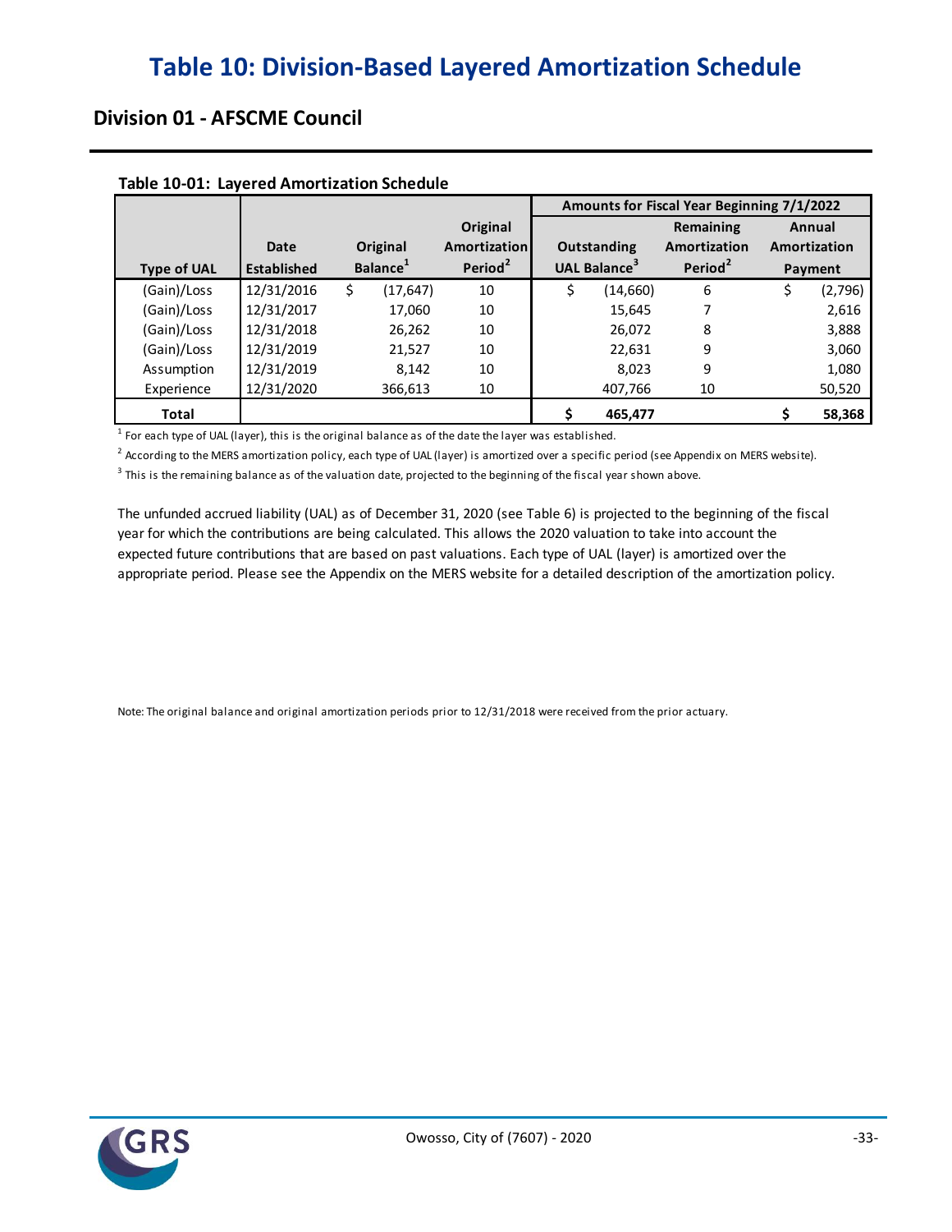# Table 10: Division-Based Layered Amortization Schedule

## Division 01 - AFSCME Council

**Table 10-01: Layered Amortization Schedule**

| | | | | Amounts for Fiscal Year Beginning 7/1/2022 | | |
|---|---|---|---|---|---|---|
| Type of UAL | Date Established | Original Balance[1] | Original Amortization Period[2] | Outstanding UAL Balance[3] | Remaining Amortization Period[2] | Annual Amortization Payment |
| (Gain)/Loss | 12/31/2016 | $ (17,647) | 10 | $ (14,660) | 6 | $ (2,796) |
| (Gain)/Loss | 12/31/2017 | 17,060 | 10 | 15,645 | 7 | 2,616 |
| (Gain)/Loss | 12/31/2018 | 26,262 | 10 | 26,072 | 8 | 3,888 |
| (Gain)/Loss | 12/31/2019 | 21,527 | 10 | 22,631 | 9 | 3,060 |
| Assumption | 12/31/2019 | 8,142 | 10 | 8,023 | 9 | 1,080 |
| Experience | 12/31/2020 | 366,613 | 10 | 407,766 | 10 | 50,520 |
| **Total** | | | | **$ 465,477** | | **$ 58,368** |

[1] For each type of UAL (layer), this is the original balance as of the date the layer was established.

[2] According to the MERS amortization policy, each type of UAL (layer) is amortized over a specific period (see Appendix on MERS website).

[3] This is the remaining balance as of the valuation date, projected to the beginning of the fiscal year shown above.

The unfunded accrued liability (UAL) as of December 31, 2020 (see Table 6) is projected to the beginning of the fiscal year for which the contributions are being calculated. This allows the 2020 valuation to take into account the expected future contributions that are based on past valuations. Each type of UAL (layer) is amortized over the appropriate period. Please see the Appendix on the MERS website for a detailed description of the amortization policy.

Note: The original balance and original amortization periods prior to 12/31/2018 were received from the prior actuary.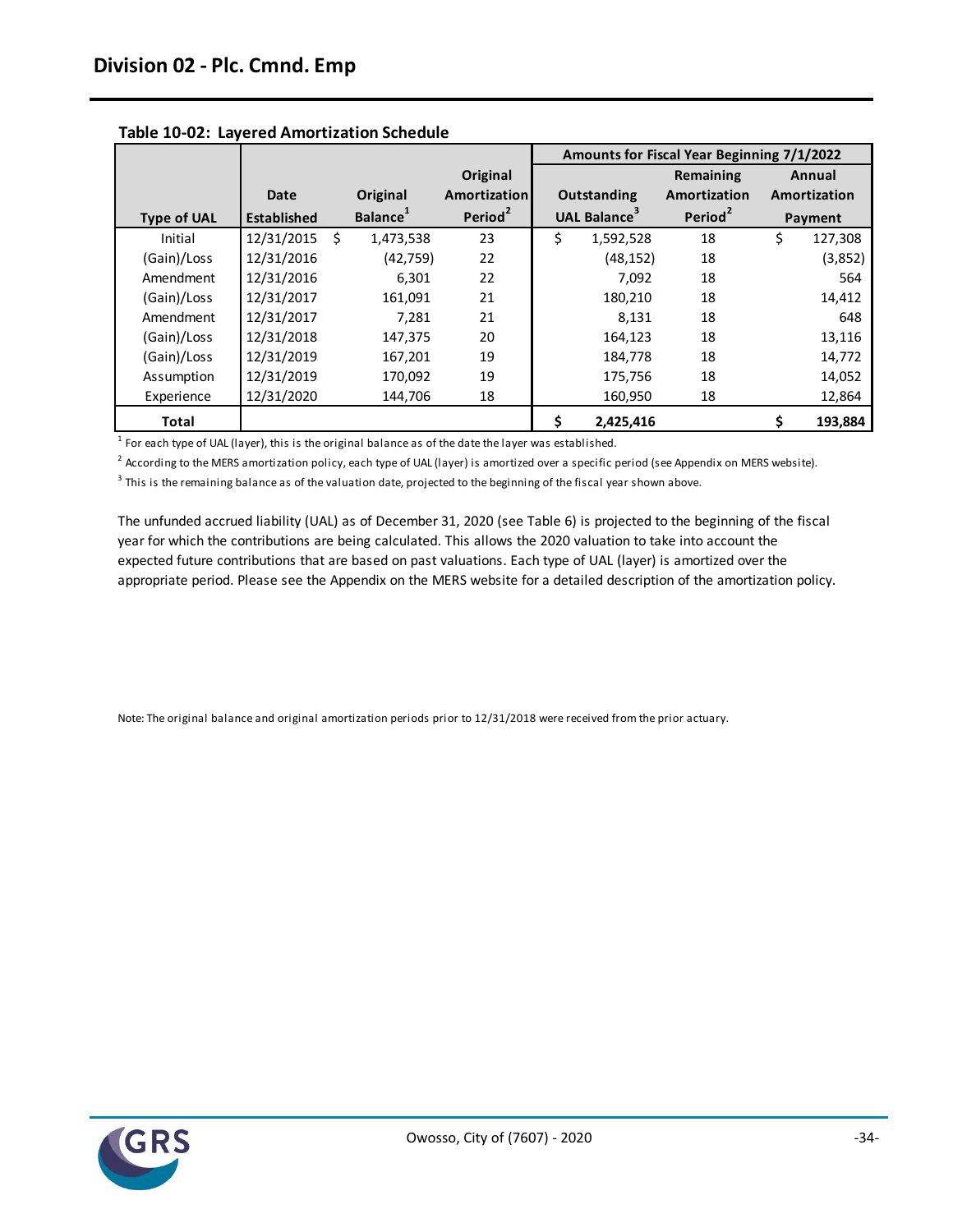## Division 02 - Plc. Cmnd. Emp

**Table 10-02: Layered Amortization Schedule**

| | | | | Amounts for Fiscal Year Beginning 7/1/2022 | | |
|---|---|---|---|---|---|---|
| **Type of UAL** | **Date Established** | **Original Balance[1]** | **Original Amortization Period[2]** | **Outstanding UAL Balance[3]** | **Remaining Amortization Period[2]** | **Annual Amortization Payment** |
| Initial | 12/31/2015 | $ 1,473,538 | 23 | $ 1,592,528 | 18 | $ 127,308 |
| (Gain)/Loss | 12/31/2016 | (42,759) | 22 | (48,152) | 18 | (3,852) |
| Amendment | 12/31/2016 | 6,301 | 22 | 7,092 | 18 | 564 |
| (Gain)/Loss | 12/31/2017 | 161,091 | 21 | 180,210 | 18 | 14,412 |
| Amendment | 12/31/2017 | 7,281 | 21 | 8,131 | 18 | 648 |
| (Gain)/Loss | 12/31/2018 | 147,375 | 20 | 164,123 | 18 | 13,116 |
| (Gain)/Loss | 12/31/2019 | 167,201 | 19 | 184,778 | 18 | 14,772 |
| Assumption | 12/31/2019 | 170,092 | 19 | 175,756 | 18 | 14,052 |
| Experience | 12/31/2020 | 144,706 | 18 | 160,950 | 18 | 12,864 |
| **Total** | | | | **$ 2,425,416** | | **$ 193,884** |

[1] For each type of UAL (layer), this is the original balance as of the date the layer was established.

[2] According to the MERS amortization policy, each type of UAL (layer) is amortized over a specific period (see Appendix on MERS website).

[3] This is the remaining balance as of the valuation date, projected to the beginning of the fiscal year shown above.

The unfunded accrued liability (UAL) as of December 31, 2020 (see Table 6) is projected to the beginning of the fiscal year for which the contributions are being calculated. This allows the 2020 valuation to take into account the expected future contributions that are based on past valuations. Each type of UAL (layer) is amortized over the appropriate period. Please see the Appendix on the MERS website for a detailed description of the amortization policy.

Note: The original balance and original amortization periods prior to 12/31/2018 were received from the prior actuary.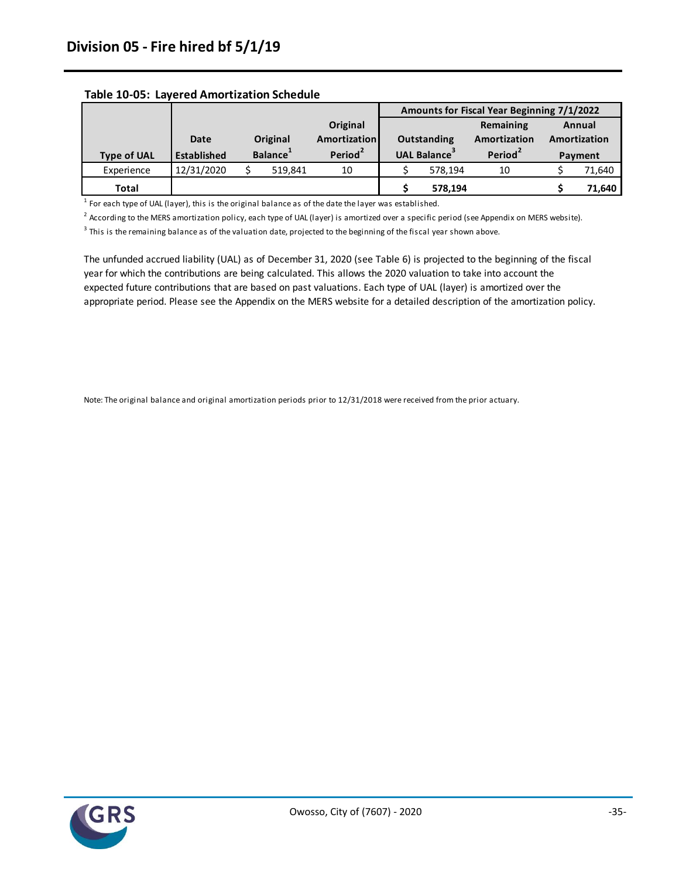# Division 05 - Fire hired bf 5/1/19

**Table 10-05: Layered Amortization Schedule**

| | | | | Amounts for Fiscal Year Beginning 7/1/2022 | | |
|---|---|---|---|---|---|---|
| **Type of UAL** | **Date Established** | **Original Balance**[1] | **Original Amortization Period**[2] | **Outstanding UAL Balance**[3] | **Remaining Amortization Period**[2] | **Annual Amortization Payment** |
| Experience | 12/31/2020 | $ 519,841 | 10 | $ 578,194 | 10 | $ 71,640 |
| **Total** | | | | **$ 578,194** | | **$ 71,640** |

[1] For each type of UAL (layer), this is the original balance as of the date the layer was established.

[2] According to the MERS amortization policy, each type of UAL (layer) is amortized over a specific period (see Appendix on MERS website).

[3] This is the remaining balance as of the valuation date, projected to the beginning of the fiscal year shown above.

The unfunded accrued liability (UAL) as of December 31, 2020 (see Table 6) is projected to the beginning of the fiscal year for which the contributions are being calculated. This allows the 2020 valuation to take into account the expected future contributions that are based on past valuations. Each type of UAL (layer) is amortized over the appropriate period. Please see the Appendix on the MERS website for a detailed description of the amortization policy.

Note: The original balance and original amortization periods prior to 12/31/2018 were received from the prior actuary.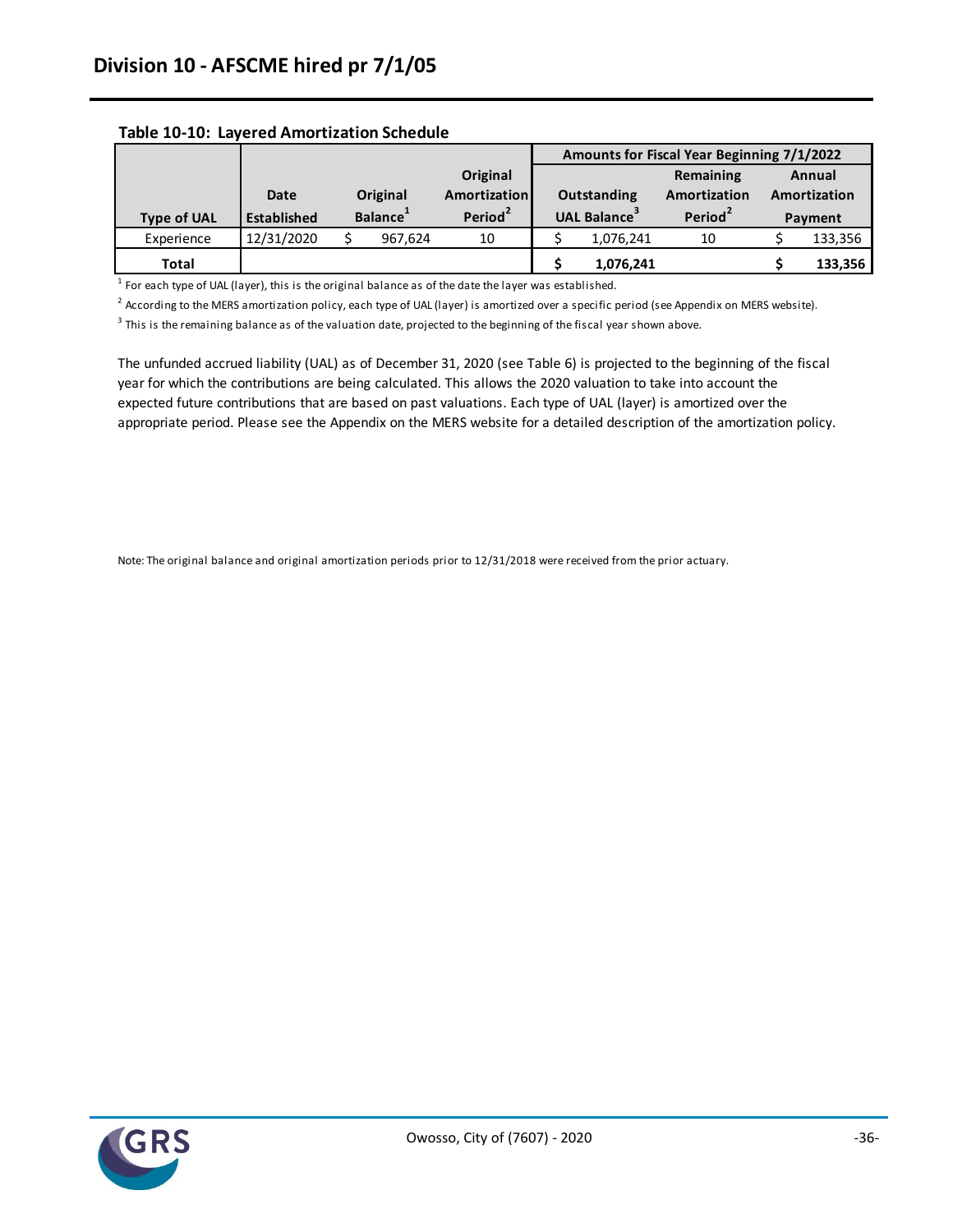# Division 10 - AFSCME hired pr 7/1/05

**Table 10-10: Layered Amortization Schedule**

| Type of UAL | Date Established | Original Balance[1] | Original Amortization Period[2] | Amounts for Fiscal Year Beginning 7/1/2022: Outstanding UAL Balance[3] | Remaining Amortization Period[2] | Annual Amortization Payment |
|---|---|---|---|---|---|---|
| Experience | 12/31/2020 | $ 967,624 | 10 | $ 1,076,241 | 10 | $ 133,356 |
| **Total** | | | | **$ 1,076,241** | | **$ 133,356** |

[1] For each type of UAL (layer), this is the original balance as of the date the layer was established.

[2] According to the MERS amortization policy, each type of UAL (layer) is amortized over a specific period (see Appendix on MERS website).

[3] This is the remaining balance as of the valuation date, projected to the beginning of the fiscal year shown above.

The unfunded accrued liability (UAL) as of December 31, 2020 (see Table 6) is projected to the beginning of the fiscal year for which the contributions are being calculated. This allows the 2020 valuation to take into account the expected future contributions that are based on past valuations. Each type of UAL (layer) is amortized over the appropriate period. Please see the Appendix on the MERS website for a detailed description of the amortization policy.

Note: The original balance and original amortization periods prior to 12/31/2018 were received from the prior actuary.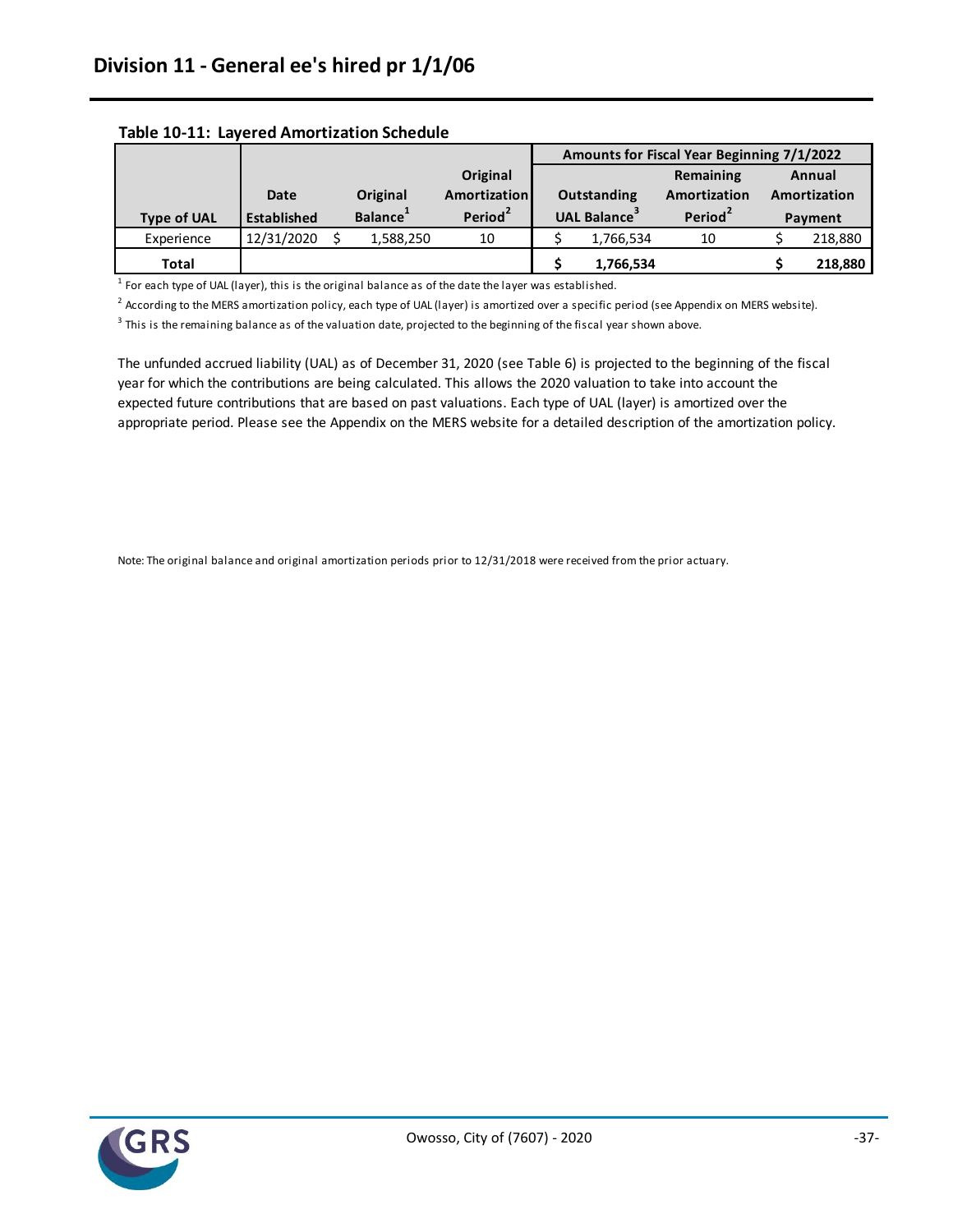# Division 11 - General ee's hired pr 1/1/06

**Table 10-11: Layered Amortization Schedule**

| | | | | Amounts for Fiscal Year Beginning 7/1/2022 | | |
|---|---|---|---|---|---|---|
| Type of UAL | Date Established | Original Balance[1] | Original Amortization Period[2] | Outstanding UAL Balance[3] | Remaining Amortization Period[2] | Annual Amortization Payment |
| Experience | 12/31/2020 | $ 1,588,250 | 10 | $ 1,766,534 | 10 | $ 218,880 |
| **Total** | | | | **$ 1,766,534** | | **$ 218,880** |

[1] For each type of UAL (layer), this is the original balance as of the date the layer was established.

[2] According to the MERS amortization policy, each type of UAL (layer) is amortized over a specific period (see Appendix on MERS website).

[3] This is the remaining balance as of the valuation date, projected to the beginning of the fiscal year shown above.

The unfunded accrued liability (UAL) as of December 31, 2020 (see Table 6) is projected to the beginning of the fiscal year for which the contributions are being calculated. This allows the 2020 valuation to take into account the expected future contributions that are based on past valuations. Each type of UAL (layer) is amortized over the appropriate period. Please see the Appendix on the MERS website for a detailed description of the amortization policy.

Note: The original balance and original amortization periods prior to 12/31/2018 were received from the prior actuary.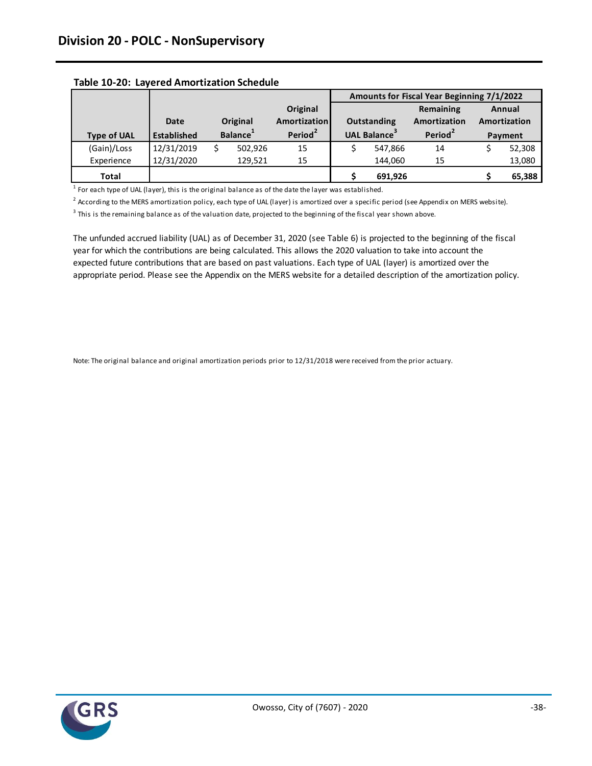## Division 20 - POLC - NonSupervisory

**Table 10-20: Layered Amortization Schedule**

| | | | | Amounts for Fiscal Year Beginning 7/1/2022 | | |
|---|---|---|---|---|---|---|
| Type of UAL | Date Established | Original Balance[1] | Original Amortization Period[2] | Outstanding UAL Balance[3] | Remaining Amortization Period[2] | Annual Amortization Payment |
| (Gain)/Loss | 12/31/2019 | $ 502,926 | 15 | $ 547,866 | 14 | $ 52,308 |
| Experience | 12/31/2020 | 129,521 | 15 | 144,060 | 15 | 13,080 |
| **Total** | | | | **$ 691,926** | | **$ 65,388** |

[1] For each type of UAL (layer), this is the original balance as of the date the layer was established.

[2] According to the MERS amortization policy, each type of UAL (layer) is amortized over a specific period (see Appendix on MERS website).

[3] This is the remaining balance as of the valuation date, projected to the beginning of the fiscal year shown above.

The unfunded accrued liability (UAL) as of December 31, 2020 (see Table 6) is projected to the beginning of the fiscal year for which the contributions are being calculated. This allows the 2020 valuation to take into account the expected future contributions that are based on past valuations. Each type of UAL (layer) is amortized over the appropriate period. Please see the Appendix on the MERS website for a detailed description of the amortization policy.

Note: The original balance and original amortization periods prior to 12/31/2018 were received from the prior actuary.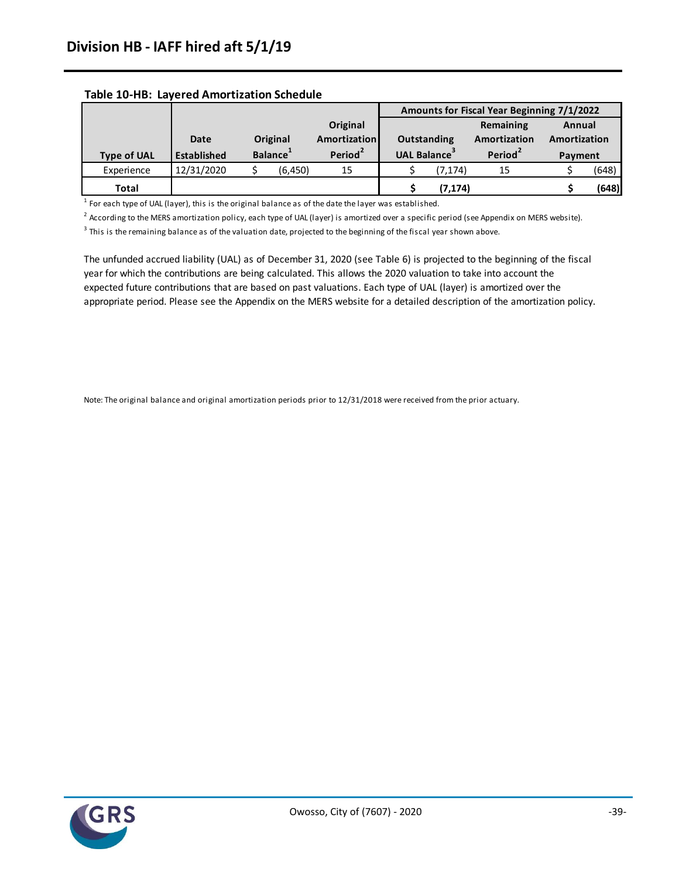## Division HB - IAFF hired aft 5/1/19

**Table 10-HB: Layered Amortization Schedule**

| | | | | Amounts for Fiscal Year Beginning 7/1/2022 | | |
|---|---|---|---|---|---|---|
| Type of UAL | Date Established | Original Balance[1] | Original Amortization Period[2] | Outstanding UAL Balance[3] | Remaining Amortization Period[2] | Annual Amortization Payment |
| Experience | 12/31/2020 | $ (6,450) | 15 | $ (7,174) | 15 | $ (648) |
| **Total** | | | | **$ (7,174)** | | **$ (648)** |

[1] For each type of UAL (layer), this is the original balance as of the date the layer was established.

[2] According to the MERS amortization policy, each type of UAL (layer) is amortized over a specific period (see Appendix on MERS website).

[3] This is the remaining balance as of the valuation date, projected to the beginning of the fiscal year shown above.

The unfunded accrued liability (UAL) as of December 31, 2020 (see Table 6) is projected to the beginning of the fiscal year for which the contributions are being calculated. This allows the 2020 valuation to take into account the expected future contributions that are based on past valuations. Each type of UAL (layer) is amortized over the appropriate period. Please see the Appendix on the MERS website for a detailed description of the amortization policy.

Note: The original balance and original amortization periods prior to 12/31/2018 were received from the prior actuary.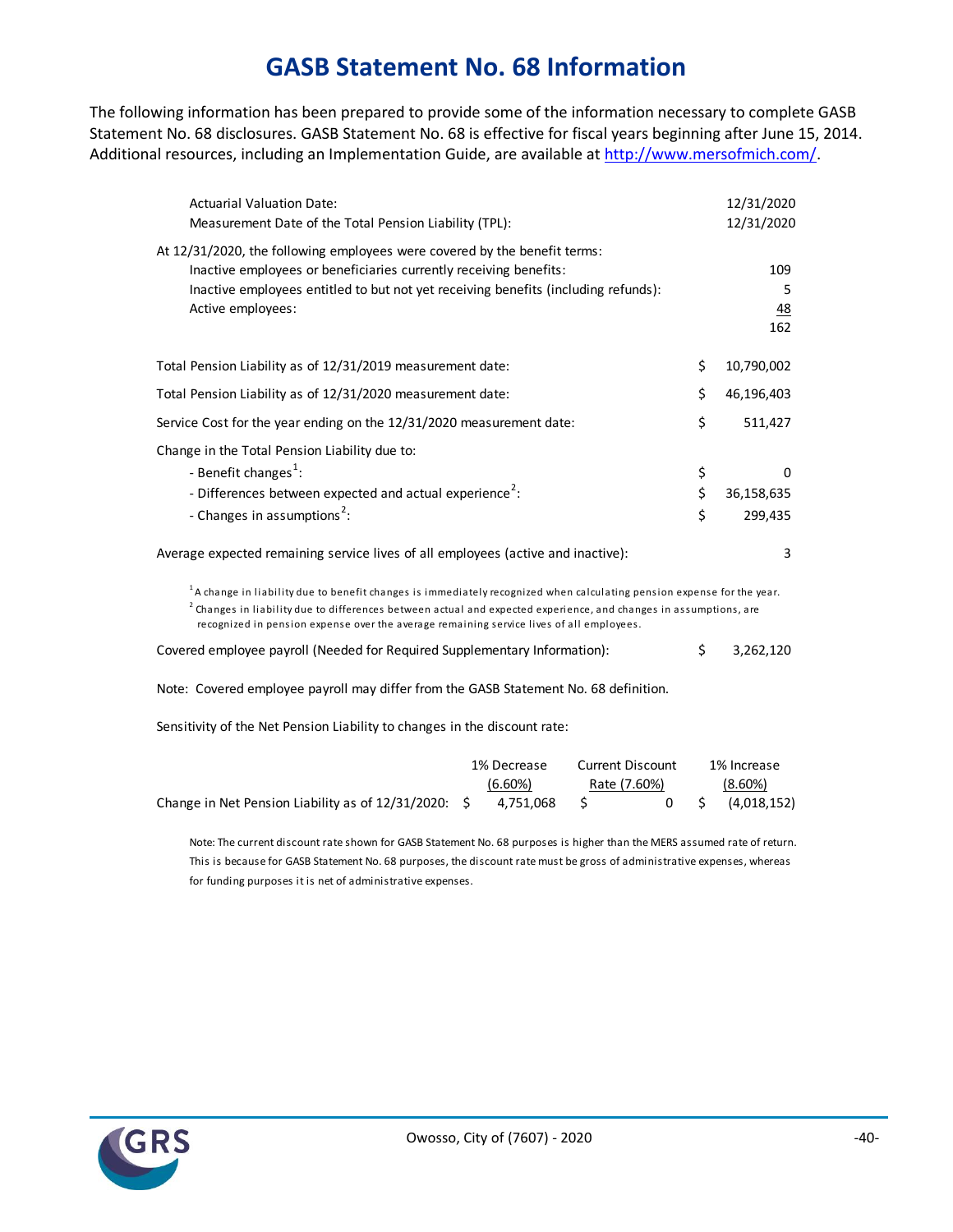# GASB Statement No. 68 Information

The following information has been prepared to provide some of the information necessary to complete GASB Statement No. 68 disclosures. GASB Statement No. 68 is effective for fiscal years beginning after June 15, 2014. Additional resources, including an Implementation Guide, are available at [http://www.mersofmich.com/](http://www.mersofmich.com/).

| | | |
|---|---|---|
| Actuarial Valuation Date: | | 12/31/2020 |
| Measurement Date of the Total Pension Liability (TPL): | | 12/31/2020 |
| At 12/31/2020, the following employees were covered by the benefit terms: | | |
| Inactive employees or beneficiaries currently receiving benefits: | | 109 |
| Inactive employees entitled to but not yet receiving benefits (including refunds): | | 5 |
| Active employees: | | 48 |
| | | 162 |
| Total Pension Liability as of 12/31/2019 measurement date: | $ | 10,790,002 |
| Total Pension Liability as of 12/31/2020 measurement date: | $ | 46,196,403 |
| Service Cost for the year ending on the 12/31/2020 measurement date: | $ | 511,427 |
| Change in the Total Pension Liability due to: | | |
| - Benefit changes[1]: | $ | 0 |
| - Differences between expected and actual experience[2]: | $ | 36,158,635 |
| - Changes in assumptions[2]: | $ | 299,435 |
| Average expected remaining service lives of all employees (active and inactive): | | 3 |

[1] A change in liability due to benefit changes is immediately recognized when calculating pension expense for the year.

[2] Changes in liability due to differences between actual and expected experience, and changes in assumptions, are recognized in pension expense over the average remaining service lives of all employees.

Covered employee payroll (Needed for Required Supplementary Information): $ 3,262,120

Note: Covered employee payroll may differ from the GASB Statement No. 68 definition.

Sensitivity of the Net Pension Liability to changes in the discount rate:

| | 1% Decrease (6.60%) | Current Discount Rate (7.60%) | 1% Increase (8.60%) |
|---|---|---|---|
| Change in Net Pension Liability as of 12/31/2020: | $ 4,751,068 | $ 0 | $ (4,018,152) |

Note: The current discount rate shown for GASB Statement No. 68 purposes is higher than the MERS assumed rate of return. This is because for GASB Statement No. 68 purposes, the discount rate must be gross of administrative expenses, whereas for funding purposes it is net of administrative expenses.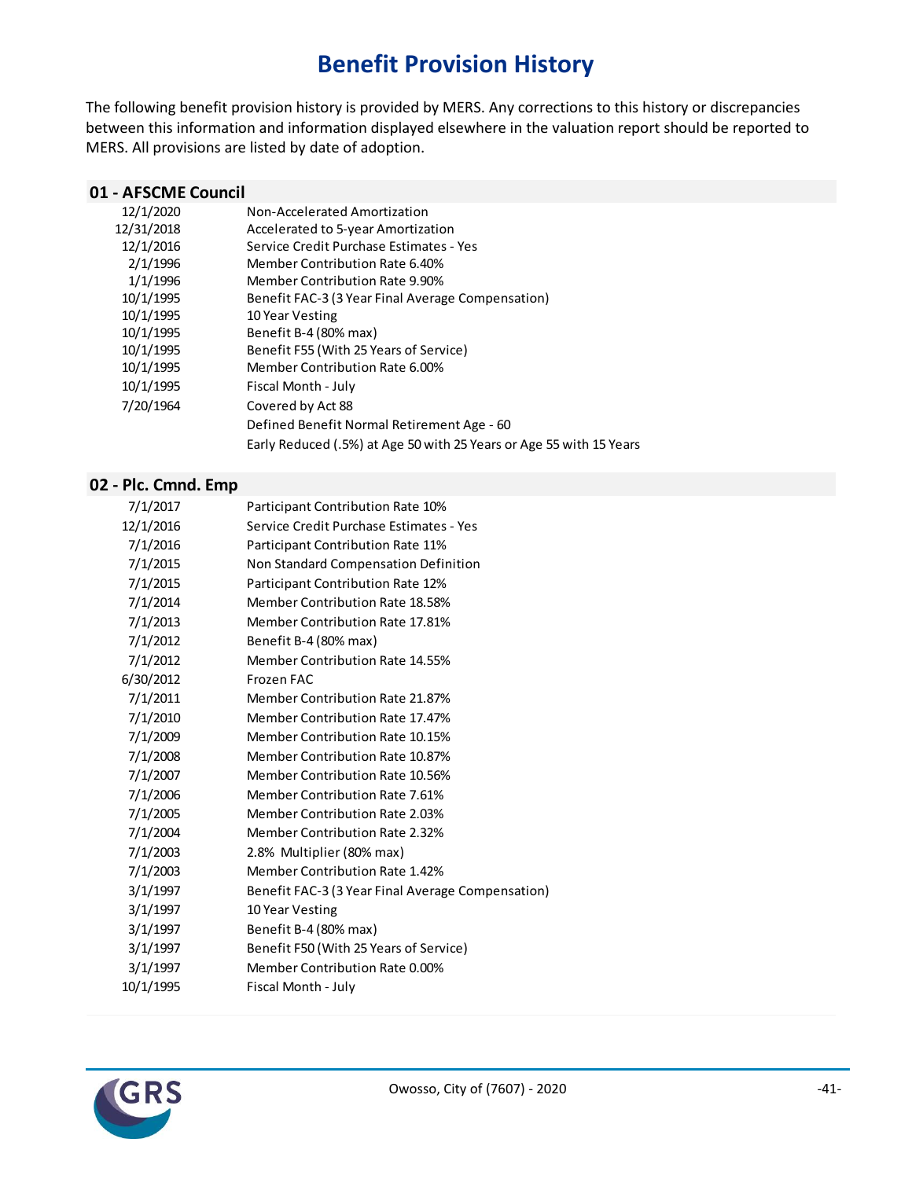# Benefit Provision History

The following benefit provision history is provided by MERS. Any corrections to this history or discrepancies between this information and information displayed elsewhere in the valuation report should be reported to MERS. All provisions are listed by date of adoption.

## 01 - AFSCME Council

| Date | Provision |
|---|---|
| 12/1/2020 | Non-Accelerated Amortization |
| 12/31/2018 | Accelerated to 5-year Amortization |
| 12/1/2016 | Service Credit Purchase Estimates - Yes |
| 2/1/1996 | Member Contribution Rate 6.40% |
| 1/1/1996 | Member Contribution Rate 9.90% |
| 10/1/1995 | Benefit FAC-3 (3 Year Final Average Compensation) |
| 10/1/1995 | 10 Year Vesting |
| 10/1/1995 | Benefit B-4 (80% max) |
| 10/1/1995 | Benefit F55 (With 25 Years of Service) |
| 10/1/1995 | Member Contribution Rate 6.00% |
| 10/1/1995 | Fiscal Month - July |
| 7/20/1964 | Covered by Act 88 |
| | Defined Benefit Normal Retirement Age - 60 |
| | Early Reduced (.5%) at Age 50 with 25 Years or Age 55 with 15 Years |

## 02 - Plc. Cmnd. Emp

| Date | Provision |
|---|---|
| 7/1/2017 | Participant Contribution Rate 10% |
| 12/1/2016 | Service Credit Purchase Estimates - Yes |
| 7/1/2016 | Participant Contribution Rate 11% |
| 7/1/2015 | Non Standard Compensation Definition |
| 7/1/2015 | Participant Contribution Rate 12% |
| 7/1/2014 | Member Contribution Rate 18.58% |
| 7/1/2013 | Member Contribution Rate 17.81% |
| 7/1/2012 | Benefit B-4 (80% max) |
| 7/1/2012 | Member Contribution Rate 14.55% |
| 6/30/2012 | Frozen FAC |
| 7/1/2011 | Member Contribution Rate 21.87% |
| 7/1/2010 | Member Contribution Rate 17.47% |
| 7/1/2009 | Member Contribution Rate 10.15% |
| 7/1/2008 | Member Contribution Rate 10.87% |
| 7/1/2007 | Member Contribution Rate 10.56% |
| 7/1/2006 | Member Contribution Rate 7.61% |
| 7/1/2005 | Member Contribution Rate 2.03% |
| 7/1/2004 | Member Contribution Rate 2.32% |
| 7/1/2003 | 2.8% Multiplier (80% max) |
| 7/1/2003 | Member Contribution Rate 1.42% |
| 3/1/1997 | Benefit FAC-3 (3 Year Final Average Compensation) |
| 3/1/1997 | 10 Year Vesting |
| 3/1/1997 | Benefit B-4 (80% max) |
| 3/1/1997 | Benefit F50 (With 25 Years of Service) |
| 3/1/1997 | Member Contribution Rate 0.00% |
| 10/1/1995 | Fiscal Month - July |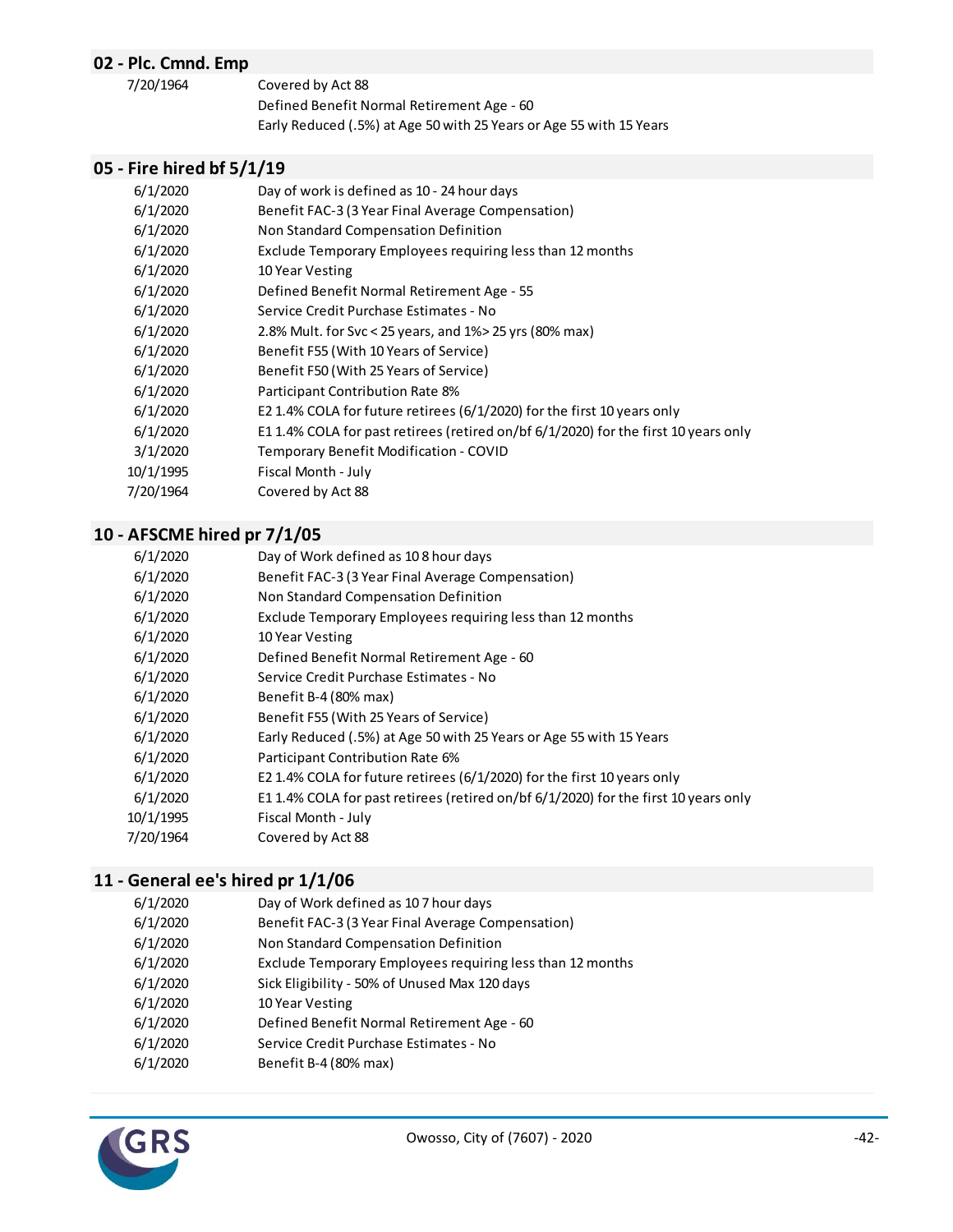## 02 - Plc. Cmnd. Emp

| | |
|---|---|
| 7/20/1964 | Covered by Act 88 |
| | Defined Benefit Normal Retirement Age - 60 |
| | Early Reduced (.5%) at Age 50 with 25 Years or Age 55 with 15 Years |

## 05 - Fire hired bf 5/1/19

| | |
|---|---|
| 6/1/2020 | Day of work is defined as 10 - 24 hour days |
| 6/1/2020 | Benefit FAC-3 (3 Year Final Average Compensation) |
| 6/1/2020 | Non Standard Compensation Definition |
| 6/1/2020 | Exclude Temporary Employees requiring less than 12 months |
| 6/1/2020 | 10 Year Vesting |
| 6/1/2020 | Defined Benefit Normal Retirement Age - 55 |
| 6/1/2020 | Service Credit Purchase Estimates - No |
| 6/1/2020 | 2.8% Mult. for Svc < 25 years, and 1%> 25 yrs (80% max) |
| 6/1/2020 | Benefit F55 (With 10 Years of Service) |
| 6/1/2020 | Benefit F50 (With 25 Years of Service) |
| 6/1/2020 | Participant Contribution Rate 8% |
| 6/1/2020 | E2 1.4% COLA for future retirees (6/1/2020) for the first 10 years only |
| 6/1/2020 | E1 1.4% COLA for past retirees (retired on/bf 6/1/2020) for the first 10 years only |
| 3/1/2020 | Temporary Benefit Modification - COVID |
| 10/1/1995 | Fiscal Month - July |
| 7/20/1964 | Covered by Act 88 |

## 10 - AFSCME hired pr 7/1/05

| | |
|---|---|
| 6/1/2020 | Day of Work defined as 10 8 hour days |
| 6/1/2020 | Benefit FAC-3 (3 Year Final Average Compensation) |
| 6/1/2020 | Non Standard Compensation Definition |
| 6/1/2020 | Exclude Temporary Employees requiring less than 12 months |
| 6/1/2020 | 10 Year Vesting |
| 6/1/2020 | Defined Benefit Normal Retirement Age - 60 |
| 6/1/2020 | Service Credit Purchase Estimates - No |
| 6/1/2020 | Benefit B-4 (80% max) |
| 6/1/2020 | Benefit F55 (With 25 Years of Service) |
| 6/1/2020 | Early Reduced (.5%) at Age 50 with 25 Years or Age 55 with 15 Years |
| 6/1/2020 | Participant Contribution Rate 6% |
| 6/1/2020 | E2 1.4% COLA for future retirees (6/1/2020) for the first 10 years only |
| 6/1/2020 | E1 1.4% COLA for past retirees (retired on/bf 6/1/2020) for the first 10 years only |
| 10/1/1995 | Fiscal Month - July |
| 7/20/1964 | Covered by Act 88 |

## 11 - General ee's hired pr 1/1/06

| | |
|---|---|
| 6/1/2020 | Day of Work defined as 10 7 hour days |
| 6/1/2020 | Benefit FAC-3 (3 Year Final Average Compensation) |
| 6/1/2020 | Non Standard Compensation Definition |
| 6/1/2020 | Exclude Temporary Employees requiring less than 12 months |
| 6/1/2020 | Sick Eligibility - 50% of Unused Max 120 days |
| 6/1/2020 | 10 Year Vesting |
| 6/1/2020 | Defined Benefit Normal Retirement Age - 60 |
| 6/1/2020 | Service Credit Purchase Estimates - No |
| 6/1/2020 | Benefit B-4 (80% max) |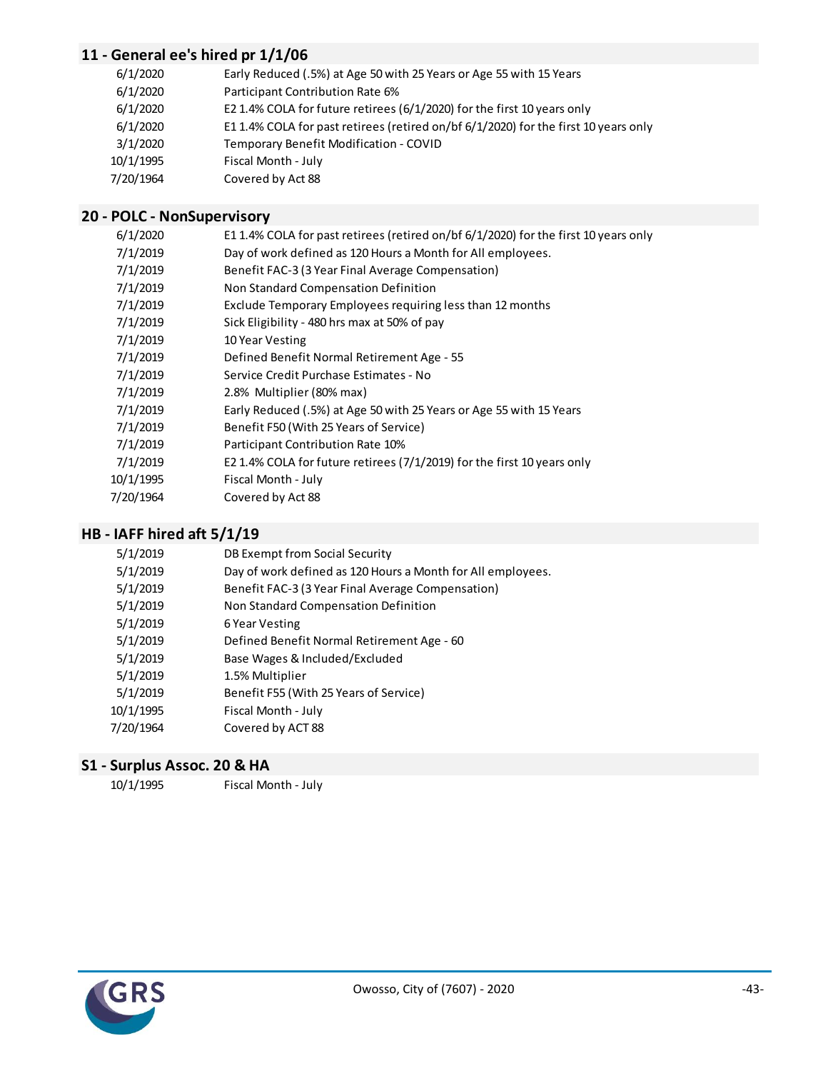## 11 - General ee's hired pr 1/1/06

| | |
|---|---|
| 6/1/2020 | Early Reduced (.5%) at Age 50 with 25 Years or Age 55 with 15 Years |
| 6/1/2020 | Participant Contribution Rate 6% |
| 6/1/2020 | E2 1.4% COLA for future retirees (6/1/2020) for the first 10 years only |
| 6/1/2020 | E1 1.4% COLA for past retirees (retired on/bf 6/1/2020) for the first 10 years only |
| 3/1/2020 | Temporary Benefit Modification - COVID |
| 10/1/1995 | Fiscal Month - July |
| 7/20/1964 | Covered by Act 88 |

## 20 - POLC - NonSupervisory

| | |
|---|---|
| 6/1/2020 | E1 1.4% COLA for past retirees (retired on/bf 6/1/2020) for the first 10 years only |
| 7/1/2019 | Day of work defined as 120 Hours a Month for All employees. |
| 7/1/2019 | Benefit FAC-3 (3 Year Final Average Compensation) |
| 7/1/2019 | Non Standard Compensation Definition |
| 7/1/2019 | Exclude Temporary Employees requiring less than 12 months |
| 7/1/2019 | Sick Eligibility - 480 hrs max at 50% of pay |
| 7/1/2019 | 10 Year Vesting |
| 7/1/2019 | Defined Benefit Normal Retirement Age - 55 |
| 7/1/2019 | Service Credit Purchase Estimates - No |
| 7/1/2019 | 2.8% Multiplier (80% max) |
| 7/1/2019 | Early Reduced (.5%) at Age 50 with 25 Years or Age 55 with 15 Years |
| 7/1/2019 | Benefit F50 (With 25 Years of Service) |
| 7/1/2019 | Participant Contribution Rate 10% |
| 7/1/2019 | E2 1.4% COLA for future retirees (7/1/2019) for the first 10 years only |
| 10/1/1995 | Fiscal Month - July |
| 7/20/1964 | Covered by Act 88 |

## HB - IAFF hired aft 5/1/19

| | |
|---|---|
| 5/1/2019 | DB Exempt from Social Security |
| 5/1/2019 | Day of work defined as 120 Hours a Month for All employees. |
| 5/1/2019 | Benefit FAC-3 (3 Year Final Average Compensation) |
| 5/1/2019 | Non Standard Compensation Definition |
| 5/1/2019 | 6 Year Vesting |
| 5/1/2019 | Defined Benefit Normal Retirement Age - 60 |
| 5/1/2019 | Base Wages & Included/Excluded |
| 5/1/2019 | 1.5% Multiplier |
| 5/1/2019 | Benefit F55 (With 25 Years of Service) |
| 10/1/1995 | Fiscal Month - July |
| 7/20/1964 | Covered by ACT 88 |

## S1 - Surplus Assoc. 20 & HA

| | |
|---|---|
| 10/1/1995 | Fiscal Month - July |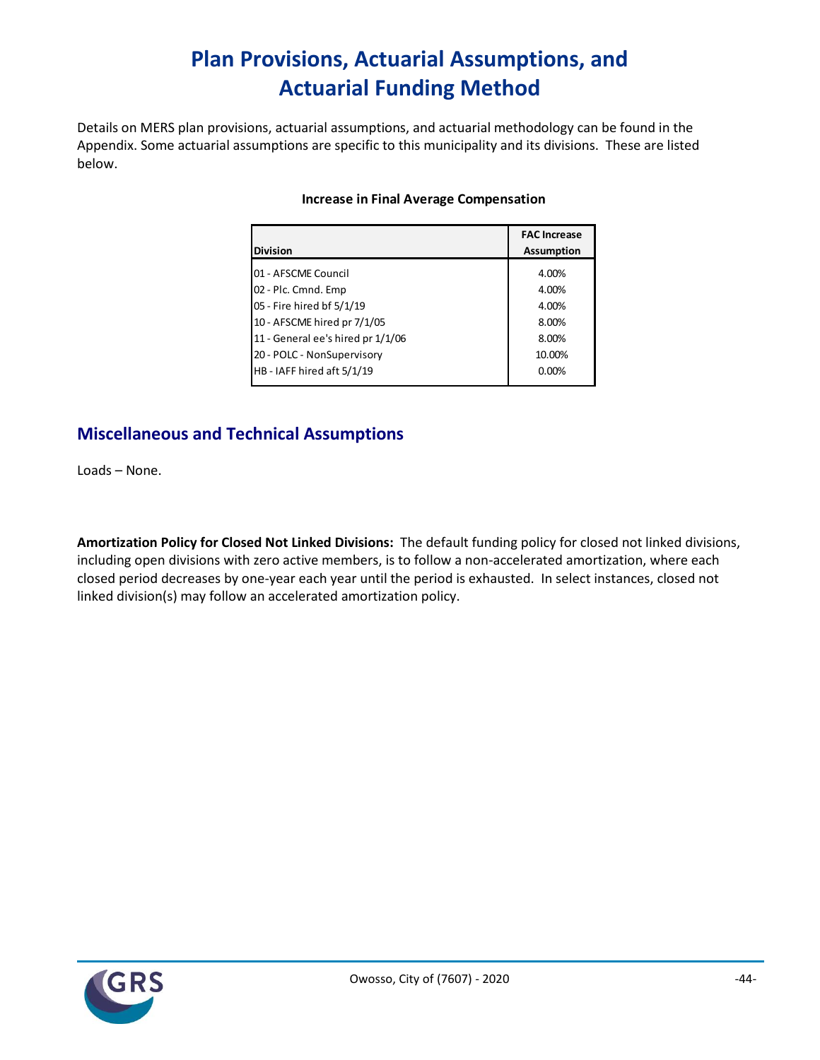# Plan Provisions, Actuarial Assumptions, and Actuarial Funding Method

Details on MERS plan provisions, actuarial assumptions, and actuarial methodology can be found in the Appendix. Some actuarial assumptions are specific to this municipality and its divisions. These are listed below.

**Increase in Final Average Compensation**

| Division | FAC Increase Assumption |
|---|---|
| 01 - AFSCME Council | 4.00% |
| 02 - Plc. Cmnd. Emp | 4.00% |
| 05 - Fire hired bf 5/1/19 | 4.00% |
| 10 - AFSCME hired pr 7/1/05 | 8.00% |
| 11 - General ee's hired pr 1/1/06 | 8.00% |
| 20 - POLC - NonSupervisory | 10.00% |
| HB - IAFF hired aft 5/1/19 | 0.00% |

## Miscellaneous and Technical Assumptions

Loads – None.

**Amortization Policy for Closed Not Linked Divisions:** The default funding policy for closed not linked divisions, including open divisions with zero active members, is to follow a non-accelerated amortization, where each closed period decreases by one-year each year until the period is exhausted. In select instances, closed not linked division(s) may follow an accelerated amortization policy.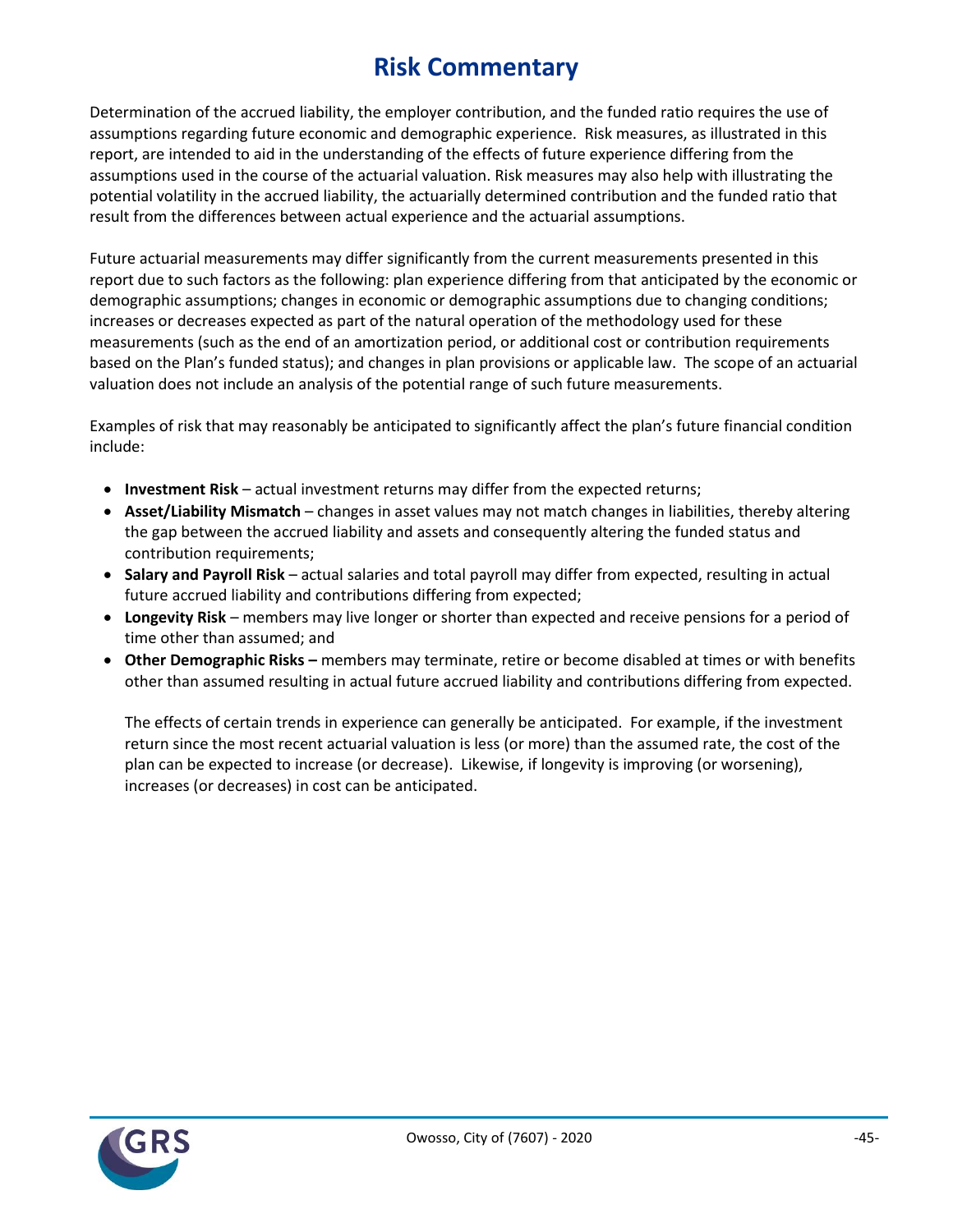# Risk Commentary

Determination of the accrued liability, the employer contribution, and the funded ratio requires the use of assumptions regarding future economic and demographic experience. Risk measures, as illustrated in this report, are intended to aid in the understanding of the effects of future experience differing from the assumptions used in the course of the actuarial valuation. Risk measures may also help with illustrating the potential volatility in the accrued liability, the actuarially determined contribution and the funded ratio that result from the differences between actual experience and the actuarial assumptions.

Future actuarial measurements may differ significantly from the current measurements presented in this report due to such factors as the following: plan experience differing from that anticipated by the economic or demographic assumptions; changes in economic or demographic assumptions due to changing conditions; increases or decreases expected as part of the natural operation of the methodology used for these measurements (such as the end of an amortization period, or additional cost or contribution requirements based on the Plan's funded status); and changes in plan provisions or applicable law. The scope of an actuarial valuation does not include an analysis of the potential range of such future measurements.

Examples of risk that may reasonably be anticipated to significantly affect the plan's future financial condition include:

- **Investment Risk** – actual investment returns may differ from the expected returns;
- **Asset/Liability Mismatch** – changes in asset values may not match changes in liabilities, thereby altering the gap between the accrued liability and assets and consequently altering the funded status and contribution requirements;
- **Salary and Payroll Risk** – actual salaries and total payroll may differ from expected, resulting in actual future accrued liability and contributions differing from expected;
- **Longevity Risk** – members may live longer or shorter than expected and receive pensions for a period of time other than assumed; and
- **Other Demographic Risks –** members may terminate, retire or become disabled at times or with benefits other than assumed resulting in actual future accrued liability and contributions differing from expected.

  The effects of certain trends in experience can generally be anticipated. For example, if the investment return since the most recent actuarial valuation is less (or more) than the assumed rate, the cost of the plan can be expected to increase (or decrease). Likewise, if longevity is improving (or worsening), increases (or decreases) in cost can be anticipated.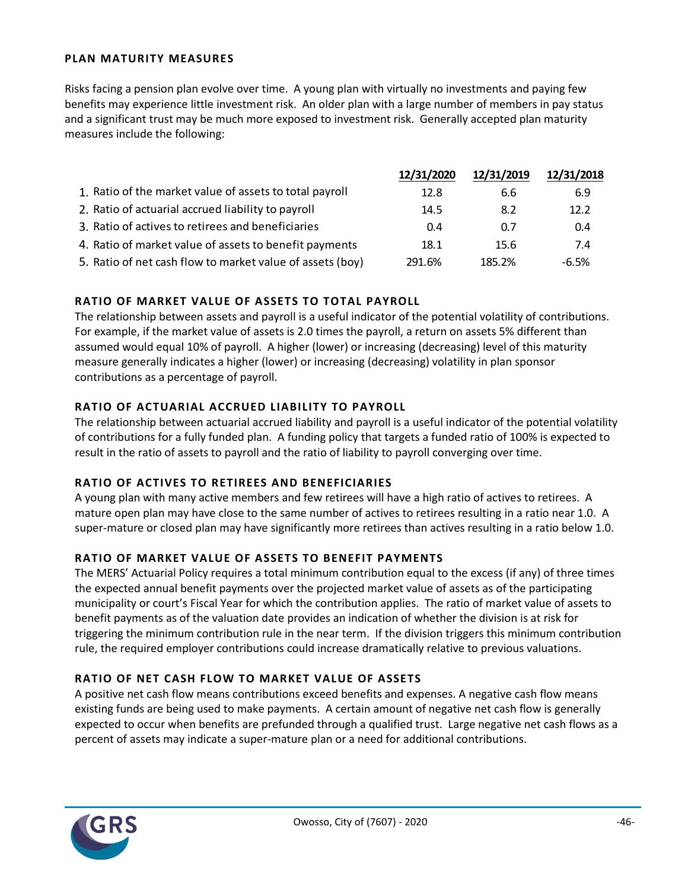## PLAN MATURITY MEASURES

Risks facing a pension plan evolve over time. A young plan with virtually no investments and paying few benefits may experience little investment risk. An older plan with a large number of members in pay status and a significant trust may be much more exposed to investment risk. Generally accepted plan maturity measures include the following:

| | 12/31/2020 | 12/31/2019 | 12/31/2018 |
|---|---|---|---|
| 1. Ratio of the market value of assets to total payroll | 12.8 | 6.6 | 6.9 |
| 2. Ratio of actuarial accrued liability to payroll | 14.5 | 8.2 | 12.2 |
| 3. Ratio of actives to retirees and beneficiaries | 0.4 | 0.7 | 0.4 |
| 4. Ratio of market value of assets to benefit payments | 18.1 | 15.6 | 7.4 |
| 5. Ratio of net cash flow to market value of assets (boy) | 291.6% | 185.2% | -6.5% |

### RATIO OF MARKET VALUE OF ASSETS TO TOTAL PAYROLL

The relationship between assets and payroll is a useful indicator of the potential volatility of contributions. For example, if the market value of assets is 2.0 times the payroll, a return on assets 5% different than assumed would equal 10% of payroll. A higher (lower) or increasing (decreasing) level of this maturity measure generally indicates a higher (lower) or increasing (decreasing) volatility in plan sponsor contributions as a percentage of payroll.

### RATIO OF ACTUARIAL ACCRUED LIABILITY TO PAYROLL

The relationship between actuarial accrued liability and payroll is a useful indicator of the potential volatility of contributions for a fully funded plan. A funding policy that targets a funded ratio of 100% is expected to result in the ratio of assets to payroll and the ratio of liability to payroll converging over time.

### RATIO OF ACTIVES TO RETIREES AND BENEFICIARIES

A young plan with many active members and few retirees will have a high ratio of actives to retirees. A mature open plan may have close to the same number of actives to retirees resulting in a ratio near 1.0. A super-mature or closed plan may have significantly more retirees than actives resulting in a ratio below 1.0.

### RATIO OF MARKET VALUE OF ASSETS TO BENEFIT PAYMENTS

The MERS' Actuarial Policy requires a total minimum contribution equal to the excess (if any) of three times the expected annual benefit payments over the projected market value of assets as of the participating municipality or court's Fiscal Year for which the contribution applies. The ratio of market value of assets to benefit payments as of the valuation date provides an indication of whether the division is at risk for triggering the minimum contribution rule in the near term. If the division triggers this minimum contribution rule, the required employer contributions could increase dramatically relative to previous valuations.

### RATIO OF NET CASH FLOW TO MARKET VALUE OF ASSETS

A positive net cash flow means contributions exceed benefits and expenses. A negative cash flow means existing funds are being used to make payments. A certain amount of negative net cash flow is generally expected to occur when benefits are prefunded through a qualified trust. Large negative net cash flows as a percent of assets may indicate a super-mature plan or a need for additional contributions.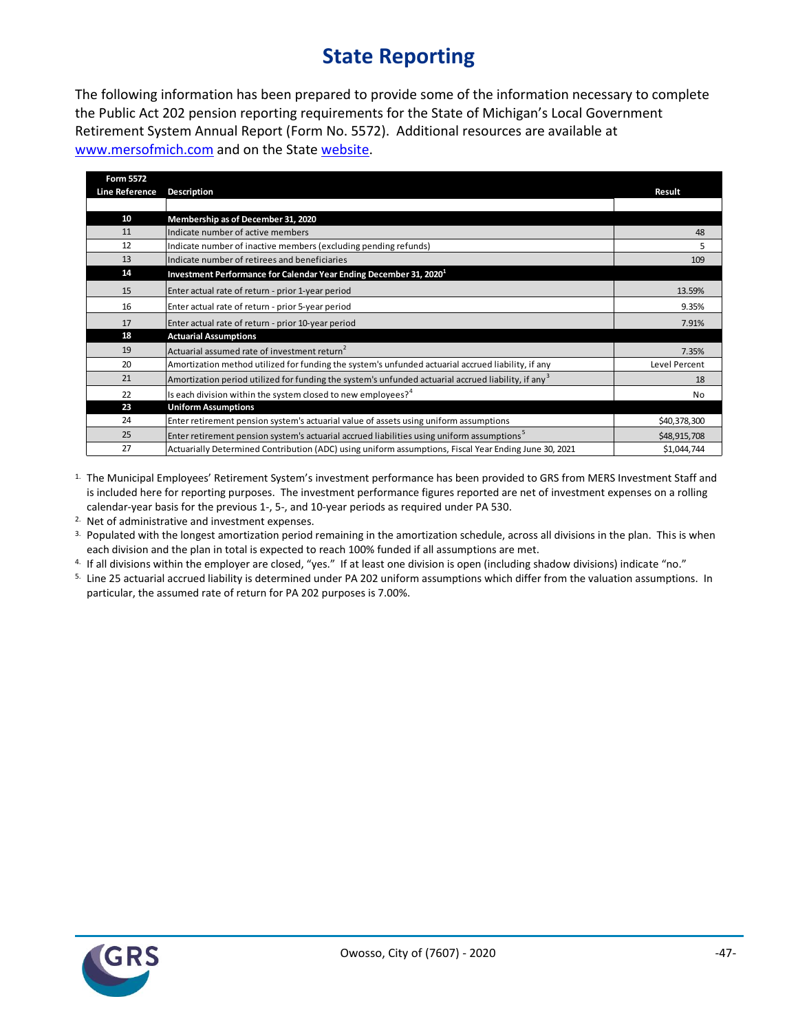# State Reporting

The following information has been prepared to provide some of the information necessary to complete the Public Act 202 pension reporting requirements for the State of Michigan's Local Government Retirement System Annual Report (Form No. 5572). Additional resources are available at www.mersofmich.com and on the State website.

| Form 5572 Line Reference | Description | Result |
|---|---|---|
| | | |
| **10** | **Membership as of December 31, 2020** | |
| 11 | Indicate number of active members | 48 |
| 12 | Indicate number of inactive members (excluding pending refunds) | 5 |
| 13 | Indicate number of retirees and beneficiaries | 109 |
| **14** | **Investment Performance for Calendar Year Ending December 31, 2020[1]** | |
| 15 | Enter actual rate of return - prior 1-year period | 13.59% |
| 16 | Enter actual rate of return - prior 5-year period | 9.35% |
| 17 | Enter actual rate of return - prior 10-year period | 7.91% |
| **18** | **Actuarial Assumptions** | |
| 19 | Actuarial assumed rate of investment return[2] | 7.35% |
| 20 | Amortization method utilized for funding the system's unfunded actuarial accrued liability, if any | Level Percent |
| 21 | Amortization period utilized for funding the system's unfunded actuarial accrued liability, if any[3] | 18 |
| 22 | Is each division within the system closed to new employees?[4] | No |
| **23** | **Uniform Assumptions** | |
| 24 | Enter retirement pension system's actuarial value of assets using uniform assumptions | $40,378,300 |
| 25 | Enter retirement pension system's actuarial accrued liabilities using uniform assumptions[5] | $48,915,708 |
| 27 | Actuarially Determined Contribution (ADC) using uniform assumptions, Fiscal Year Ending June 30, 2021 | $1,044,744 |

1. The Municipal Employees' Retirement System's investment performance has been provided to GRS from MERS Investment Staff and is included here for reporting purposes. The investment performance figures reported are net of investment expenses on a rolling calendar-year basis for the previous 1-, 5-, and 10-year periods as required under PA 530.
2. Net of administrative and investment expenses.
3. Populated with the longest amortization period remaining in the amortization schedule, across all divisions in the plan. This is when each division and the plan in total is expected to reach 100% funded if all assumptions are met.
4. If all divisions within the employer are closed, "yes." If at least one division is open (including shadow divisions) indicate "no."
5. Line 25 actuarial accrued liability is determined under PA 202 uniform assumptions which differ from the valuation assumptions. In particular, the assumed rate of return for PA 202 purposes is 7.00%.